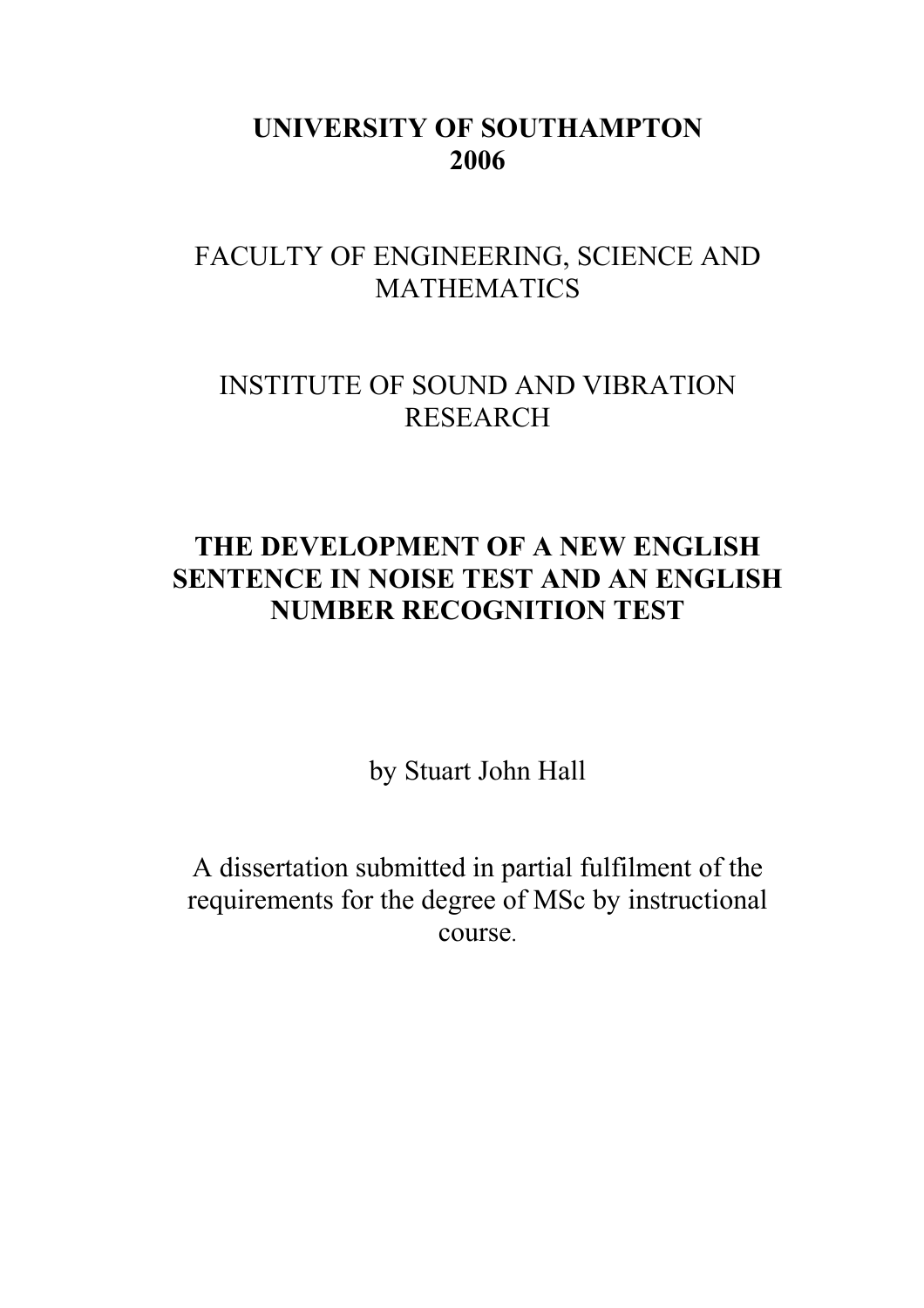**UNIVERSITY OF SOUTHAMPTON**
**2006**

FACULTY OF ENGINEERING, SCIENCE AND MATHEMATICS

INSTITUTE OF SOUND AND VIBRATION RESEARCH

# THE DEVELOPMENT OF A NEW ENGLISH SENTENCE IN NOISE TEST AND AN ENGLISH NUMBER RECOGNITION TEST

by Stuart John Hall

A dissertation submitted in partial fulfilment of the requirements for the degree of MSc by instructional course.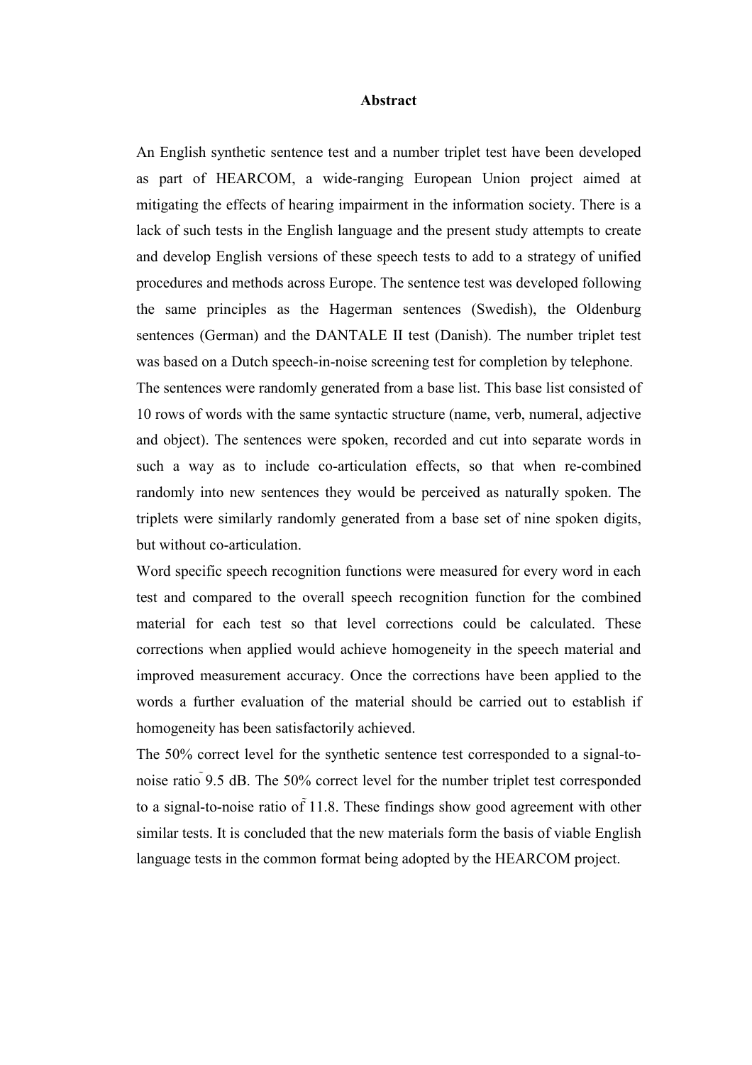# Abstract

An English synthetic sentence test and a number triplet test have been developed as part of HEARCOM, a wide-ranging European Union project aimed at mitigating the effects of hearing impairment in the information society. There is a lack of such tests in the English language and the present study attempts to create and develop English versions of these speech tests to add to a strategy of unified procedures and methods across Europe. The sentence test was developed following the same principles as the Hagerman sentences (Swedish), the Oldenburg sentences (German) and the DANTALE II test (Danish). The number triplet test was based on a Dutch speech-in-noise screening test for completion by telephone.

The sentences were randomly generated from a base list. This base list consisted of 10 rows of words with the same syntactic structure (name, verb, numeral, adjective and object). The sentences were spoken, recorded and cut into separate words in such a way as to include co-articulation effects, so that when re-combined randomly into new sentences they would be perceived as naturally spoken. The triplets were similarly randomly generated from a base set of nine spoken digits, but without co-articulation.

Word specific speech recognition functions were measured for every word in each test and compared to the overall speech recognition function for the combined material for each test so that level corrections could be calculated. These corrections when applied would achieve homogeneity in the speech material and improved measurement accuracy. Once the corrections have been applied to the words a further evaluation of the material should be carried out to establish if homogeneity has been satisfactorily achieved.

The 50% correct level for the synthetic sentence test corresponded to a signal-to-noise ratio ˜ 9.5 dB. The 50% correct level for the number triplet test corresponded to a signal-to-noise ratio of ˜ 11.8. These findings show good agreement with other similar tests. It is concluded that the new materials form the basis of viable English language tests in the common format being adopted by the HEARCOM project.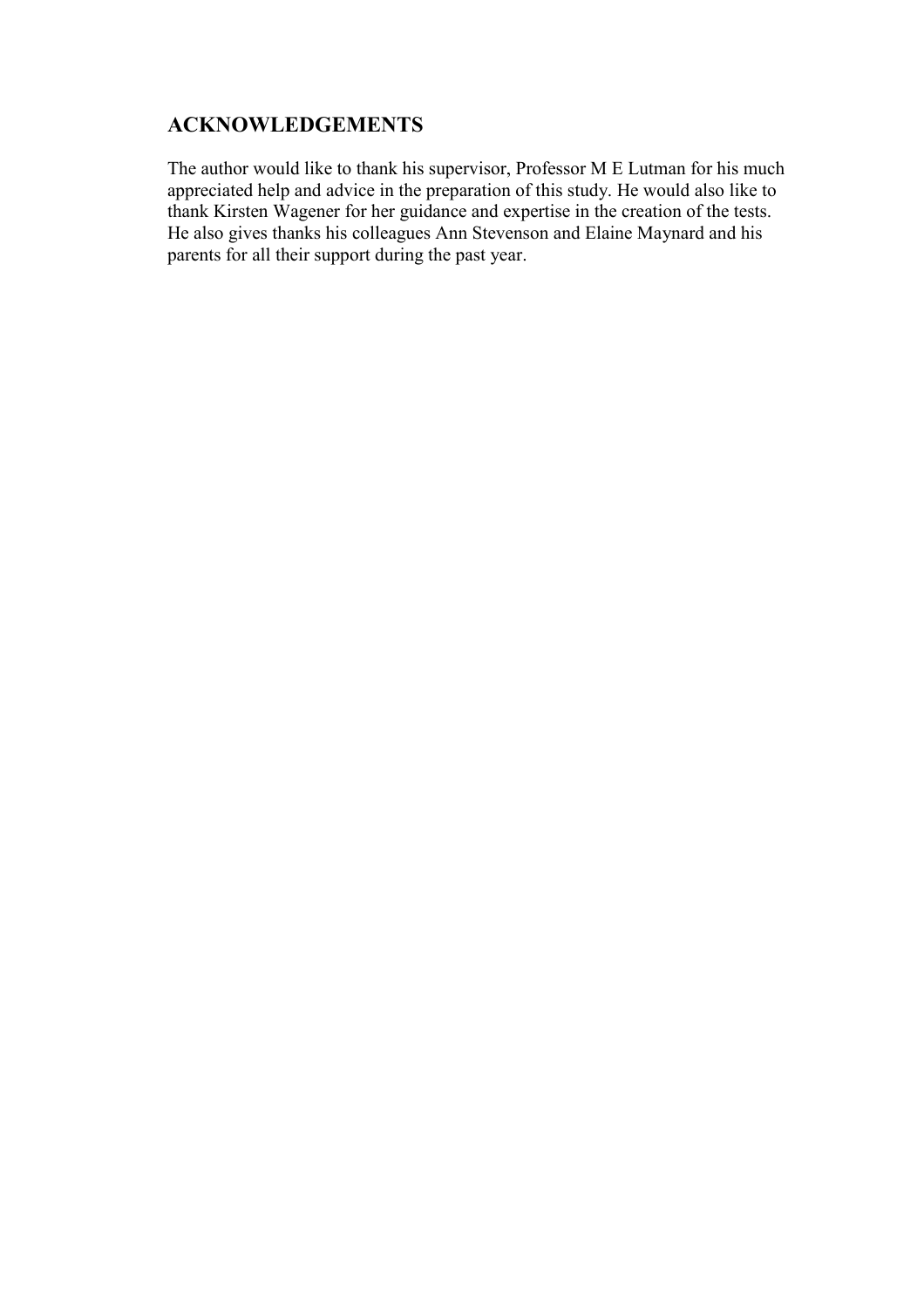## ACKNOWLEDGEMENTS

The author would like to thank his supervisor, Professor M E Lutman for his much appreciated help and advice in the preparation of this study. He would also like to thank Kirsten Wagener for her guidance and expertise in the creation of the tests. He also gives thanks his colleagues Ann Stevenson and Elaine Maynard and his parents for all their support during the past year.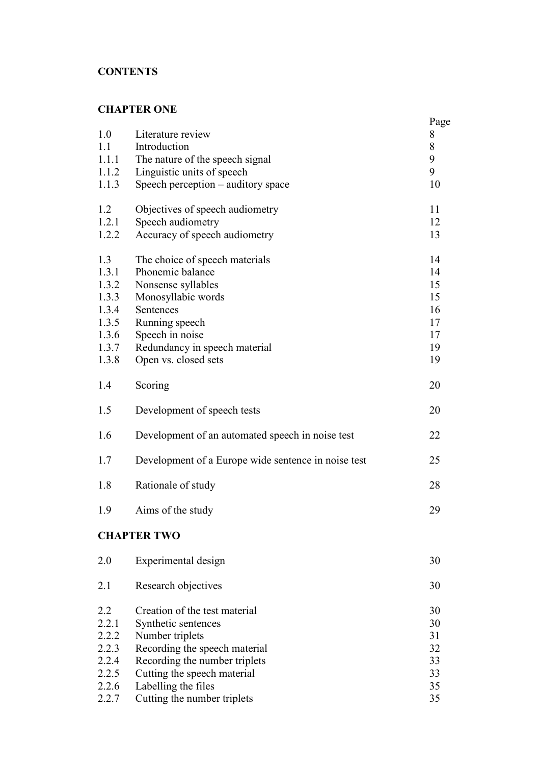**CONTENTS**

**CHAPTER ONE**

| | | Page |
|---|---|---|
| 1.0 | Literature review | 8 |
| 1.1 | Introduction | 8 |
| 1.1.1 | The nature of the speech signal | 9 |
| 1.1.2 | Linguistic units of speech | 9 |
| 1.1.3 | Speech perception – auditory space | 10 |
| 1.2 | Objectives of speech audiometry | 11 |
| 1.2.1 | Speech audiometry | 12 |
| 1.2.2 | Accuracy of speech audiometry | 13 |
| 1.3 | The choice of speech materials | 14 |
| 1.3.1 | Phonemic balance | 14 |
| 1.3.2 | Nonsense syllables | 15 |
| 1.3.3 | Monosyllabic words | 15 |
| 1.3.4 | Sentences | 16 |
| 1.3.5 | Running speech | 17 |
| 1.3.6 | Speech in noise | 17 |
| 1.3.7 | Redundancy in speech material | 19 |
| 1.3.8 | Open vs. closed sets | 19 |
| 1.4 | Scoring | 20 |
| 1.5 | Development of speech tests | 20 |
| 1.6 | Development of an automated speech in noise test | 22 |
| 1.7 | Development of a Europe wide sentence in noise test | 25 |
| 1.8 | Rationale of study | 28 |
| 1.9 | Aims of the study | 29 |

**CHAPTER TWO**

| | | |
|---|---|---|
| 2.0 | Experimental design | 30 |
| 2.1 | Research objectives | 30 |
| 2.2 | Creation of the test material | 30 |
| 2.2.1 | Synthetic sentences | 30 |
| 2.2.2 | Number triplets | 31 |
| 2.2.3 | Recording the speech material | 32 |
| 2.2.4 | Recording the number triplets | 33 |
| 2.2.5 | Cutting the speech material | 33 |
| 2.2.6 | Labelling the files | 35 |
| 2.2.7 | Cutting the number triplets | 35 |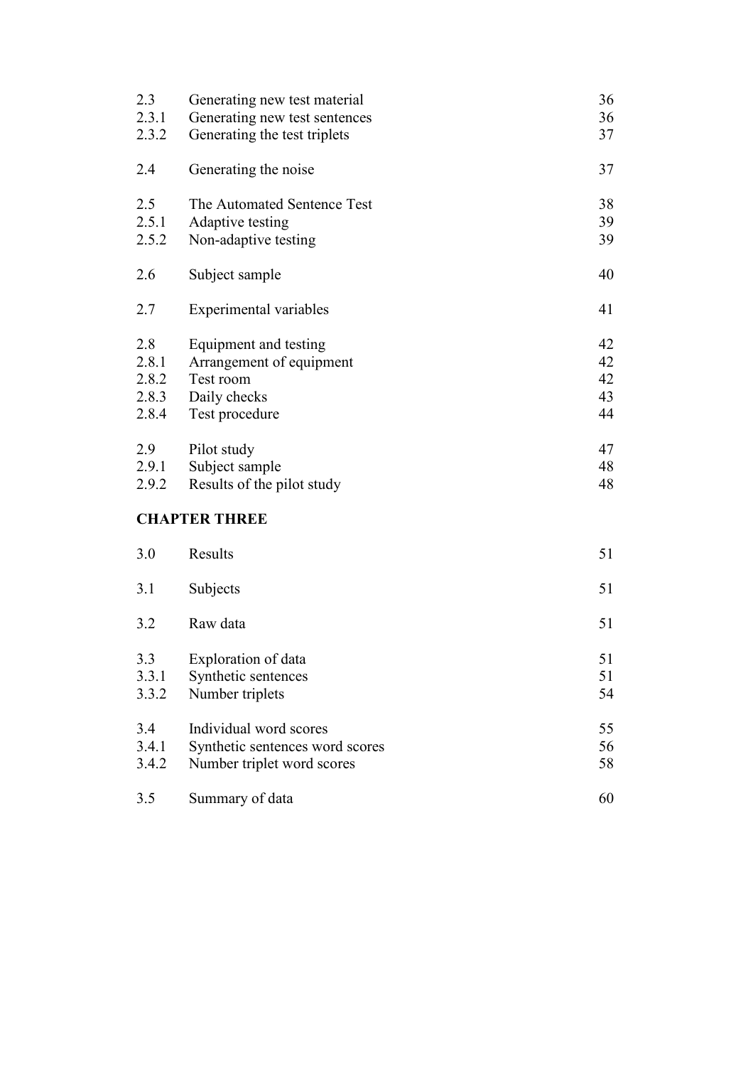| | | |
|---|---|---|
| 2.3 | Generating new test material | 36 |
| 2.3.1 | Generating new test sentences | 36 |
| 2.3.2 | Generating the test triplets | 37 |
| | | |
| 2.4 | Generating the noise | 37 |
| | | |
| 2.5 | The Automated Sentence Test | 38 |
| 2.5.1 | Adaptive testing | 39 |
| 2.5.2 | Non-adaptive testing | 39 |
| | | |
| 2.6 | Subject sample | 40 |
| | | |
| 2.7 | Experimental variables | 41 |
| | | |
| 2.8 | Equipment and testing | 42 |
| 2.8.1 | Arrangement of equipment | 42 |
| 2.8.2 | Test room | 42 |
| 2.8.3 | Daily checks | 43 |
| 2.8.4 | Test procedure | 44 |
| | | |
| 2.9 | Pilot study | 47 |
| 2.9.1 | Subject sample | 48 |
| 2.9.2 | Results of the pilot study | 48 |

**CHAPTER THREE**

| | | |
|---|---|---|
| 3.0 | Results | 51 |
| | | |
| 3.1 | Subjects | 51 |
| | | |
| 3.2 | Raw data | 51 |
| | | |
| 3.3 | Exploration of data | 51 |
| 3.3.1 | Synthetic sentences | 51 |
| 3.3.2 | Number triplets | 54 |
| | | |
| 3.4 | Individual word scores | 55 |
| 3.4.1 | Synthetic sentences word scores | 56 |
| 3.4.2 | Number triplet word scores | 58 |
| | | |
| 3.5 | Summary of data | 60 |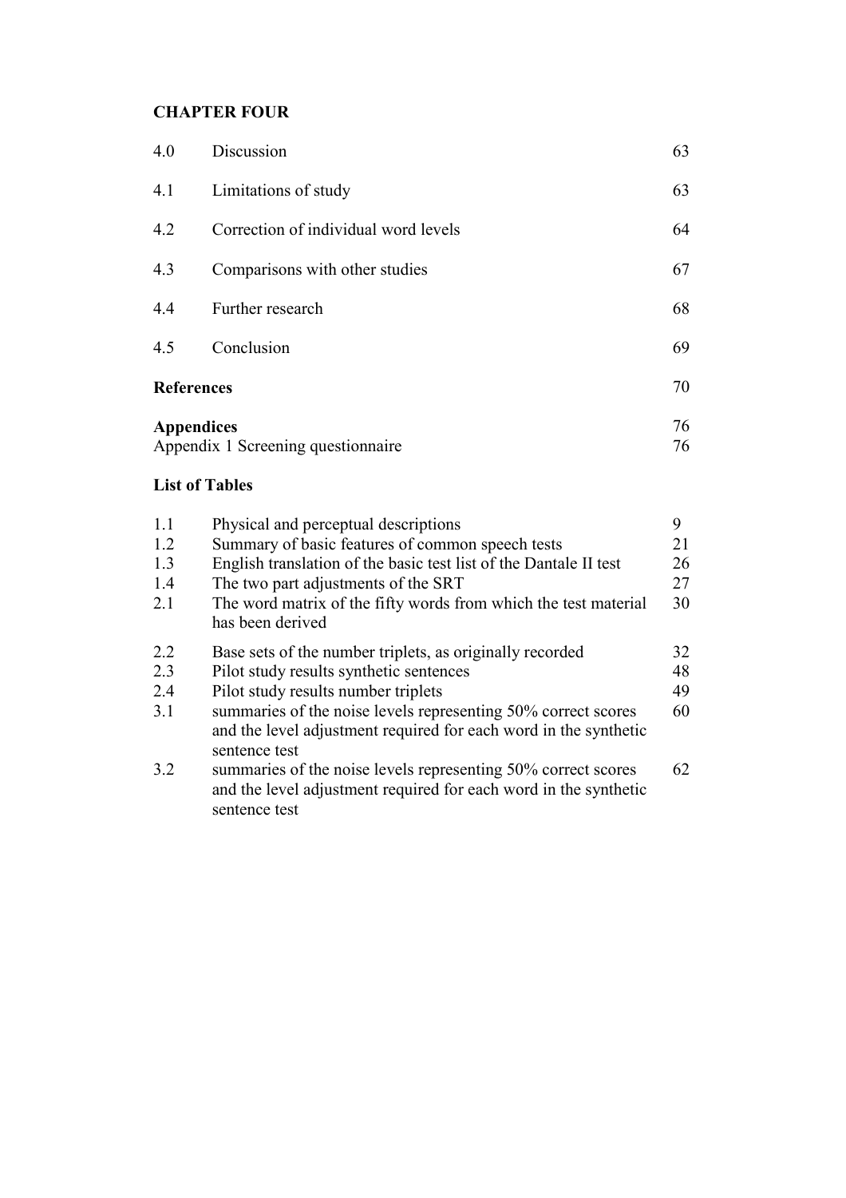**CHAPTER FOUR**

| | | |
|---|---|---|
| 4.0 | Discussion | 63 |
| 4.1 | Limitations of study | 63 |
| 4.2 | Correction of individual word levels | 64 |
| 4.3 | Comparisons with other studies | 67 |
| 4.4 | Further research | 68 |
| 4.5 | Conclusion | 69 |

**References** 70

**Appendices** 76

Appendix 1 Screening questionnaire 76

**List of Tables**

| | | |
|---|---|---|
| 1.1 | Physical and perceptual descriptions | 9 |
| 1.2 | Summary of basic features of common speech tests | 21 |
| 1.3 | English translation of the basic test list of the Dantale II test | 26 |
| 1.4 | The two part adjustments of the SRT | 27 |
| 2.1 | The word matrix of the fifty words from which the test material has been derived | 30 |
| 2.2 | Base sets of the number triplets, as originally recorded | 32 |
| 2.3 | Pilot study results synthetic sentences | 48 |
| 2.4 | Pilot study results number triplets | 49 |
| 3.1 | summaries of the noise levels representing 50% correct scores and the level adjustment required for each word in the synthetic sentence test | 60 |
| 3.2 | summaries of the noise levels representing 50% correct scores and the level adjustment required for each word in the synthetic sentence test | 62 |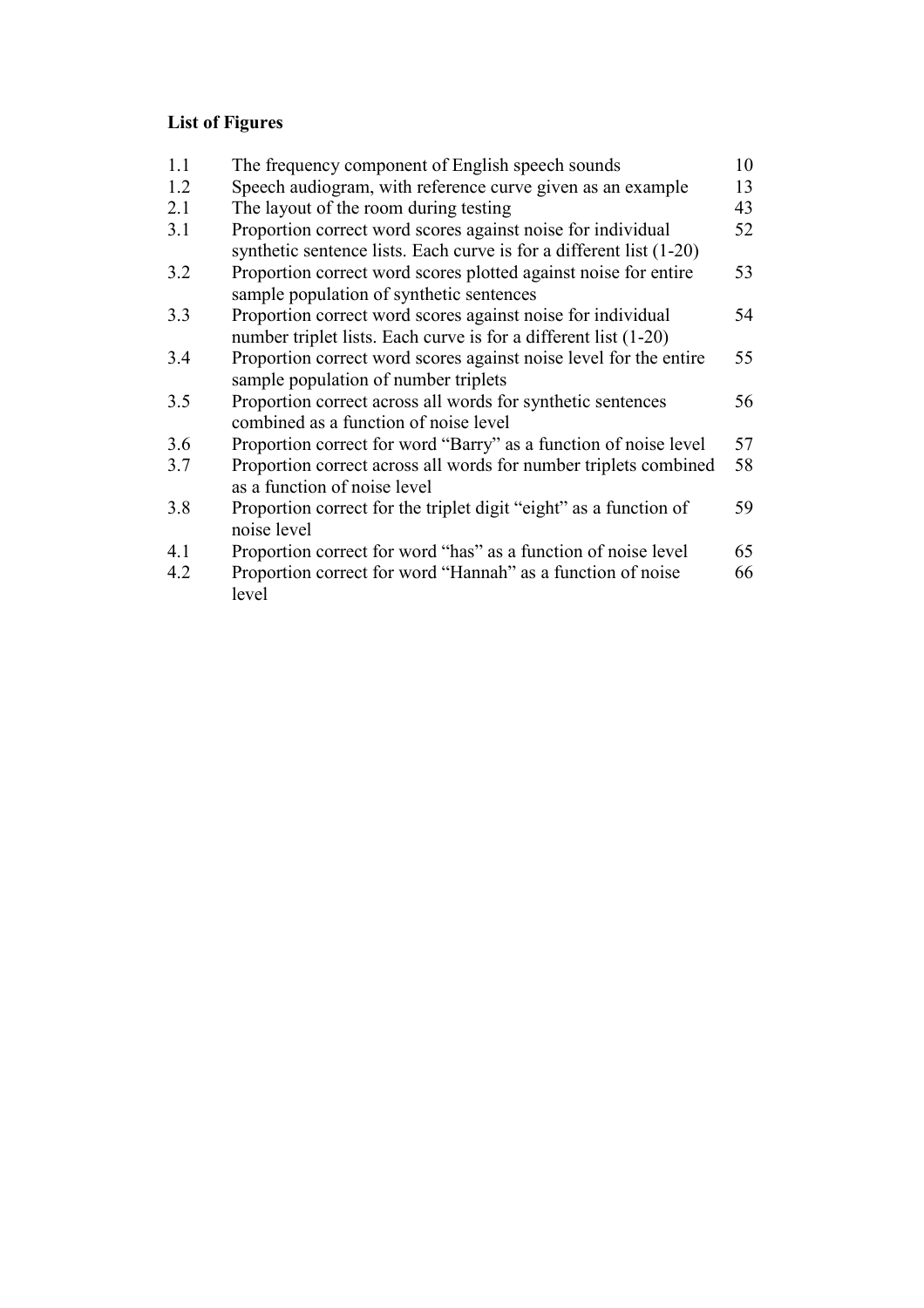**List of Figures**

| | | |
|---|---|---|
| 1.1 | The frequency component of English speech sounds | 10 |
| 1.2 | Speech audiogram, with reference curve given as an example | 13 |
| 2.1 | The layout of the room during testing | 43 |
| 3.1 | Proportion correct word scores against noise for individual synthetic sentence lists. Each curve is for a different list (1-20) | 52 |
| 3.2 | Proportion correct word scores plotted against noise for entire sample population of synthetic sentences | 53 |
| 3.3 | Proportion correct word scores against noise for individual number triplet lists. Each curve is for a different list (1-20) | 54 |
| 3.4 | Proportion correct word scores against noise level for the entire sample population of number triplets | 55 |
| 3.5 | Proportion correct across all words for synthetic sentences combined as a function of noise level | 56 |
| 3.6 | Proportion correct for word “Barry” as a function of noise level | 57 |
| 3.7 | Proportion correct across all words for number triplets combined as a function of noise level | 58 |
| 3.8 | Proportion correct for the triplet digit “eight” as a function of noise level | 59 |
| 4.1 | Proportion correct for word “has” as a function of noise level | 65 |
| 4.2 | Proportion correct for word “Hannah” as a function of noise level | 66 |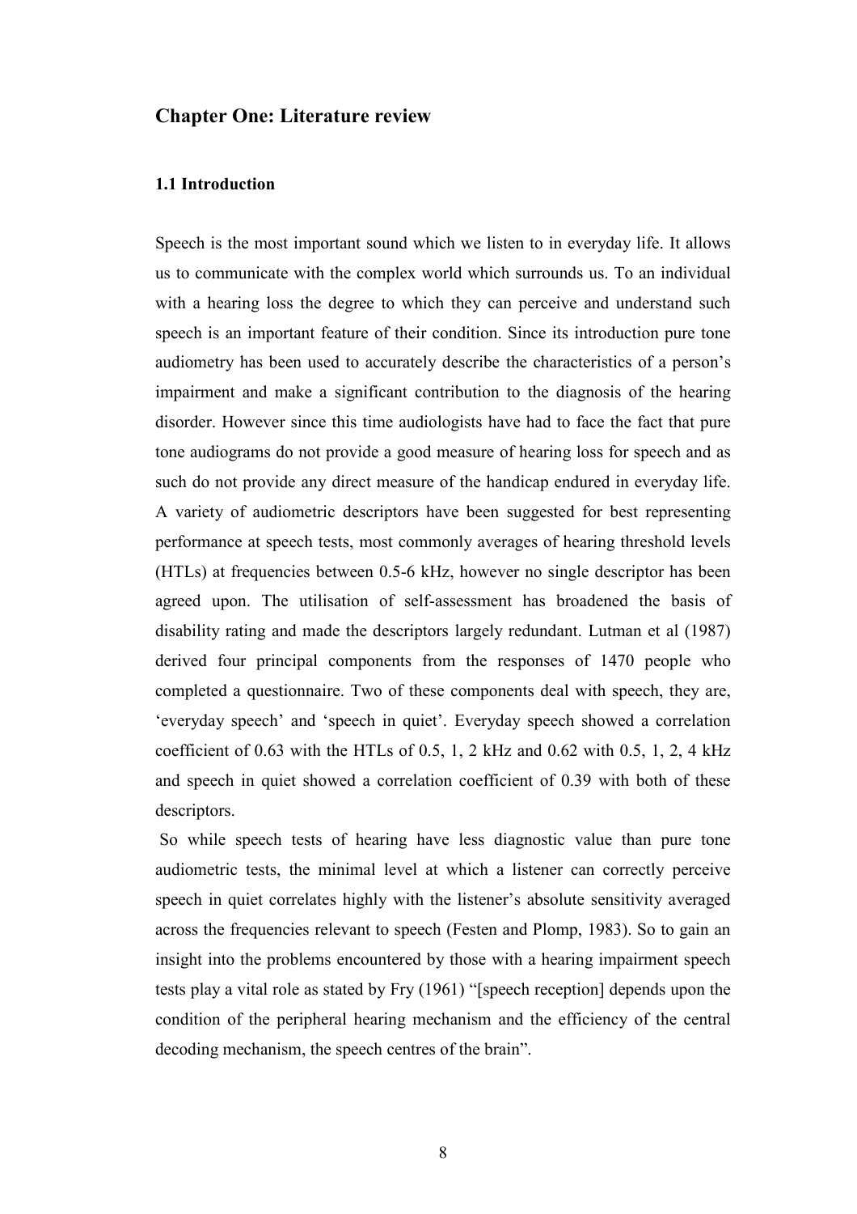# Chapter One: Literature review

## 1.1 Introduction

Speech is the most important sound which we listen to in everyday life. It allows us to communicate with the complex world which surrounds us. To an individual with a hearing loss the degree to which they can perceive and understand such speech is an important feature of their condition. Since its introduction pure tone audiometry has been used to accurately describe the characteristics of a person's impairment and make a significant contribution to the diagnosis of the hearing disorder. However since this time audiologists have had to face the fact that pure tone audiograms do not provide a good measure of hearing loss for speech and as such do not provide any direct measure of the handicap endured in everyday life. A variety of audiometric descriptors have been suggested for best representing performance at speech tests, most commonly averages of hearing threshold levels (HTLs) at frequencies between 0.5-6 kHz, however no single descriptor has been agreed upon. The utilisation of self-assessment has broadened the basis of disability rating and made the descriptors largely redundant. Lutman et al (1987) derived four principal components from the responses of 1470 people who completed a questionnaire. Two of these components deal with speech, they are, 'everyday speech' and 'speech in quiet'. Everyday speech showed a correlation coefficient of 0.63 with the HTLs of 0.5, 1, 2 kHz and 0.62 with 0.5, 1, 2, 4 kHz and speech in quiet showed a correlation coefficient of 0.39 with both of these descriptors.

So while speech tests of hearing have less diagnostic value than pure tone audiometric tests, the minimal level at which a listener can correctly perceive speech in quiet correlates highly with the listener's absolute sensitivity averaged across the frequencies relevant to speech (Festen and Plomp, 1983). So to gain an insight into the problems encountered by those with a hearing impairment speech tests play a vital role as stated by Fry (1961) "[speech reception] depends upon the condition of the peripheral hearing mechanism and the efficiency of the central decoding mechanism, the speech centres of the brain".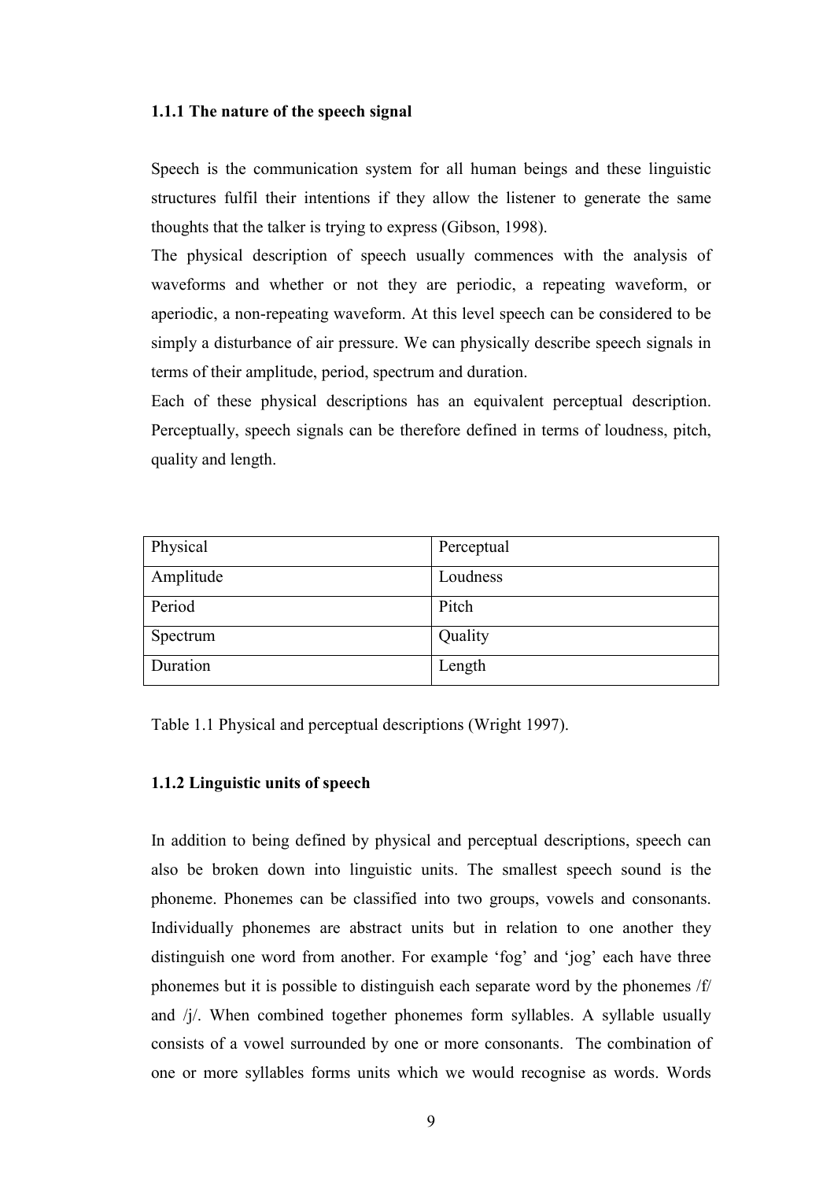### 1.1.1 The nature of the speech signal

Speech is the communication system for all human beings and these linguistic structures fulfil their intentions if they allow the listener to generate the same thoughts that the talker is trying to express (Gibson, 1998).

The physical description of speech usually commences with the analysis of waveforms and whether or not they are periodic, a repeating waveform, or aperiodic, a non-repeating waveform. At this level speech can be considered to be simply a disturbance of air pressure. We can physically describe speech signals in terms of their amplitude, period, spectrum and duration.

Each of these physical descriptions has an equivalent perceptual description. Perceptually, speech signals can be therefore defined in terms of loudness, pitch, quality and length.

| Physical | Perceptual |
| --- | --- |
| Amplitude | Loudness |
| Period | Pitch |
| Spectrum | Quality |
| Duration | Length |

Table 1.1 Physical and perceptual descriptions (Wright 1997).

### 1.1.2 Linguistic units of speech

In addition to being defined by physical and perceptual descriptions, speech can also be broken down into linguistic units. The smallest speech sound is the phoneme. Phonemes can be classified into two groups, vowels and consonants. Individually phonemes are abstract units but in relation to one another they distinguish one word from another. For example 'fog' and 'jog' each have three phonemes but it is possible to distinguish each separate word by the phonemes /f/ and /j/. When combined together phonemes form syllables. A syllable usually consists of a vowel surrounded by one or more consonants. The combination of one or more syllables forms units which we would recognise as words. Words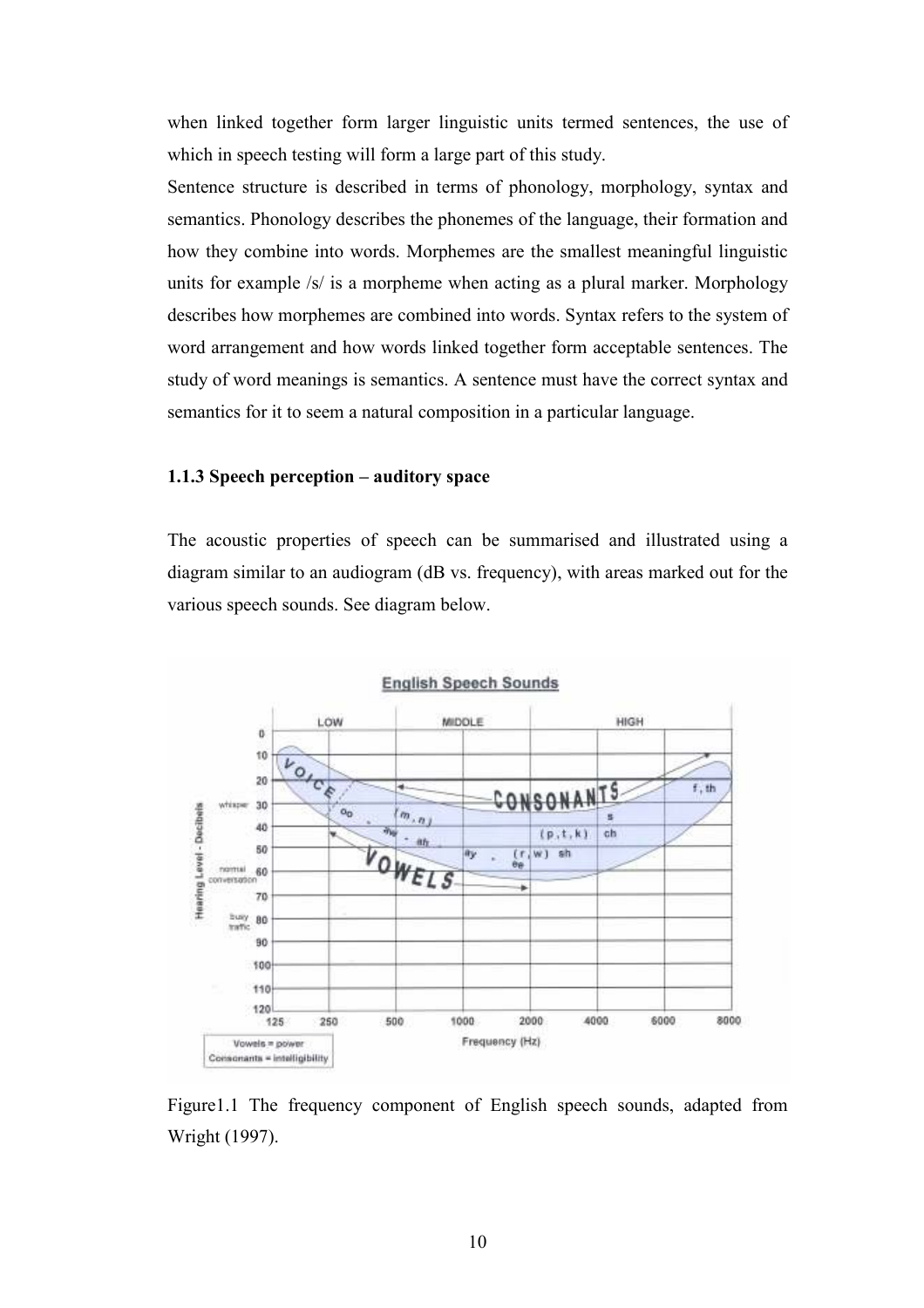when linked together form larger linguistic units termed sentences, the use of which in speech testing will form a large part of this study.

Sentence structure is described in terms of phonology, morphology, syntax and semantics. Phonology describes the phonemes of the language, their formation and how they combine into words. Morphemes are the smallest meaningful linguistic units for example /s/ is a morpheme when acting as a plural marker. Morphology describes how morphemes are combined into words. Syntax refers to the system of word arrangement and how words linked together form acceptable sentences. The study of word meanings is semantics. A sentence must have the correct syntax and semantics for it to seem a natural composition in a particular language.

### 1.1.3 Speech perception – auditory space

The acoustic properties of speech can be summarised and illustrated using a diagram similar to an audiogram (dB vs. frequency), with areas marked out for the various speech sounds. See diagram below.

Figure1.1 The frequency component of English speech sounds, adapted from Wright (1997).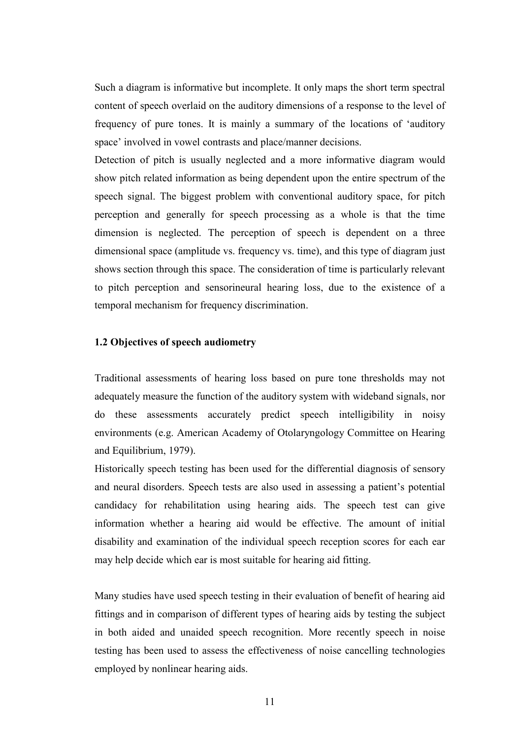Such a diagram is informative but incomplete. It only maps the short term spectral content of speech overlaid on the auditory dimensions of a response to the level of frequency of pure tones. It is mainly a summary of the locations of 'auditory space' involved in vowel contrasts and place/manner decisions.

Detection of pitch is usually neglected and a more informative diagram would show pitch related information as being dependent upon the entire spectrum of the speech signal. The biggest problem with conventional auditory space, for pitch perception and generally for speech processing as a whole is that the time dimension is neglected. The perception of speech is dependent on a three dimensional space (amplitude vs. frequency vs. time), and this type of diagram just shows section through this space. The consideration of time is particularly relevant to pitch perception and sensorineural hearing loss, due to the existence of a temporal mechanism for frequency discrimination.

### 1.2 Objectives of speech audiometry

Traditional assessments of hearing loss based on pure tone thresholds may not adequately measure the function of the auditory system with wideband signals, nor do these assessments accurately predict speech intelligibility in noisy environments (e.g. American Academy of Otolaryngology Committee on Hearing and Equilibrium, 1979).

Historically speech testing has been used for the differential diagnosis of sensory and neural disorders. Speech tests are also used in assessing a patient's potential candidacy for rehabilitation using hearing aids. The speech test can give information whether a hearing aid would be effective. The amount of initial disability and examination of the individual speech reception scores for each ear may help decide which ear is most suitable for hearing aid fitting.

Many studies have used speech testing in their evaluation of benefit of hearing aid fittings and in comparison of different types of hearing aids by testing the subject in both aided and unaided speech recognition. More recently speech in noise testing has been used to assess the effectiveness of noise cancelling technologies employed by nonlinear hearing aids.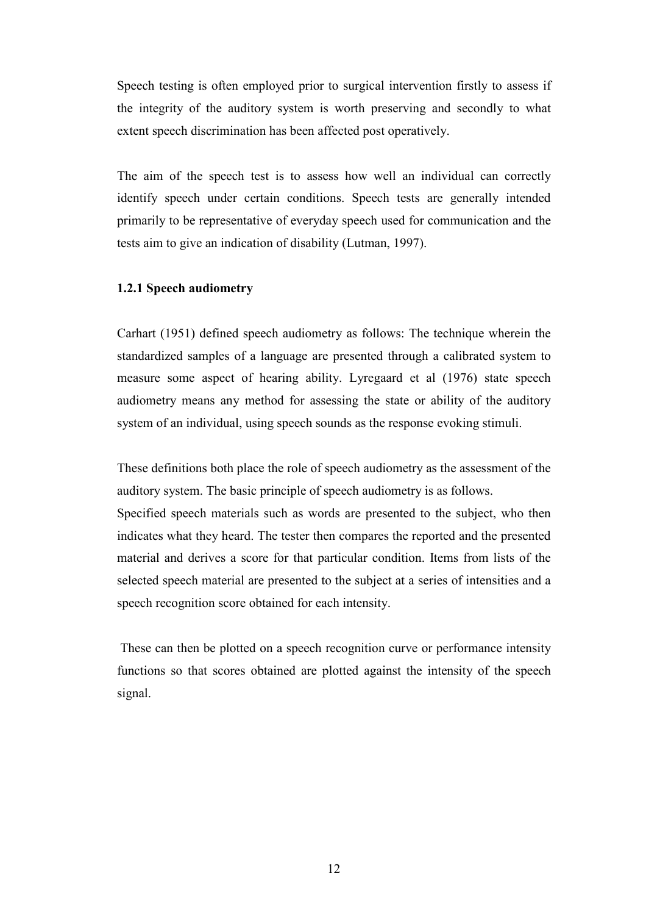Speech testing is often employed prior to surgical intervention firstly to assess if the integrity of the auditory system is worth preserving and secondly to what extent speech discrimination has been affected post operatively.

The aim of the speech test is to assess how well an individual can correctly identify speech under certain conditions. Speech tests are generally intended primarily to be representative of everyday speech used for communication and the tests aim to give an indication of disability (Lutman, 1997).

### 1.2.1 Speech audiometry

Carhart (1951) defined speech audiometry as follows: The technique wherein the standardized samples of a language are presented through a calibrated system to measure some aspect of hearing ability. Lyregaard et al (1976) state speech audiometry means any method for assessing the state or ability of the auditory system of an individual, using speech sounds as the response evoking stimuli.

These definitions both place the role of speech audiometry as the assessment of the auditory system. The basic principle of speech audiometry is as follows.
Specified speech materials such as words are presented to the subject, who then indicates what they heard. The tester then compares the reported and the presented material and derives a score for that particular condition. Items from lists of the selected speech material are presented to the subject at a series of intensities and a speech recognition score obtained for each intensity.

These can then be plotted on a speech recognition curve or performance intensity functions so that scores obtained are plotted against the intensity of the speech signal.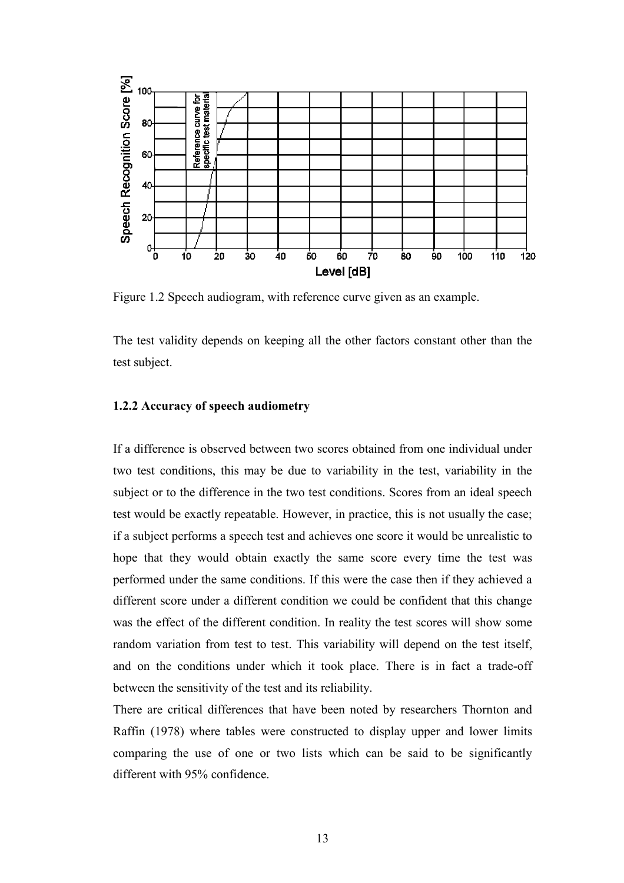Figure 1.2 Speech audiogram, with reference curve given as an example.

The test validity depends on keeping all the other factors constant other than the test subject.

### 1.2.2 Accuracy of speech audiometry

If a difference is observed between two scores obtained from one individual under two test conditions, this may be due to variability in the test, variability in the subject or to the difference in the two test conditions. Scores from an ideal speech test would be exactly repeatable. However, in practice, this is not usually the case; if a subject performs a speech test and achieves one score it would be unrealistic to hope that they would obtain exactly the same score every time the test was performed under the same conditions. If this were the case then if they achieved a different score under a different condition we could be confident that this change was the effect of the different condition. In reality the test scores will show some random variation from test to test. This variability will depend on the test itself, and on the conditions under which it took place. There is in fact a trade-off between the sensitivity of the test and its reliability.

There are critical differences that have been noted by researchers Thornton and Raffin (1978) where tables were constructed to display upper and lower limits comparing the use of one or two lists which can be said to be significantly different with 95% confidence.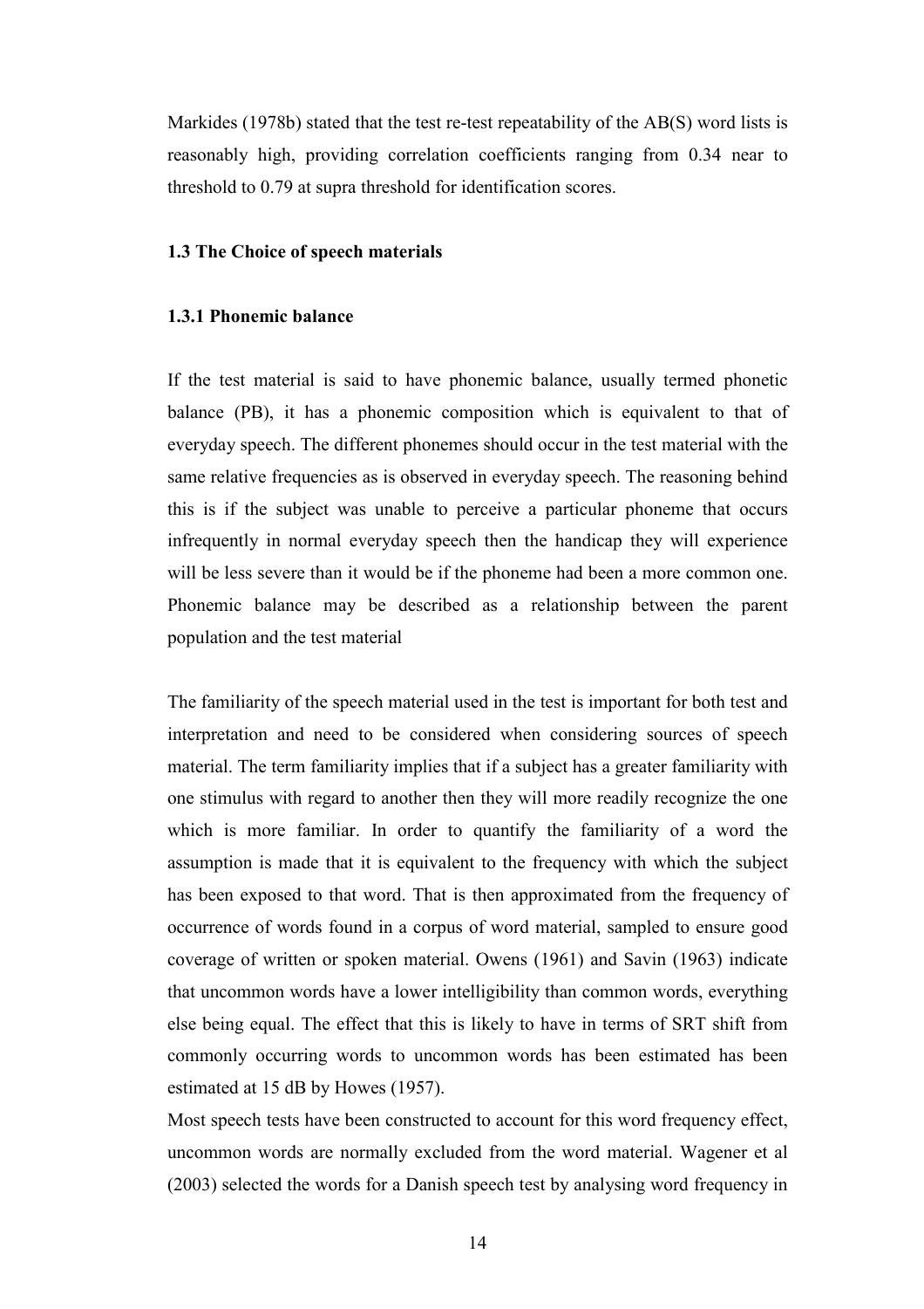Markides (1978b) stated that the test re-test repeatability of the AB(S) word lists is reasonably high, providing correlation coefficients ranging from 0.34 near to threshold to 0.79 at supra threshold for identification scores.

### 1.3 The Choice of speech materials

#### 1.3.1 Phonemic balance

If the test material is said to have phonemic balance, usually termed phonetic balance (PB), it has a phonemic composition which is equivalent to that of everyday speech. The different phonemes should occur in the test material with the same relative frequencies as is observed in everyday speech. The reasoning behind this is if the subject was unable to perceive a particular phoneme that occurs infrequently in normal everyday speech then the handicap they will experience will be less severe than it would be if the phoneme had been a more common one. Phonemic balance may be described as a relationship between the parent population and the test material

The familiarity of the speech material used in the test is important for both test and interpretation and need to be considered when considering sources of speech material. The term familiarity implies that if a subject has a greater familiarity with one stimulus with regard to another then they will more readily recognize the one which is more familiar. In order to quantify the familiarity of a word the assumption is made that it is equivalent to the frequency with which the subject has been exposed to that word. That is then approximated from the frequency of occurrence of words found in a corpus of word material, sampled to ensure good coverage of written or spoken material. Owens (1961) and Savin (1963) indicate that uncommon words have a lower intelligibility than common words, everything else being equal. The effect that this is likely to have in terms of SRT shift from commonly occurring words to uncommon words has been estimated has been estimated at 15 dB by Howes (1957).

Most speech tests have been constructed to account for this word frequency effect, uncommon words are normally excluded from the word material. Wagener et al (2003) selected the words for a Danish speech test by analysing word frequency in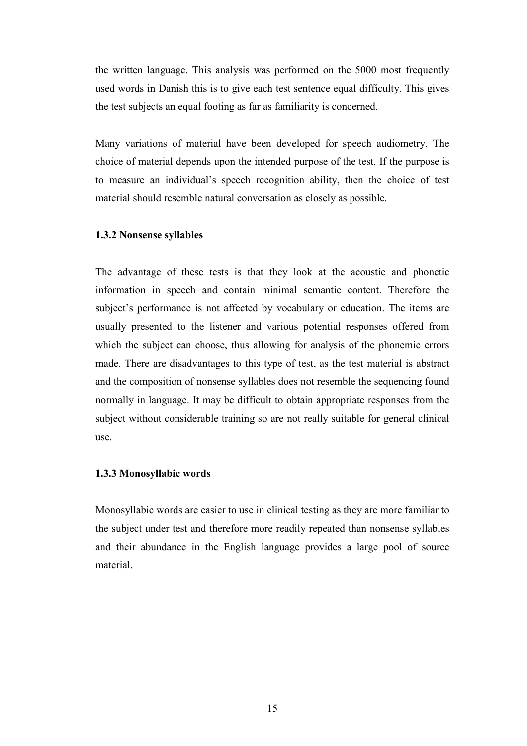the written language. This analysis was performed on the 5000 most frequently used words in Danish this is to give each test sentence equal difficulty. This gives the test subjects an equal footing as far as familiarity is concerned.

Many variations of material have been developed for speech audiometry. The choice of material depends upon the intended purpose of the test. If the purpose is to measure an individual's speech recognition ability, then the choice of test material should resemble natural conversation as closely as possible.

### 1.3.2 Nonsense syllables

The advantage of these tests is that they look at the acoustic and phonetic information in speech and contain minimal semantic content. Therefore the subject's performance is not affected by vocabulary or education. The items are usually presented to the listener and various potential responses offered from which the subject can choose, thus allowing for analysis of the phonemic errors made. There are disadvantages to this type of test, as the test material is abstract and the composition of nonsense syllables does not resemble the sequencing found normally in language. It may be difficult to obtain appropriate responses from the subject without considerable training so are not really suitable for general clinical use.

### 1.3.3 Monosyllabic words

Monosyllabic words are easier to use in clinical testing as they are more familiar to the subject under test and therefore more readily repeated than nonsense syllables and their abundance in the English language provides a large pool of source material.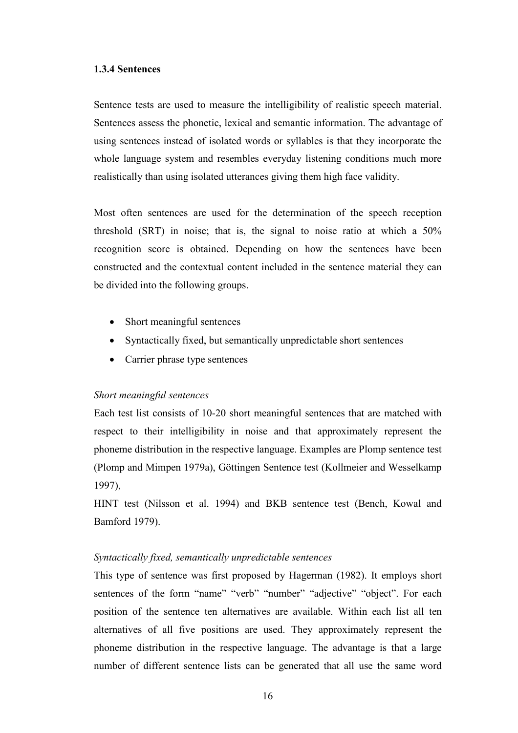### 1.3.4 Sentences

Sentence tests are used to measure the intelligibility of realistic speech material. Sentences assess the phonetic, lexical and semantic information. The advantage of using sentences instead of isolated words or syllables is that they incorporate the whole language system and resembles everyday listening conditions much more realistically than using isolated utterances giving them high face validity.

Most often sentences are used for the determination of the speech reception threshold (SRT) in noise; that is, the signal to noise ratio at which a 50% recognition score is obtained. Depending on how the sentences have been constructed and the contextual content included in the sentence material they can be divided into the following groups.

- Short meaningful sentences
- Syntactically fixed, but semantically unpredictable short sentences
- Carrier phrase type sentences

*Short meaningful sentences*

Each test list consists of 10-20 short meaningful sentences that are matched with respect to their intelligibility in noise and that approximately represent the phoneme distribution in the respective language. Examples are Plomp sentence test (Plomp and Mimpen 1979a), Göttingen Sentence test (Kollmeier and Wesselkamp 1997),

HINT test (Nilsson et al. 1994) and BKB sentence test (Bench, Kowal and Bamford 1979).

*Syntactically fixed, semantically unpredictable sentences*

This type of sentence was first proposed by Hagerman (1982). It employs short sentences of the form "name" "verb" "number" "adjective" "object". For each position of the sentence ten alternatives are available. Within each list all ten alternatives of all five positions are used. They approximately represent the phoneme distribution in the respective language. The advantage is that a large number of different sentence lists can be generated that all use the same word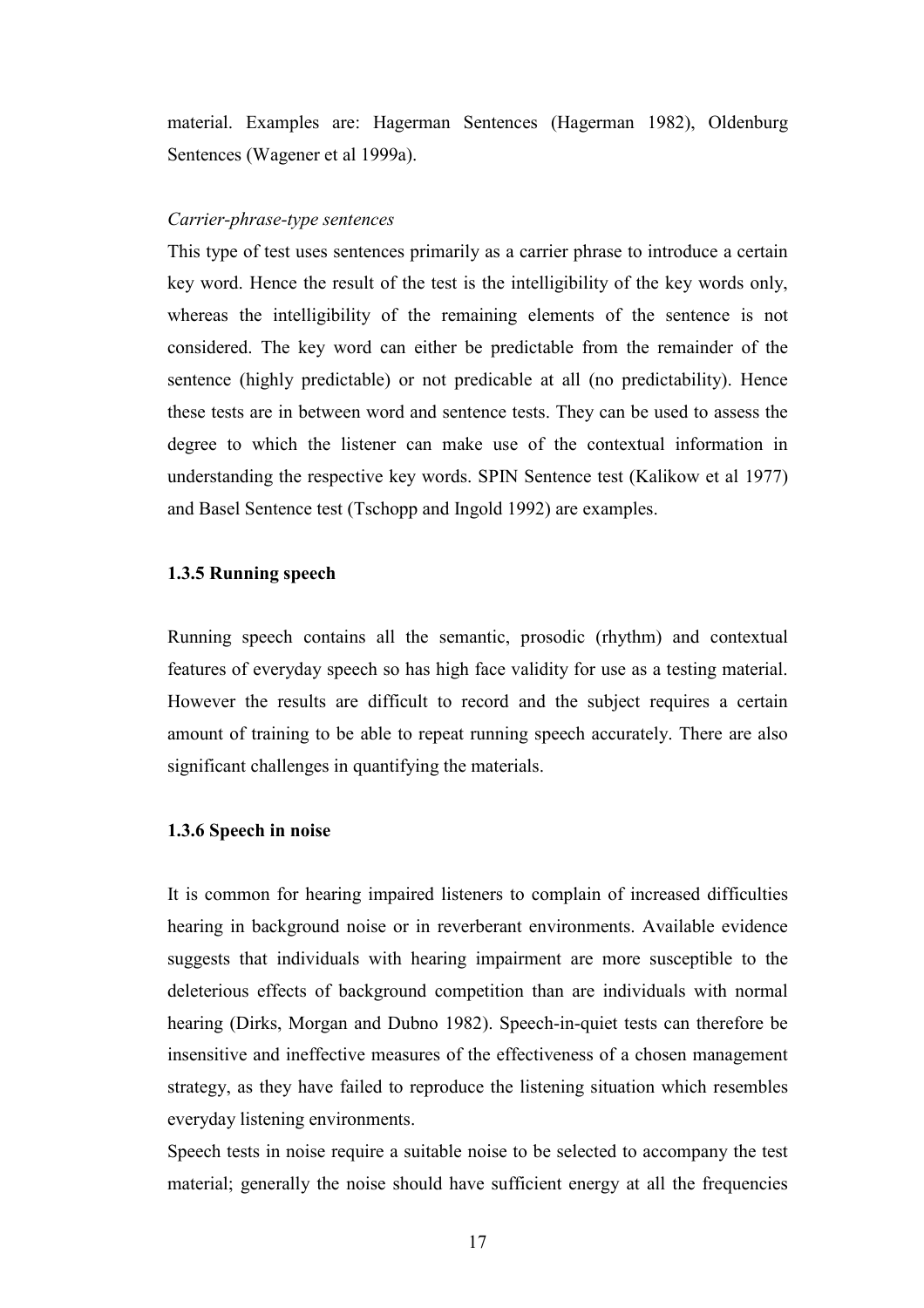material. Examples are: Hagerman Sentences (Hagerman 1982), Oldenburg Sentences (Wagener et al 1999a).

*Carrier-phrase-type sentences*

This type of test uses sentences primarily as a carrier phrase to introduce a certain key word. Hence the result of the test is the intelligibility of the key words only, whereas the intelligibility of the remaining elements of the sentence is not considered. The key word can either be predictable from the remainder of the sentence (highly predictable) or not predicable at all (no predictability). Hence these tests are in between word and sentence tests. They can be used to assess the degree to which the listener can make use of the contextual information in understanding the respective key words. SPIN Sentence test (Kalikow et al 1977) and Basel Sentence test (Tschopp and Ingold 1992) are examples.

### 1.3.5 Running speech

Running speech contains all the semantic, prosodic (rhythm) and contextual features of everyday speech so has high face validity for use as a testing material. However the results are difficult to record and the subject requires a certain amount of training to be able to repeat running speech accurately. There are also significant challenges in quantifying the materials.

### 1.3.6 Speech in noise

It is common for hearing impaired listeners to complain of increased difficulties hearing in background noise or in reverberant environments. Available evidence suggests that individuals with hearing impairment are more susceptible to the deleterious effects of background competition than are individuals with normal hearing (Dirks, Morgan and Dubno 1982). Speech-in-quiet tests can therefore be insensitive and ineffective measures of the effectiveness of a chosen management strategy, as they have failed to reproduce the listening situation which resembles everyday listening environments.

Speech tests in noise require a suitable noise to be selected to accompany the test material; generally the noise should have sufficient energy at all the frequencies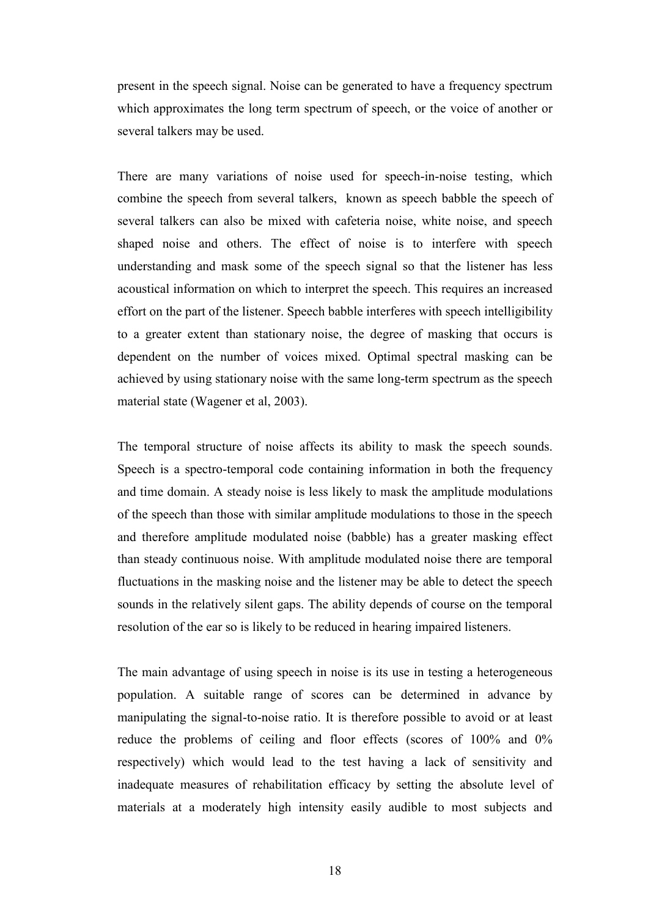present in the speech signal. Noise can be generated to have a frequency spectrum which approximates the long term spectrum of speech, or the voice of another or several talkers may be used.

There are many variations of noise used for speech-in-noise testing, which combine the speech from several talkers,  known as speech babble the speech of several talkers can also be mixed with cafeteria noise, white noise, and speech shaped noise and others. The effect of noise is to interfere with speech understanding and mask some of the speech signal so that the listener has less acoustical information on which to interpret the speech. This requires an increased effort on the part of the listener. Speech babble interferes with speech intelligibility to a greater extent than stationary noise, the degree of masking that occurs is dependent on the number of voices mixed. Optimal spectral masking can be achieved by using stationary noise with the same long-term spectrum as the speech material state (Wagener et al, 2003).

The temporal structure of noise affects its ability to mask the speech sounds. Speech is a spectro-temporal code containing information in both the frequency and time domain. A steady noise is less likely to mask the amplitude modulations of the speech than those with similar amplitude modulations to those in the speech and therefore amplitude modulated noise (babble) has a greater masking effect than steady continuous noise. With amplitude modulated noise there are temporal fluctuations in the masking noise and the listener may be able to detect the speech sounds in the relatively silent gaps. The ability depends of course on the temporal resolution of the ear so is likely to be reduced in hearing impaired listeners.

The main advantage of using speech in noise is its use in testing a heterogeneous population. A suitable range of scores can be determined in advance by manipulating the signal-to-noise ratio. It is therefore possible to avoid or at least reduce the problems of ceiling and floor effects (scores of 100% and 0% respectively) which would lead to the test having a lack of sensitivity and inadequate measures of rehabilitation efficacy by setting the absolute level of materials at a moderately high intensity easily audible to most subjects and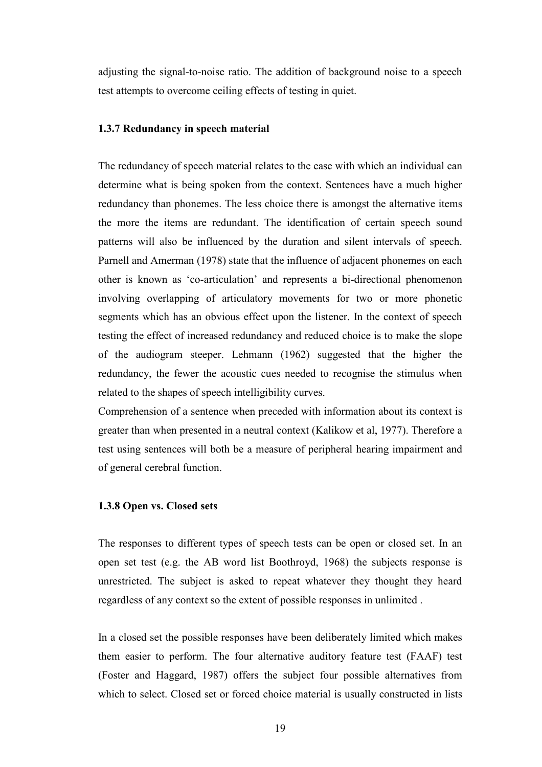adjusting the signal-to-noise ratio. The addition of background noise to a speech test attempts to overcome ceiling effects of testing in quiet.

### 1.3.7 Redundancy in speech material

The redundancy of speech material relates to the ease with which an individual can determine what is being spoken from the context. Sentences have a much higher redundancy than phonemes. The less choice there is amongst the alternative items the more the items are redundant. The identification of certain speech sound patterns will also be influenced by the duration and silent intervals of speech. Parnell and Amerman (1978) state that the influence of adjacent phonemes on each other is known as 'co-articulation' and represents a bi-directional phenomenon involving overlapping of articulatory movements for two or more phonetic segments which has an obvious effect upon the listener. In the context of speech testing the effect of increased redundancy and reduced choice is to make the slope of the audiogram steeper. Lehmann (1962) suggested that the higher the redundancy, the fewer the acoustic cues needed to recognise the stimulus when related to the shapes of speech intelligibility curves.

Comprehension of a sentence when preceded with information about its context is greater than when presented in a neutral context (Kalikow et al, 1977). Therefore a test using sentences will both be a measure of peripheral hearing impairment and of general cerebral function.

### 1.3.8 Open vs. Closed sets

The responses to different types of speech tests can be open or closed set. In an open set test (e.g. the AB word list Boothroyd, 1968) the subjects response is unrestricted. The subject is asked to repeat whatever they thought they heard regardless of any context so the extent of possible responses in unlimited .

In a closed set the possible responses have been deliberately limited which makes them easier to perform. The four alternative auditory feature test (FAAF) test (Foster and Haggard, 1987) offers the subject four possible alternatives from which to select. Closed set or forced choice material is usually constructed in lists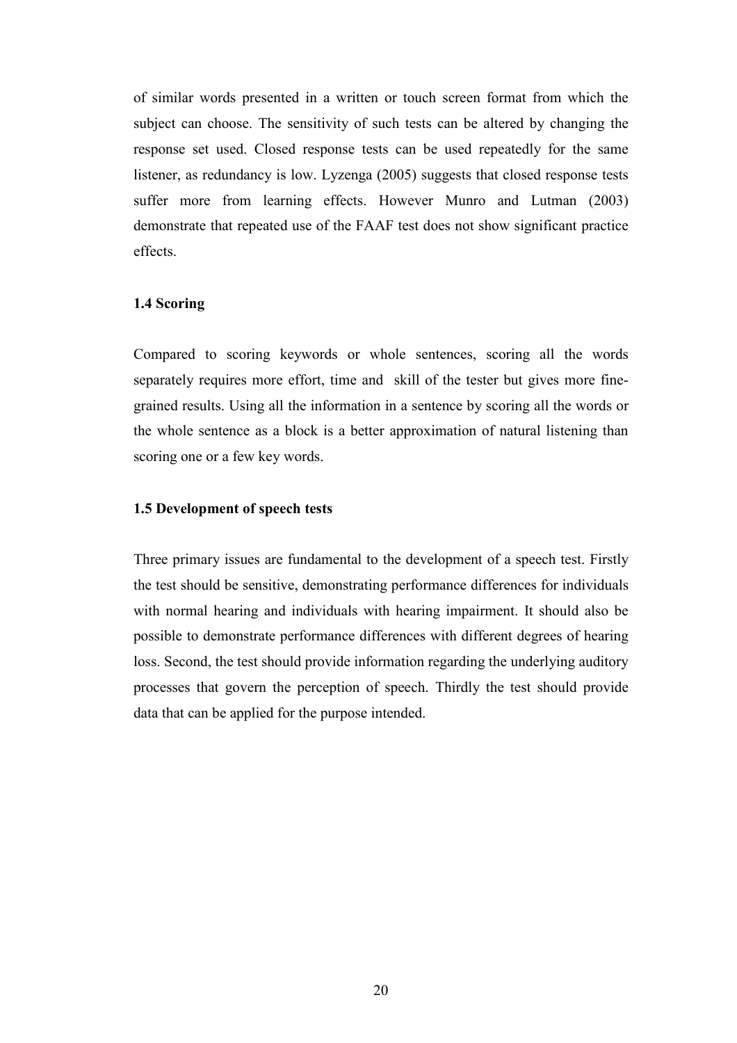of similar words presented in a written or touch screen format from which the subject can choose. The sensitivity of such tests can be altered by changing the response set used. Closed response tests can be used repeatedly for the same listener, as redundancy is low. Lyzenga (2005) suggests that closed response tests suffer more from learning effects. However Munro and Lutman (2003) demonstrate that repeated use of the FAAF test does not show significant practice effects.

### 1.4 Scoring

Compared to scoring keywords or whole sentences, scoring all the words separately requires more effort, time and skill of the tester but gives more fine-grained results. Using all the information in a sentence by scoring all the words or the whole sentence as a block is a better approximation of natural listening than scoring one or a few key words.

### 1.5 Development of speech tests

Three primary issues are fundamental to the development of a speech test. Firstly the test should be sensitive, demonstrating performance differences for individuals with normal hearing and individuals with hearing impairment. It should also be possible to demonstrate performance differences with different degrees of hearing loss. Second, the test should provide information regarding the underlying auditory processes that govern the perception of speech. Thirdly the test should provide data that can be applied for the purpose intended.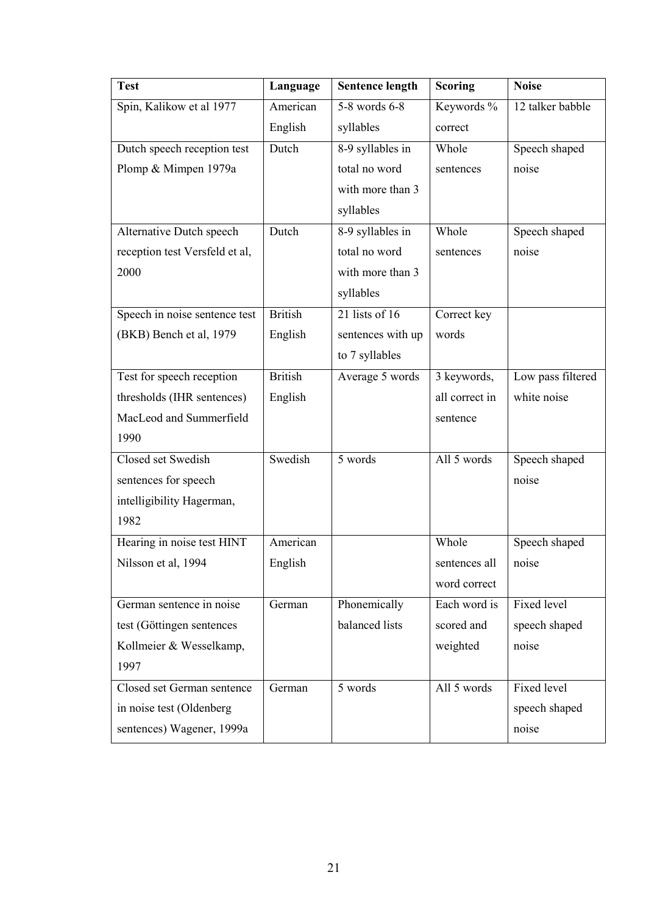| Test | Language | Sentence length | Scoring | Noise |
|---|---|---|---|---|
| Spin, Kalikow et al 1977 | American English | 5-8 words 6-8 syllables | Keywords % correct | 12 talker babble |
| Dutch speech reception test Plomp & Mimpen 1979a | Dutch | 8-9 syllables in total no word with more than 3 syllables | Whole sentences | Speech shaped noise |
| Alternative Dutch speech reception test Versfeld et al, 2000 | Dutch | 8-9 syllables in total no word with more than 3 syllables | Whole sentences | Speech shaped noise |
| Speech in noise sentence test (BKB) Bench et al, 1979 | British English | 21 lists of 16 sentences with up to 7 syllables | Correct key words | |
| Test for speech reception thresholds (IHR sentences) MacLeod and Summerfield 1990 | British English | Average 5 words | 3 keywords, all correct in sentence | Low pass filtered white noise |
| Closed set Swedish sentences for speech intelligibility Hagerman, 1982 | Swedish | 5 words | All 5 words | Speech shaped noise |
| Hearing in noise test HINT Nilsson et al, 1994 | American English | | Whole sentences all word correct | Speech shaped noise |
| German sentence in noise test (Göttingen sentences Kollmeier & Wesselkamp, 1997 | German | Phonemically balanced lists | Each word is scored and weighted | Fixed level speech shaped noise |
| Closed set German sentence in noise test (Oldenberg sentences) Wagener, 1999a | German | 5 words | All 5 words | Fixed level speech shaped noise |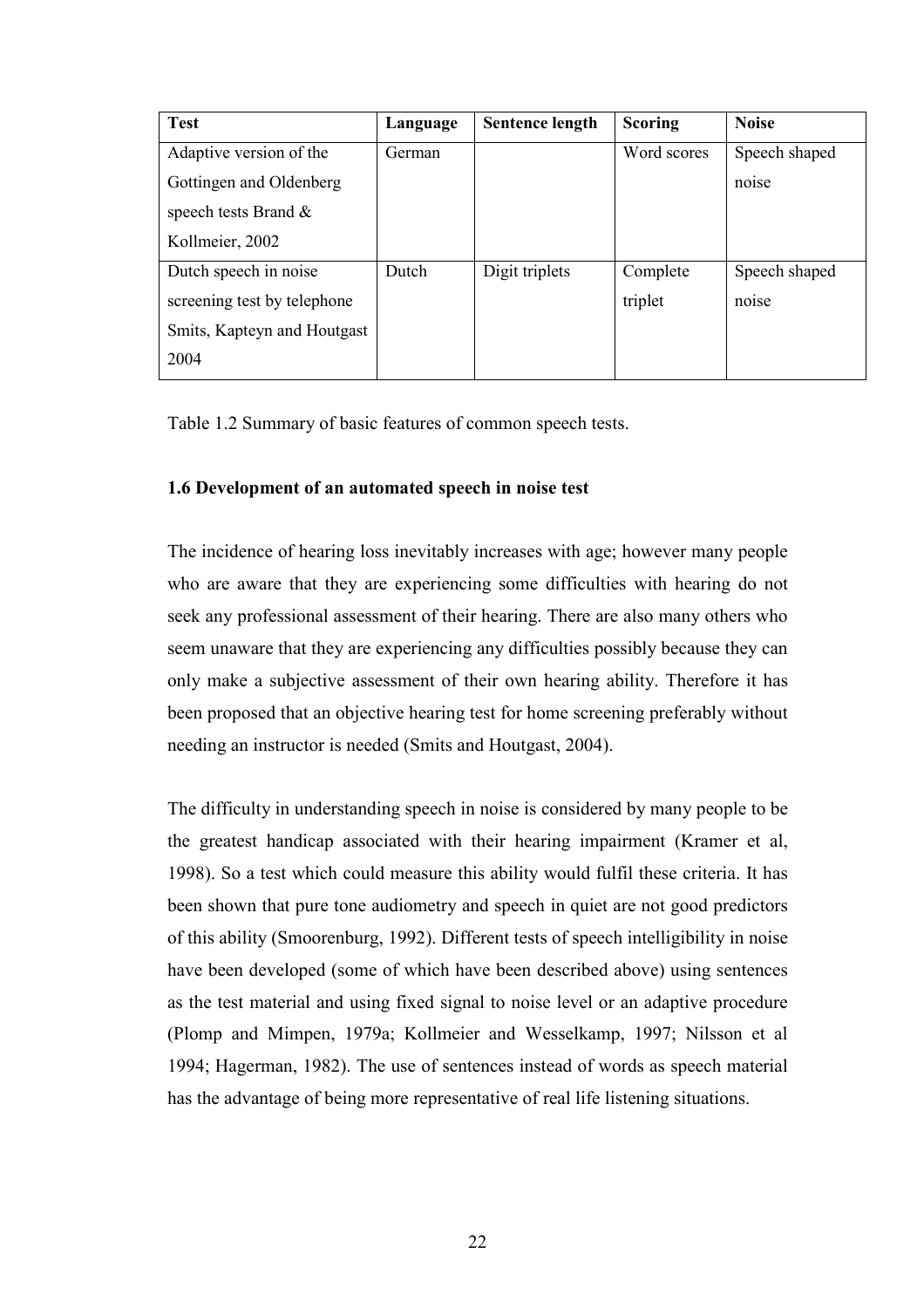| Test | Language | Sentence length | Scoring | Noise |
|---|---|---|---|---|
| Adaptive version of the Gottingen and Oldenberg speech tests Brand & Kollmeier, 2002 | German | | Word scores | Speech shaped noise |
| Dutch speech in noise screening test by telephone Smits, Kapteyn and Houtgast 2004 | Dutch | Digit triplets | Complete triplet | Speech shaped noise |

Table 1.2 Summary of basic features of common speech tests.

**1.6 Development of an automated speech in noise test**

The incidence of hearing loss inevitably increases with age; however many people who are aware that they are experiencing some difficulties with hearing do not seek any professional assessment of their hearing. There are also many others who seem unaware that they are experiencing any difficulties possibly because they can only make a subjective assessment of their own hearing ability. Therefore it has been proposed that an objective hearing test for home screening preferably without needing an instructor is needed (Smits and Houtgast, 2004).

The difficulty in understanding speech in noise is considered by many people to be the greatest handicap associated with their hearing impairment (Kramer et al, 1998). So a test which could measure this ability would fulfil these criteria. It has been shown that pure tone audiometry and speech in quiet are not good predictors of this ability (Smoorenburg, 1992). Different tests of speech intelligibility in noise have been developed (some of which have been described above) using sentences as the test material and using fixed signal to noise level or an adaptive procedure (Plomp and Mimpen, 1979a; Kollmeier and Wesselkamp, 1997; Nilsson et al 1994; Hagerman, 1982). The use of sentences instead of words as speech material has the advantage of being more representative of real life listening situations.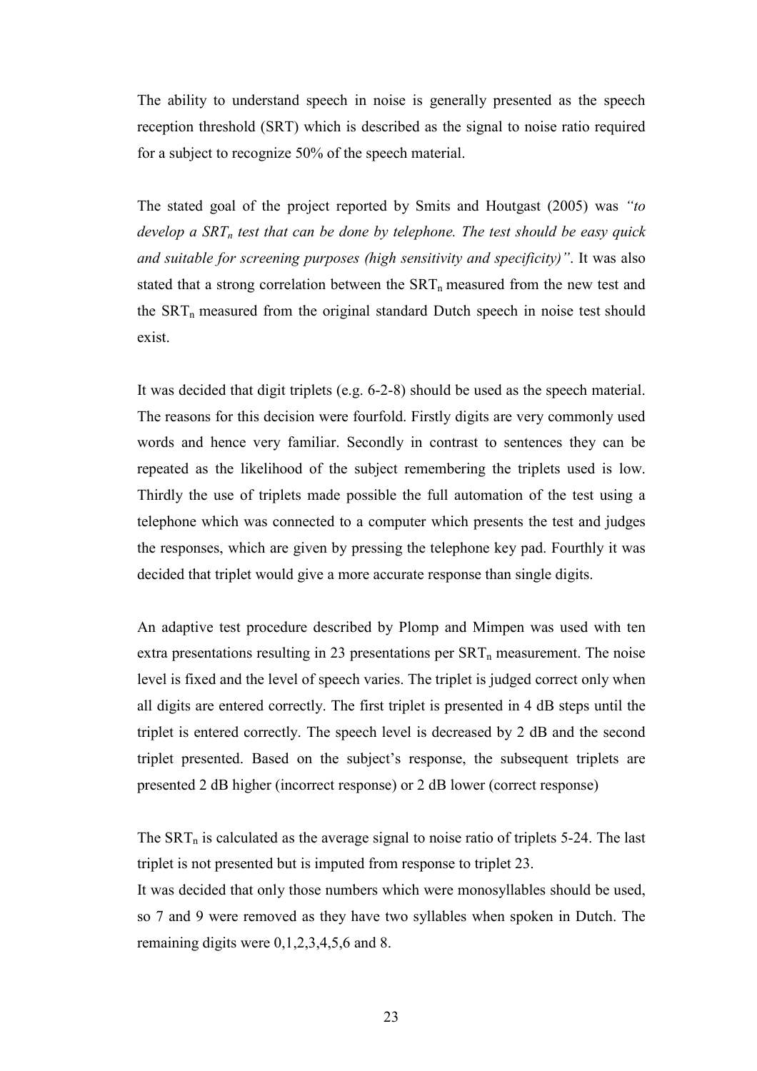The ability to understand speech in noise is generally presented as the speech reception threshold (SRT) which is described as the signal to noise ratio required for a subject to recognize 50% of the speech material.

The stated goal of the project reported by Smits and Houtgast (2005) was *"to develop a $SRT_n$ test that can be done by telephone. The test should be easy quick and suitable for screening purposes (high sensitivity and specificity)"*. It was also stated that a strong correlation between the $SRT_n$ measured from the new test and the $SRT_n$ measured from the original standard Dutch speech in noise test should exist.

It was decided that digit triplets (e.g. 6-2-8) should be used as the speech material. The reasons for this decision were fourfold. Firstly digits are very commonly used words and hence very familiar. Secondly in contrast to sentences they can be repeated as the likelihood of the subject remembering the triplets used is low. Thirdly the use of triplets made possible the full automation of the test using a telephone which was connected to a computer which presents the test and judges the responses, which are given by pressing the telephone key pad. Fourthly it was decided that triplet would give a more accurate response than single digits.

An adaptive test procedure described by Plomp and Mimpen was used with ten extra presentations resulting in 23 presentations per $SRT_n$ measurement. The noise level is fixed and the level of speech varies. The triplet is judged correct only when all digits are entered correctly. The first triplet is presented in 4 dB steps until the triplet is entered correctly. The speech level is decreased by 2 dB and the second triplet presented. Based on the subject's response, the subsequent triplets are presented 2 dB higher (incorrect response) or 2 dB lower (correct response)

The $SRT_n$ is calculated as the average signal to noise ratio of triplets 5-24. The last triplet is not presented but is imputed from response to triplet 23.

It was decided that only those numbers which were monosyllables should be used, so 7 and 9 were removed as they have two syllables when spoken in Dutch. The remaining digits were 0,1,2,3,4,5,6 and 8.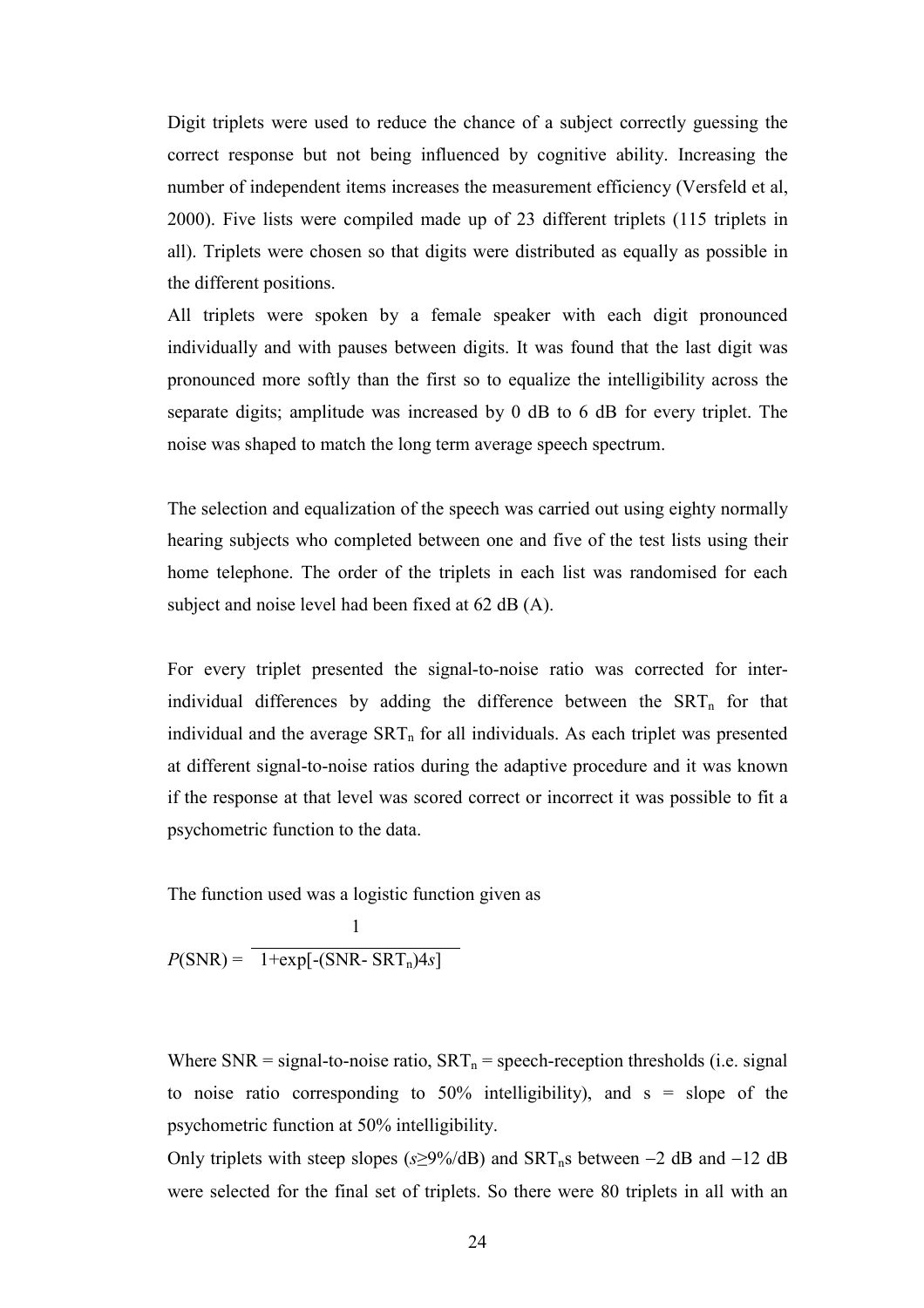Digit triplets were used to reduce the chance of a subject correctly guessing the correct response but not being influenced by cognitive ability. Increasing the number of independent items increases the measurement efficiency (Versfeld et al, 2000). Five lists were compiled made up of 23 different triplets (115 triplets in all). Triplets were chosen so that digits were distributed as equally as possible in the different positions.

All triplets were spoken by a female speaker with each digit pronounced individually and with pauses between digits. It was found that the last digit was pronounced more softly than the first so to equalize the intelligibility across the separate digits; amplitude was increased by 0 dB to 6 dB for every triplet. The noise was shaped to match the long term average speech spectrum.

The selection and equalization of the speech was carried out using eighty normally hearing subjects who completed between one and five of the test lists using their home telephone. The order of the triplets in each list was randomised for each subject and noise level had been fixed at 62 dB (A).

For every triplet presented the signal-to-noise ratio was corrected for inter-individual differences by adding the difference between the $SRT_n$ for that individual and the average $SRT_n$ for all individuals. As each triplet was presented at different signal-to-noise ratios during the adaptive procedure and it was known if the response at that level was scored correct or incorrect it was possible to fit a psychometric function to the data.

The function used was a logistic function given as

$$P(\text{SNR}) = \frac{1}{1+\exp[-(\text{SNR}-\text{SRT}_n)4s]}$$

Where SNR = signal-to-noise ratio, $SRT_n$ = speech-reception thresholds (i.e. signal to noise ratio corresponding to 50% intelligibility), and s = slope of the psychometric function at 50% intelligibility.

Only triplets with steep slopes ($s \geq 9\%/\text{dB}$) and $SRT_n$s between −2 dB and −12 dB were selected for the final set of triplets. So there were 80 triplets in all with an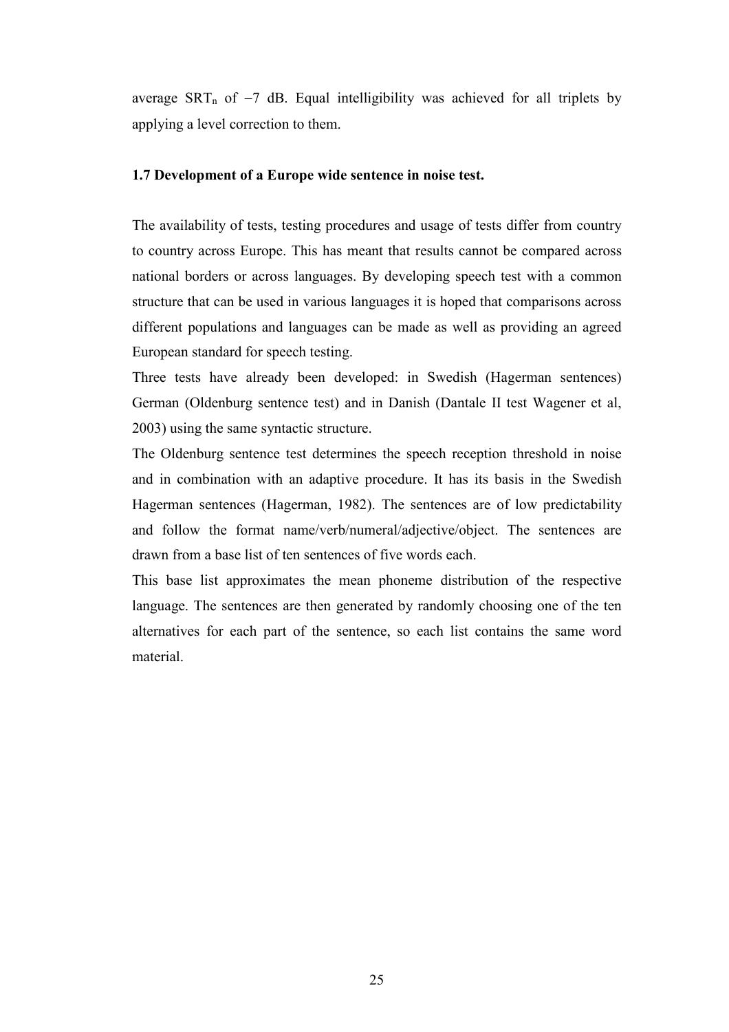average $SRT_n$ of $-7$ dB. Equal intelligibility was achieved for all triplets by applying a level correction to them.

### 1.7 Development of a Europe wide sentence in noise test.

The availability of tests, testing procedures and usage of tests differ from country to country across Europe. This has meant that results cannot be compared across national borders or across languages. By developing speech test with a common structure that can be used in various languages it is hoped that comparisons across different populations and languages can be made as well as providing an agreed European standard for speech testing.

Three tests have already been developed: in Swedish (Hagerman sentences) German (Oldenburg sentence test) and in Danish (Dantale II test Wagener et al, 2003) using the same syntactic structure.

The Oldenburg sentence test determines the speech reception threshold in noise and in combination with an adaptive procedure. It has its basis in the Swedish Hagerman sentences (Hagerman, 1982). The sentences are of low predictability and follow the format name/verb/numeral/adjective/object. The sentences are drawn from a base list of ten sentences of five words each.

This base list approximates the mean phoneme distribution of the respective language. The sentences are then generated by randomly choosing one of the ten alternatives for each part of the sentence, so each list contains the same word material.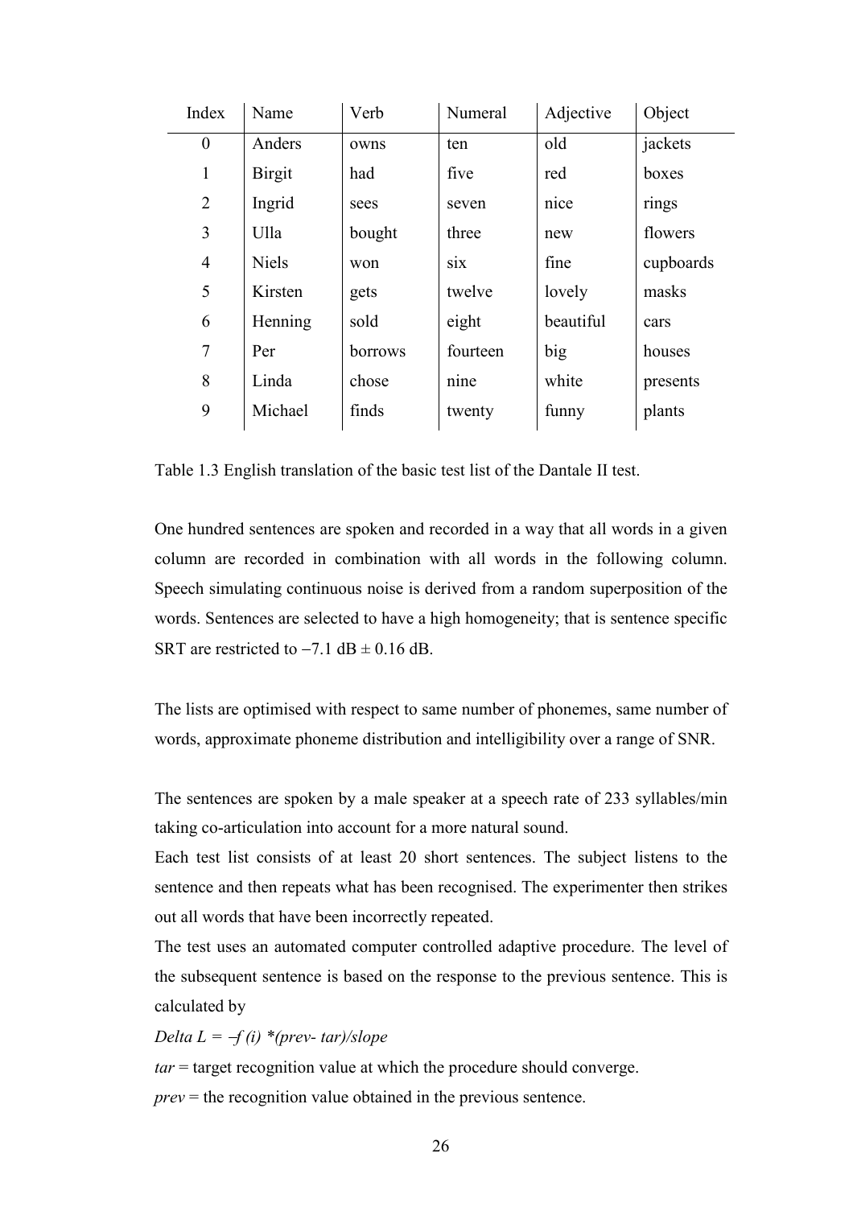| Index | Name | Verb | Numeral | Adjective | Object |
|---|---|---|---|---|---|
| 0 | Anders | owns | ten | old | jackets |
| 1 | Birgit | had | five | red | boxes |
| 2 | Ingrid | sees | seven | nice | rings |
| 3 | Ulla | bought | three | new | flowers |
| 4 | Niels | won | six | fine | cupboards |
| 5 | Kirsten | gets | twelve | lovely | masks |
| 6 | Henning | sold | eight | beautiful | cars |
| 7 | Per | borrows | fourteen | big | houses |
| 8 | Linda | chose | nine | white | presents |
| 9 | Michael | finds | twenty | funny | plants |

Table 1.3 English translation of the basic test list of the Dantale II test.

One hundred sentences are spoken and recorded in a way that all words in a given column are recorded in combination with all words in the following column. Speech simulating continuous noise is derived from a random superposition of the words. Sentences are selected to have a high homogeneity; that is sentence specific SRT are restricted to $-7.1$ dB $\pm$ 0.16 dB.

The lists are optimised with respect to same number of phonemes, same number of words, approximate phoneme distribution and intelligibility over a range of SNR.

The sentences are spoken by a male speaker at a speech rate of 233 syllables/min taking co-articulation into account for a more natural sound.

Each test list consists of at least 20 short sentences. The subject listens to the sentence and then repeats what has been recognised. The experimenter then strikes out all words that have been incorrectly repeated.

The test uses an automated computer controlled adaptive procedure. The level of the subsequent sentence is based on the response to the previous sentence. This is calculated by

*Delta L = –f (i) *(prev- tar)/slope*

*tar* = target recognition value at which the procedure should converge.

*prev* = the recognition value obtained in the previous sentence.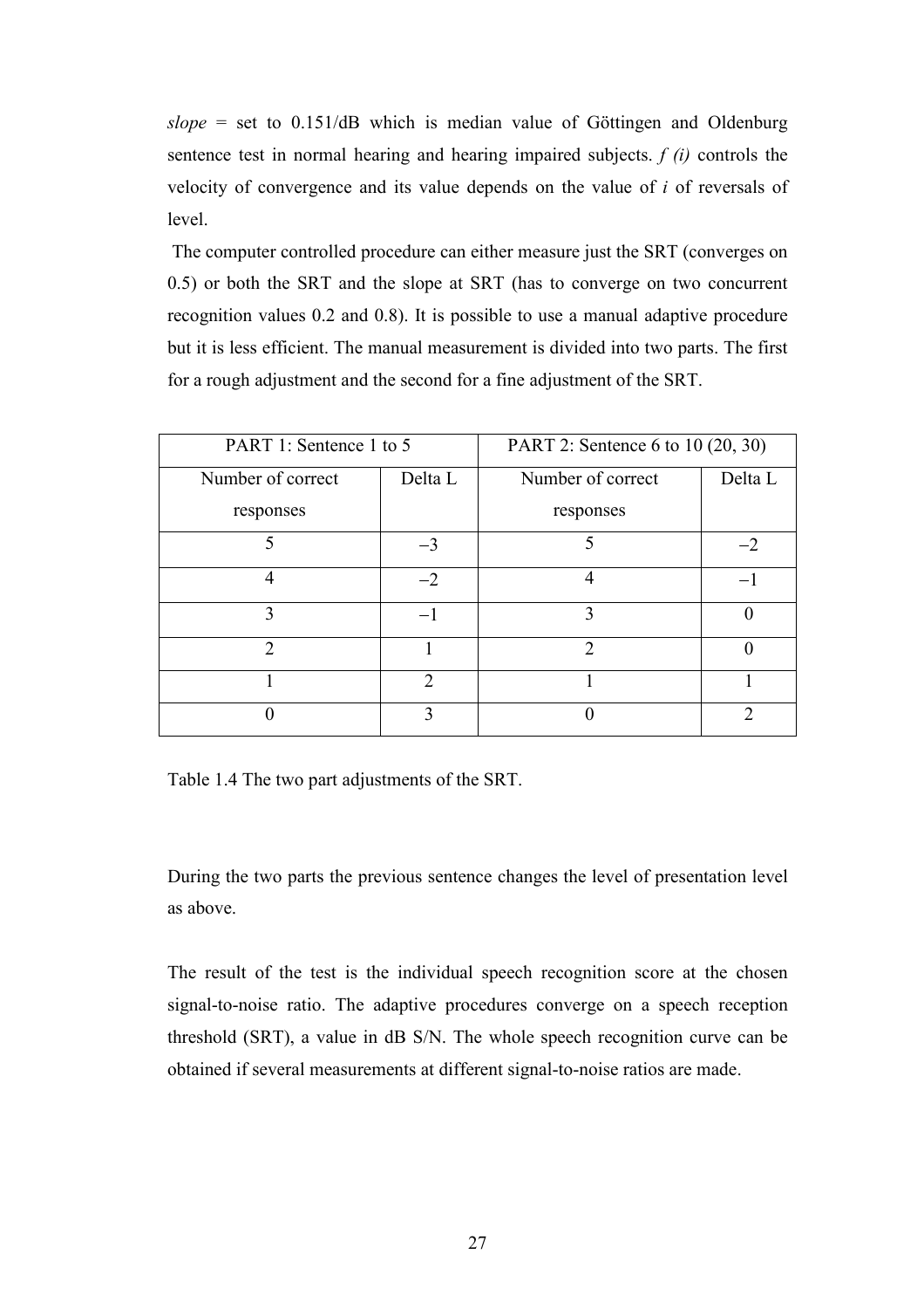*slope* = set to 0.151/dB which is median value of Göttingen and Oldenburg sentence test in normal hearing and hearing impaired subjects. *f (i)* controls the velocity of convergence and its value depends on the value of *i* of reversals of level.

The computer controlled procedure can either measure just the SRT (converges on 0.5) or both the SRT and the slope at SRT (has to converge on two concurrent recognition values 0.2 and 0.8). It is possible to use a manual adaptive procedure but it is less efficient. The manual measurement is divided into two parts. The first for a rough adjustment and the second for a fine adjustment of the SRT.

| PART 1: Sentence 1 to 5 | | PART 2: Sentence 6 to 10 (20, 30) | |
|---|---|---|---|
| Number of correct responses | Delta L | Number of correct responses | Delta L |
| 5 | −3 | 5 | −2 |
| 4 | −2 | 4 | −1 |
| 3 | −1 | 3 | 0 |
| 2 | 1 | 2 | 0 |
| 1 | 2 | 1 | 1 |
| 0 | 3 | 0 | 2 |

Table 1.4 The two part adjustments of the SRT.

During the two parts the previous sentence changes the level of presentation level as above.

The result of the test is the individual speech recognition score at the chosen signal-to-noise ratio. The adaptive procedures converge on a speech reception threshold (SRT), a value in dB S/N. The whole speech recognition curve can be obtained if several measurements at different signal-to-noise ratios are made.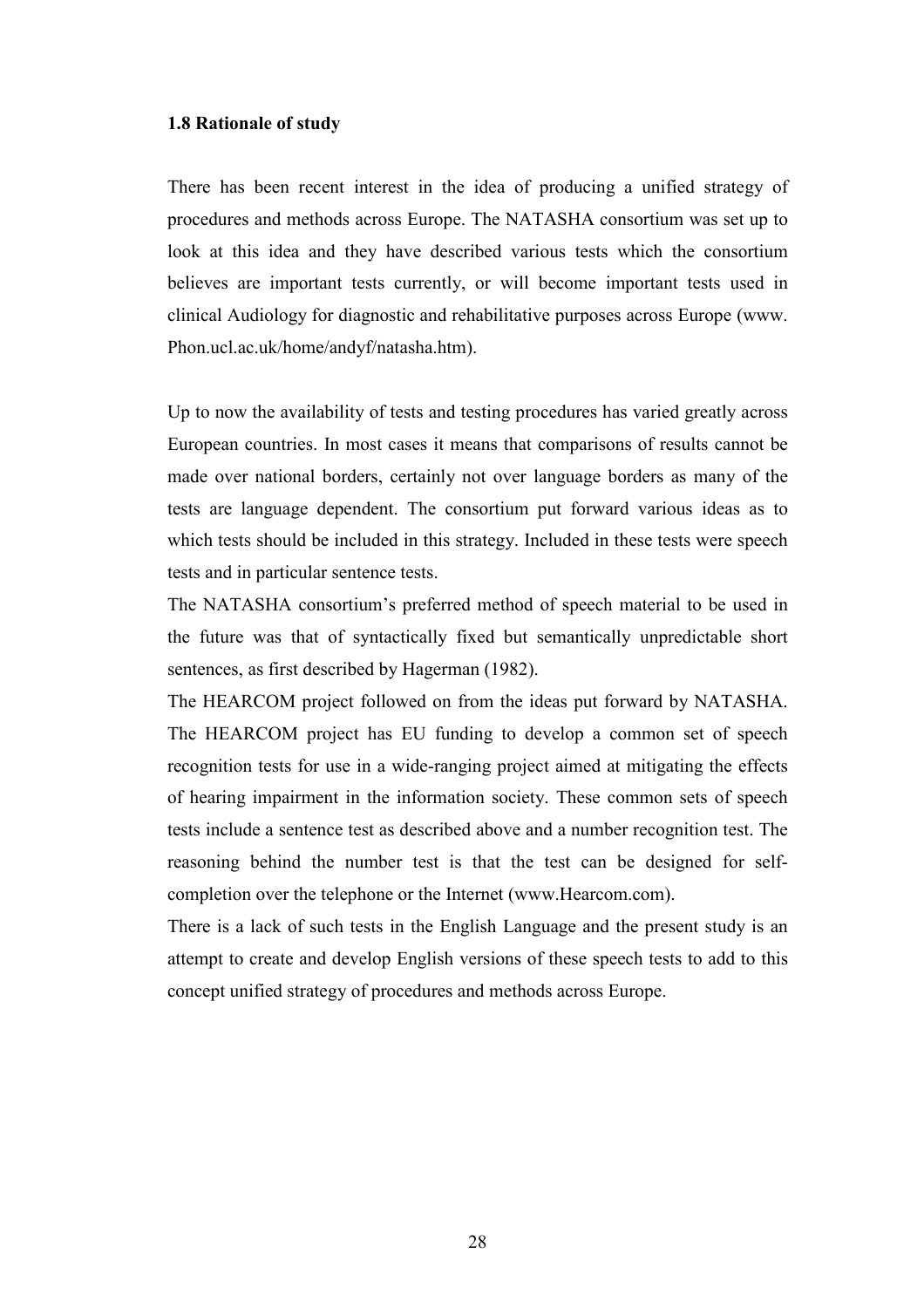### 1.8 Rationale of study

There has been recent interest in the idea of producing a unified strategy of procedures and methods across Europe. The NATASHA consortium was set up to look at this idea and they have described various tests which the consortium believes are important tests currently, or will become important tests used in clinical Audiology for diagnostic and rehabilitative purposes across Europe (www. Phon.ucl.ac.uk/home/andyf/natasha.htm).

Up to now the availability of tests and testing procedures has varied greatly across European countries. In most cases it means that comparisons of results cannot be made over national borders, certainly not over language borders as many of the tests are language dependent. The consortium put forward various ideas as to which tests should be included in this strategy. Included in these tests were speech tests and in particular sentence tests.

The NATASHA consortium's preferred method of speech material to be used in the future was that of syntactically fixed but semantically unpredictable short sentences, as first described by Hagerman (1982).

The HEARCOM project followed on from the ideas put forward by NATASHA. The HEARCOM project has EU funding to develop a common set of speech recognition tests for use in a wide-ranging project aimed at mitigating the effects of hearing impairment in the information society. These common sets of speech tests include a sentence test as described above and a number recognition test. The reasoning behind the number test is that the test can be designed for self-completion over the telephone or the Internet (www.Hearcom.com).

There is a lack of such tests in the English Language and the present study is an attempt to create and develop English versions of these speech tests to add to this concept unified strategy of procedures and methods across Europe.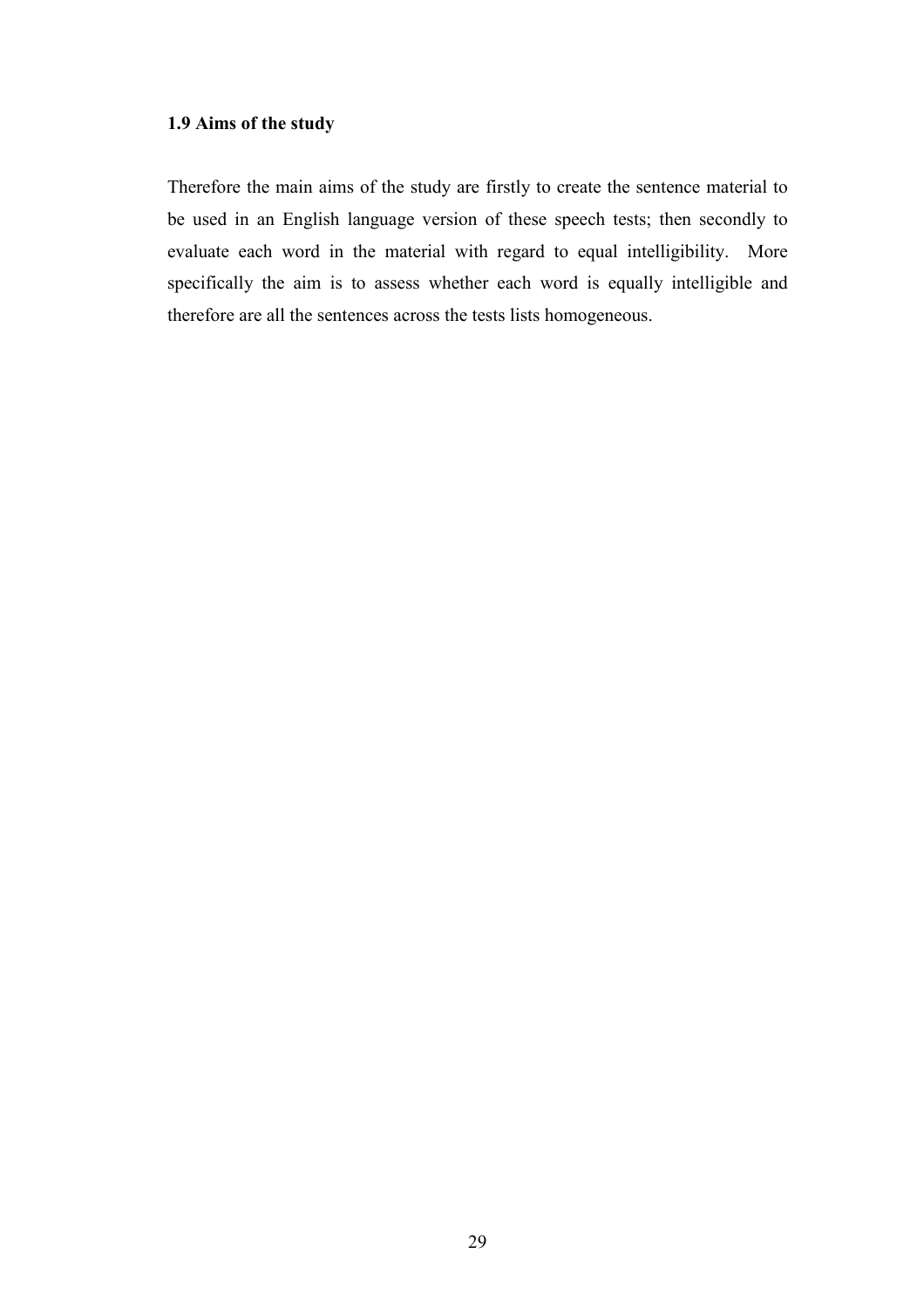### 1.9 Aims of the study

Therefore the main aims of the study are firstly to create the sentence material to be used in an English language version of these speech tests; then secondly to evaluate each word in the material with regard to equal intelligibility. More specifically the aim is to assess whether each word is equally intelligible and therefore are all the sentences across the tests lists homogeneous.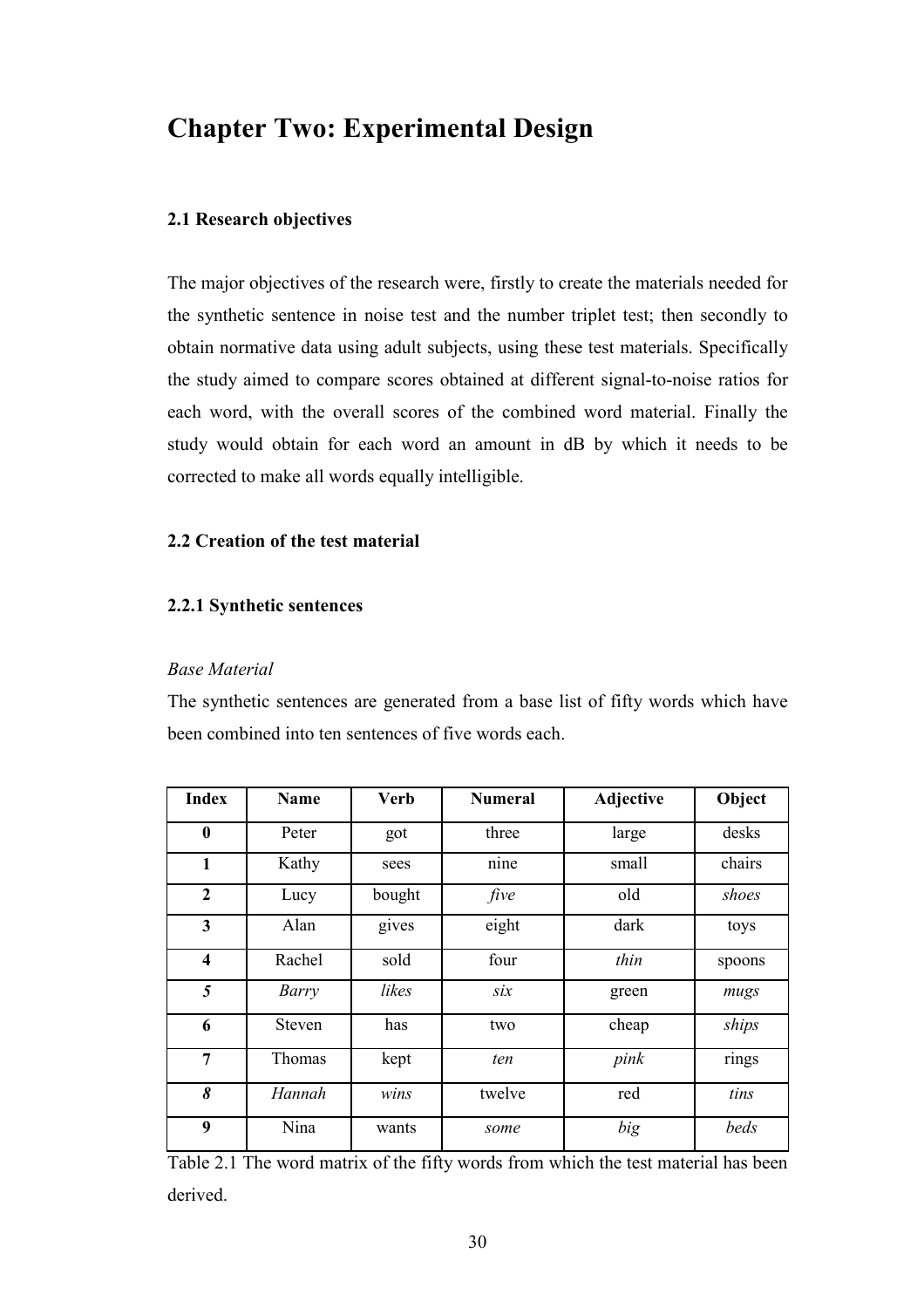# Chapter Two: Experimental Design

### 2.1 Research objectives

The major objectives of the research were, firstly to create the materials needed for the synthetic sentence in noise test and the number triplet test; then secondly to obtain normative data using adult subjects, using these test materials. Specifically the study aimed to compare scores obtained at different signal-to-noise ratios for each word, with the overall scores of the combined word material. Finally the study would obtain for each word an amount in dB by which it needs to be corrected to make all words equally intelligible.

### 2.2 Creation of the test material

#### 2.2.1 Synthetic sentences

*Base Material*

The synthetic sentences are generated from a base list of fifty words which have been combined into ten sentences of five words each.

| Index | Name | Verb | Numeral | Adjective | Object |
|---|---|---|---|---|---|
| **0** | Peter | got | three | large | desks |
| **1** | Kathy | sees | nine | small | chairs |
| **2** | Lucy | bought | *five* | old | *shoes* |
| **3** | Alan | gives | eight | dark | toys |
| **4** | Rachel | sold | four | *thin* | spoons |
| ***5*** | *Barry* | *likes* | *six* | green | *mugs* |
| **6** | Steven | has | two | cheap | *ships* |
| **7** | Thomas | kept | *ten* | *pink* | rings |
| ***8*** | *Hannah* | *wins* | twelve | red | *tins* |
| **9** | Nina | wants | *some* | *big* | *beds* |

Table 2.1 The word matrix of the fifty words from which the test material has been derived.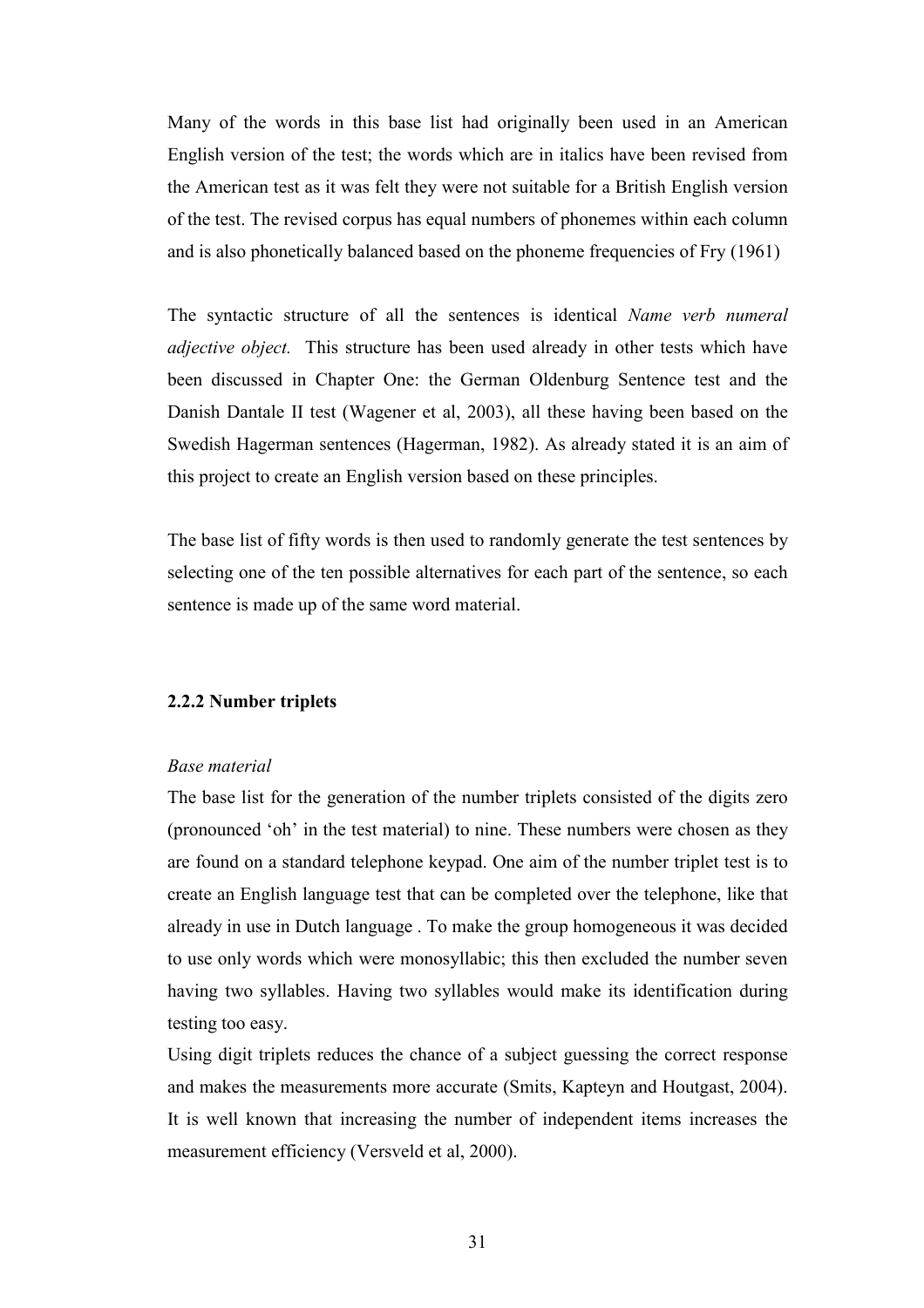Many of the words in this base list had originally been used in an American English version of the test; the words which are in italics have been revised from the American test as it was felt they were not suitable for a British English version of the test. The revised corpus has equal numbers of phonemes within each column and is also phonetically balanced based on the phoneme frequencies of Fry (1961)

The syntactic structure of all the sentences is identical *Name verb numeral adjective object.* This structure has been used already in other tests which have been discussed in Chapter One: the German Oldenburg Sentence test and the Danish Dantale II test (Wagener et al, 2003), all these having been based on the Swedish Hagerman sentences (Hagerman, 1982). As already stated it is an aim of this project to create an English version based on these principles.

The base list of fifty words is then used to randomly generate the test sentences by selecting one of the ten possible alternatives for each part of the sentence, so each sentence is made up of the same word material.

### 2.2.2 Number triplets

*Base material*

The base list for the generation of the number triplets consisted of the digits zero (pronounced 'oh' in the test material) to nine. These numbers were chosen as they are found on a standard telephone keypad. One aim of the number triplet test is to create an English language test that can be completed over the telephone, like that already in use in Dutch language . To make the group homogeneous it was decided to use only words which were monosyllabic; this then excluded the number seven having two syllables. Having two syllables would make its identification during testing too easy.

Using digit triplets reduces the chance of a subject guessing the correct response and makes the measurements more accurate (Smits, Kapteyn and Houtgast, 2004). It is well known that increasing the number of independent items increases the measurement efficiency (Versveld et al, 2000).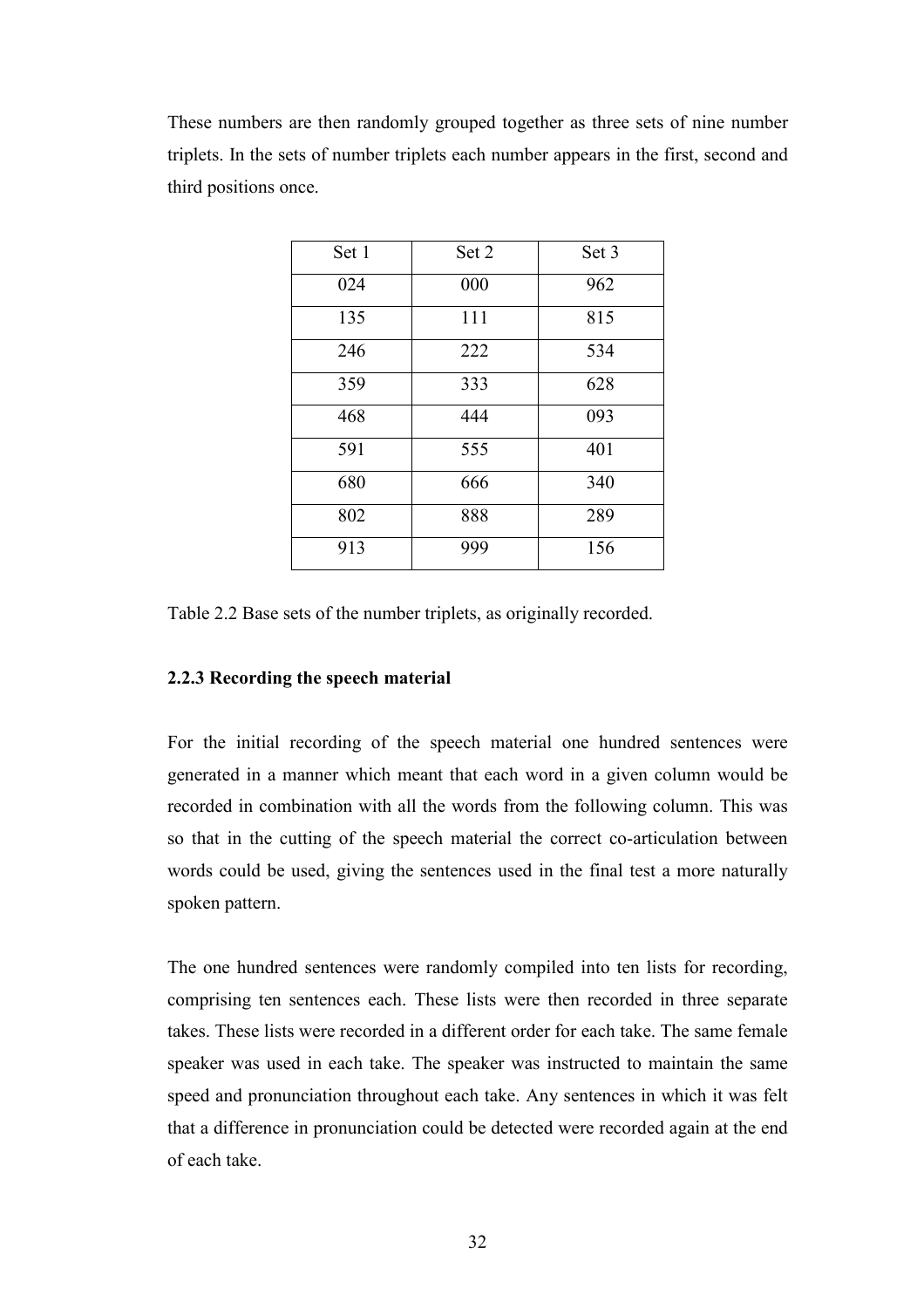These numbers are then randomly grouped together as three sets of nine number triplets. In the sets of number triplets each number appears in the first, second and third positions once.

| Set 1 | Set 2 | Set 3 |
|---|---|---|
| 024 | 000 | 962 |
| 135 | 111 | 815 |
| 246 | 222 | 534 |
| 359 | 333 | 628 |
| 468 | 444 | 093 |
| 591 | 555 | 401 |
| 680 | 666 | 340 |
| 802 | 888 | 289 |
| 913 | 999 | 156 |

Table 2.2 Base sets of the number triplets, as originally recorded.

### 2.2.3 Recording the speech material

For the initial recording of the speech material one hundred sentences were generated in a manner which meant that each word in a given column would be recorded in combination with all the words from the following column. This was so that in the cutting of the speech material the correct co-articulation between words could be used, giving the sentences used in the final test a more naturally spoken pattern.

The one hundred sentences were randomly compiled into ten lists for recording, comprising ten sentences each. These lists were then recorded in three separate takes. These lists were recorded in a different order for each take. The same female speaker was used in each take. The speaker was instructed to maintain the same speed and pronunciation throughout each take. Any sentences in which it was felt that a difference in pronunciation could be detected were recorded again at the end of each take.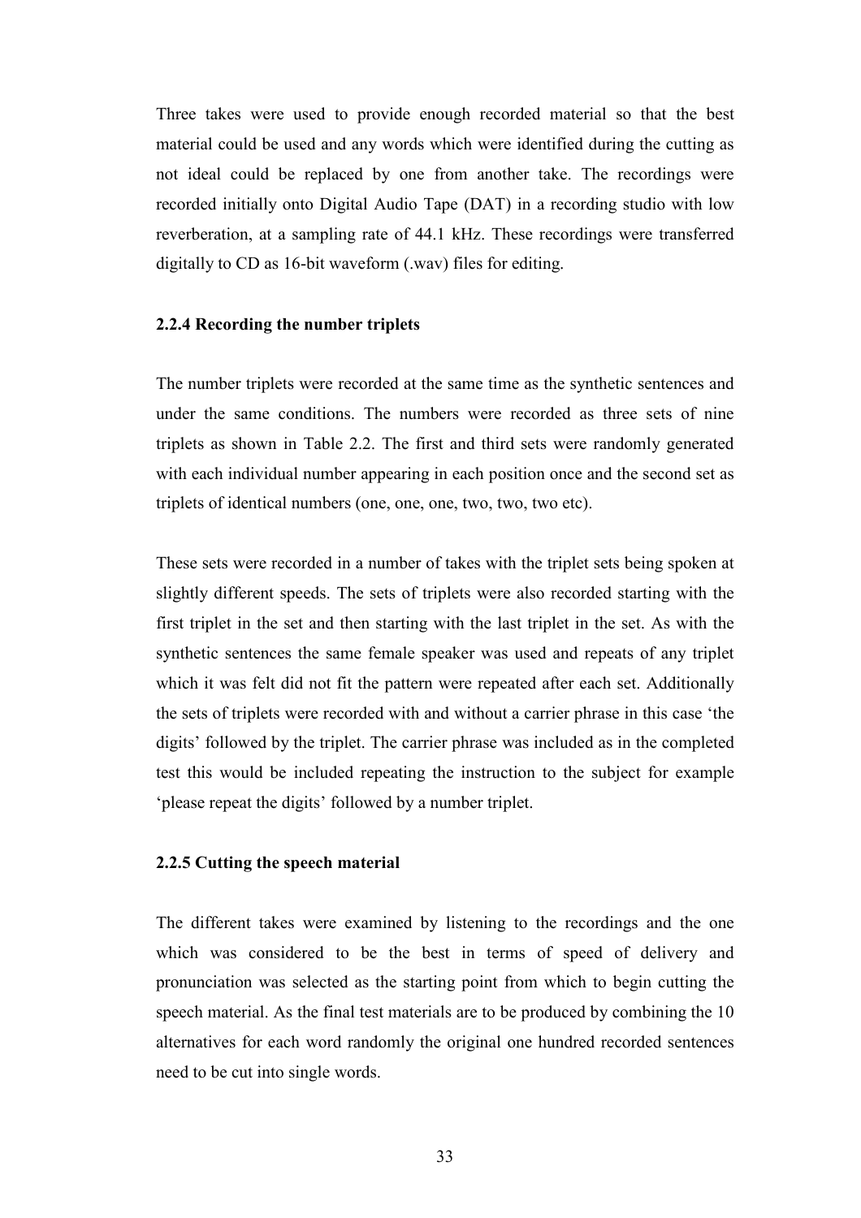Three takes were used to provide enough recorded material so that the best material could be used and any words which were identified during the cutting as not ideal could be replaced by one from another take. The recordings were recorded initially onto Digital Audio Tape (DAT) in a recording studio with low reverberation, at a sampling rate of 44.1 kHz. These recordings were transferred digitally to CD as 16-bit waveform (.wav) files for editing.

### 2.2.4 Recording the number triplets

The number triplets were recorded at the same time as the synthetic sentences and under the same conditions. The numbers were recorded as three sets of nine triplets as shown in Table 2.2. The first and third sets were randomly generated with each individual number appearing in each position once and the second set as triplets of identical numbers (one, one, one, two, two, two etc).

These sets were recorded in a number of takes with the triplet sets being spoken at slightly different speeds. The sets of triplets were also recorded starting with the first triplet in the set and then starting with the last triplet in the set. As with the synthetic sentences the same female speaker was used and repeats of any triplet which it was felt did not fit the pattern were repeated after each set. Additionally the sets of triplets were recorded with and without a carrier phrase in this case 'the digits' followed by the triplet. The carrier phrase was included as in the completed test this would be included repeating the instruction to the subject for example 'please repeat the digits' followed by a number triplet.

### 2.2.5 Cutting the speech material

The different takes were examined by listening to the recordings and the one which was considered to be the best in terms of speed of delivery and pronunciation was selected as the starting point from which to begin cutting the speech material. As the final test materials are to be produced by combining the 10 alternatives for each word randomly the original one hundred recorded sentences need to be cut into single words.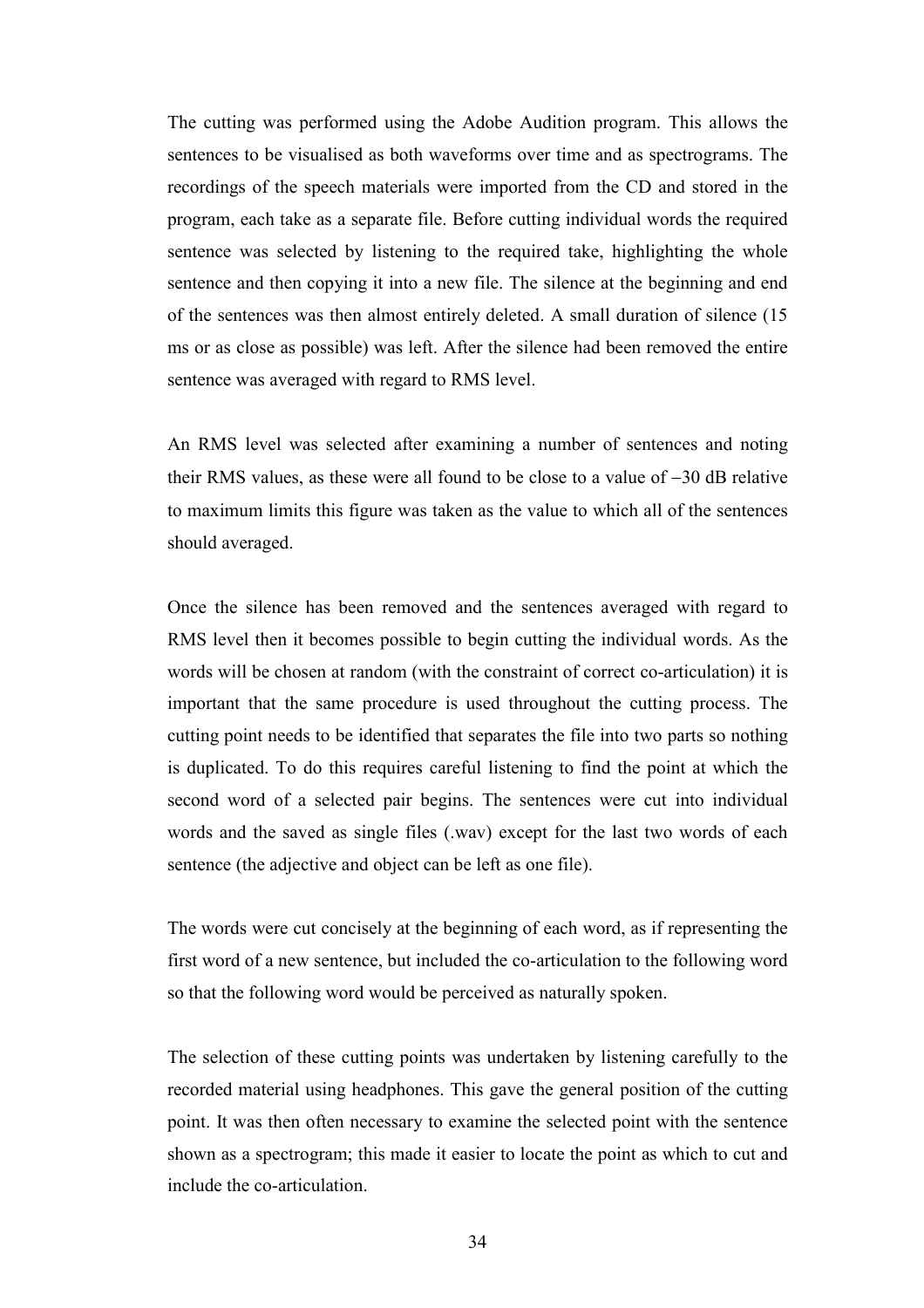The cutting was performed using the Adobe Audition program. This allows the sentences to be visualised as both waveforms over time and as spectrograms. The recordings of the speech materials were imported from the CD and stored in the program, each take as a separate file. Before cutting individual words the required sentence was selected by listening to the required take, highlighting the whole sentence and then copying it into a new file. The silence at the beginning and end of the sentences was then almost entirely deleted. A small duration of silence (15 ms or as close as possible) was left. After the silence had been removed the entire sentence was averaged with regard to RMS level.

An RMS level was selected after examining a number of sentences and noting their RMS values, as these were all found to be close to a value of −30 dB relative to maximum limits this figure was taken as the value to which all of the sentences should averaged.

Once the silence has been removed and the sentences averaged with regard to RMS level then it becomes possible to begin cutting the individual words. As the words will be chosen at random (with the constraint of correct co-articulation) it is important that the same procedure is used throughout the cutting process. The cutting point needs to be identified that separates the file into two parts so nothing is duplicated. To do this requires careful listening to find the point at which the second word of a selected pair begins. The sentences were cut into individual words and the saved as single files (.wav) except for the last two words of each sentence (the adjective and object can be left as one file).

The words were cut concisely at the beginning of each word, as if representing the first word of a new sentence, but included the co-articulation to the following word so that the following word would be perceived as naturally spoken.

The selection of these cutting points was undertaken by listening carefully to the recorded material using headphones. This gave the general position of the cutting point. It was then often necessary to examine the selected point with the sentence shown as a spectrogram; this made it easier to locate the point as which to cut and include the co-articulation.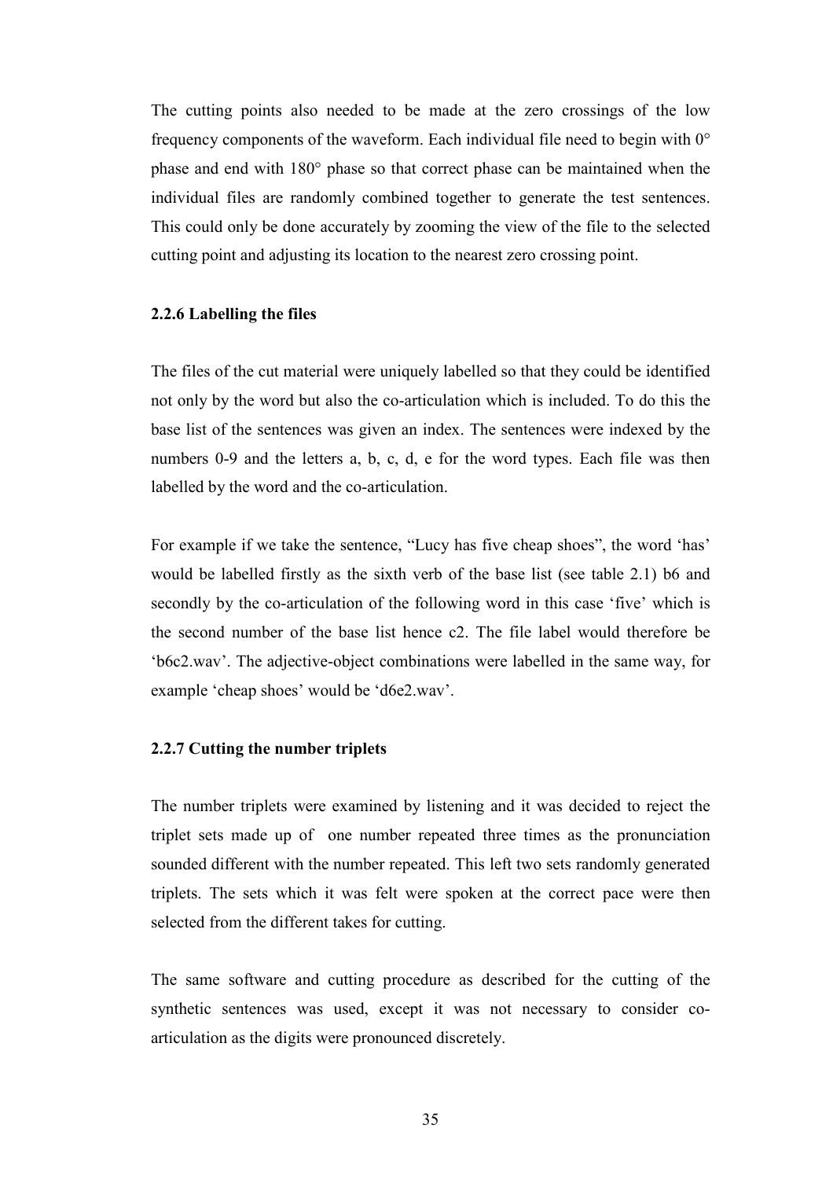The cutting points also needed to be made at the zero crossings of the low frequency components of the waveform. Each individual file need to begin with 0° phase and end with 180° phase so that correct phase can be maintained when the individual files are randomly combined together to generate the test sentences. This could only be done accurately by zooming the view of the file to the selected cutting point and adjusting its location to the nearest zero crossing point.

### 2.2.6 Labelling the files

The files of the cut material were uniquely labelled so that they could be identified not only by the word but also the co-articulation which is included. To do this the base list of the sentences was given an index. The sentences were indexed by the numbers 0-9 and the letters a, b, c, d, e for the word types. Each file was then labelled by the word and the co-articulation.

For example if we take the sentence, "Lucy has five cheap shoes", the word 'has' would be labelled firstly as the sixth verb of the base list (see table 2.1) b6 and secondly by the co-articulation of the following word in this case 'five' which is the second number of the base list hence c2. The file label would therefore be 'b6c2.wav'. The adjective-object combinations were labelled in the same way, for example 'cheap shoes' would be 'd6e2.wav'.

### 2.2.7 Cutting the number triplets

The number triplets were examined by listening and it was decided to reject the triplet sets made up of one number repeated three times as the pronunciation sounded different with the number repeated. This left two sets randomly generated triplets. The sets which it was felt were spoken at the correct pace were then selected from the different takes for cutting.

The same software and cutting procedure as described for the cutting of the synthetic sentences was used, except it was not necessary to consider co-articulation as the digits were pronounced discretely.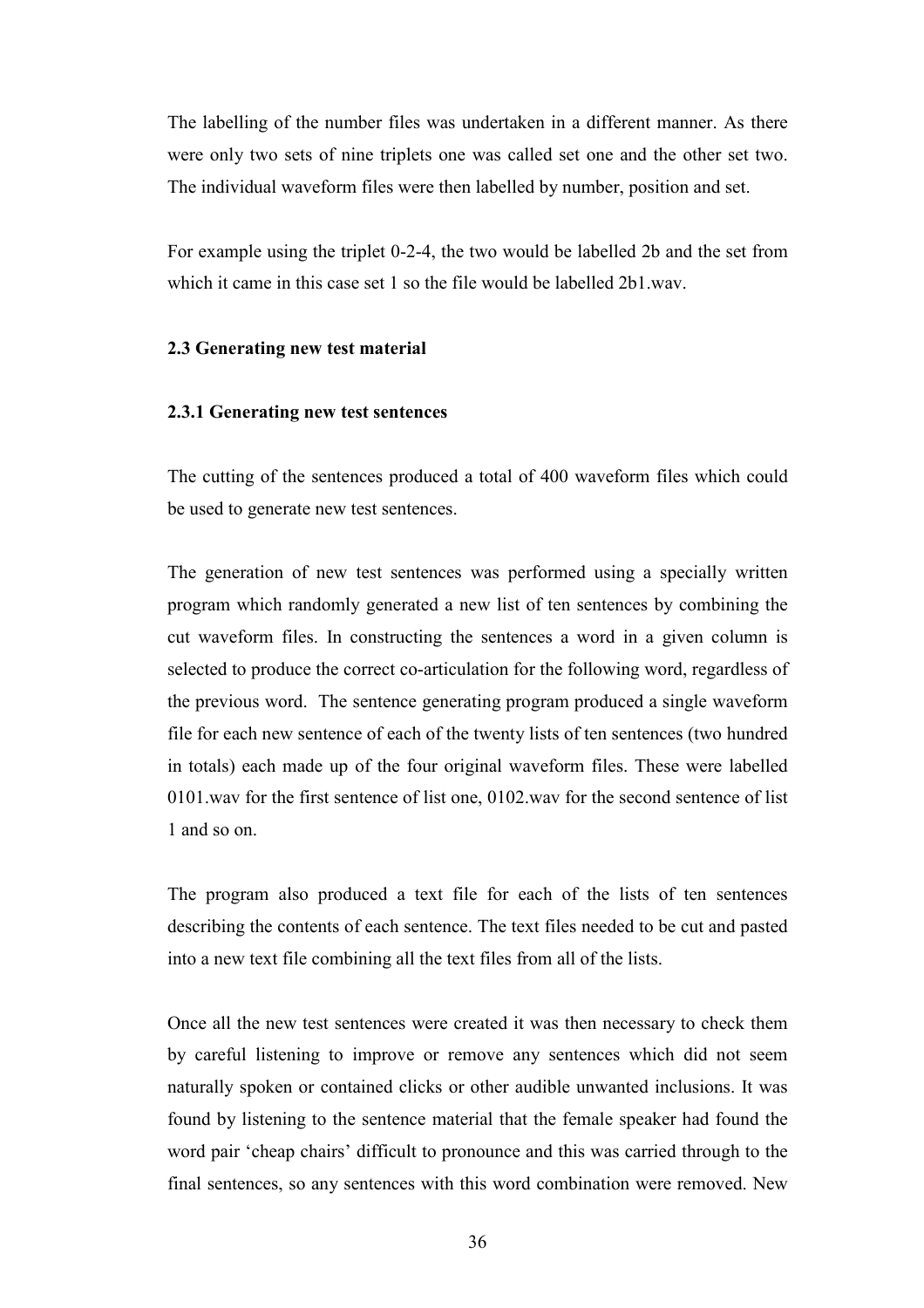The labelling of the number files was undertaken in a different manner. As there were only two sets of nine triplets one was called set one and the other set two. The individual waveform files were then labelled by number, position and set.

For example using the triplet 0-2-4, the two would be labelled 2b and the set from which it came in this case set 1 so the file would be labelled 2b1.wav.

### 2.3 Generating new test material

#### 2.3.1 Generating new test sentences

The cutting of the sentences produced a total of 400 waveform files which could be used to generate new test sentences.

The generation of new test sentences was performed using a specially written program which randomly generated a new list of ten sentences by combining the cut waveform files. In constructing the sentences a word in a given column is selected to produce the correct co-articulation for the following word, regardless of the previous word. The sentence generating program produced a single waveform file for each new sentence of each of the twenty lists of ten sentences (two hundred in totals) each made up of the four original waveform files. These were labelled 0101.wav for the first sentence of list one, 0102.wav for the second sentence of list 1 and so on.

The program also produced a text file for each of the lists of ten sentences describing the contents of each sentence. The text files needed to be cut and pasted into a new text file combining all the text files from all of the lists.

Once all the new test sentences were created it was then necessary to check them by careful listening to improve or remove any sentences which did not seem naturally spoken or contained clicks or other audible unwanted inclusions. It was found by listening to the sentence material that the female speaker had found the word pair 'cheap chairs' difficult to pronounce and this was carried through to the final sentences, so any sentences with this word combination were removed. New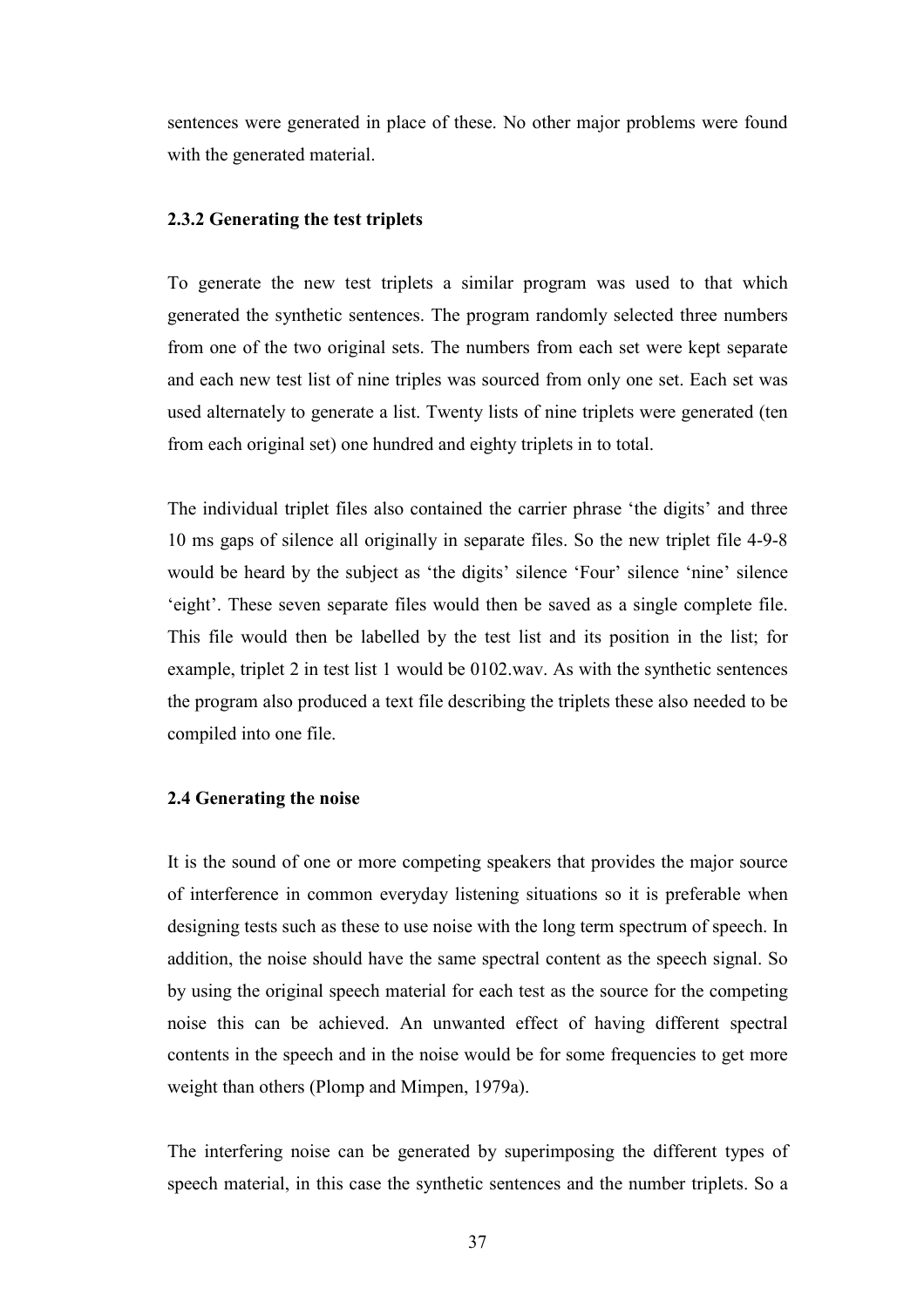sentences were generated in place of these. No other major problems were found with the generated material.

### 2.3.2 Generating the test triplets

To generate the new test triplets a similar program was used to that which generated the synthetic sentences. The program randomly selected three numbers from one of the two original sets. The numbers from each set were kept separate and each new test list of nine triples was sourced from only one set. Each set was used alternately to generate a list. Twenty lists of nine triplets were generated (ten from each original set) one hundred and eighty triplets in to total.

The individual triplet files also contained the carrier phrase 'the digits' and three 10 ms gaps of silence all originally in separate files. So the new triplet file 4-9-8 would be heard by the subject as 'the digits' silence 'Four' silence 'nine' silence 'eight'. These seven separate files would then be saved as a single complete file. This file would then be labelled by the test list and its position in the list; for example, triplet 2 in test list 1 would be 0102.wav. As with the synthetic sentences the program also produced a text file describing the triplets these also needed to be compiled into one file.

## 2.4 Generating the noise

It is the sound of one or more competing speakers that provides the major source of interference in common everyday listening situations so it is preferable when designing tests such as these to use noise with the long term spectrum of speech. In addition, the noise should have the same spectral content as the speech signal. So by using the original speech material for each test as the source for the competing noise this can be achieved. An unwanted effect of having different spectral contents in the speech and in the noise would be for some frequencies to get more weight than others (Plomp and Mimpen, 1979a).

The interfering noise can be generated by superimposing the different types of speech material, in this case the synthetic sentences and the number triplets. So a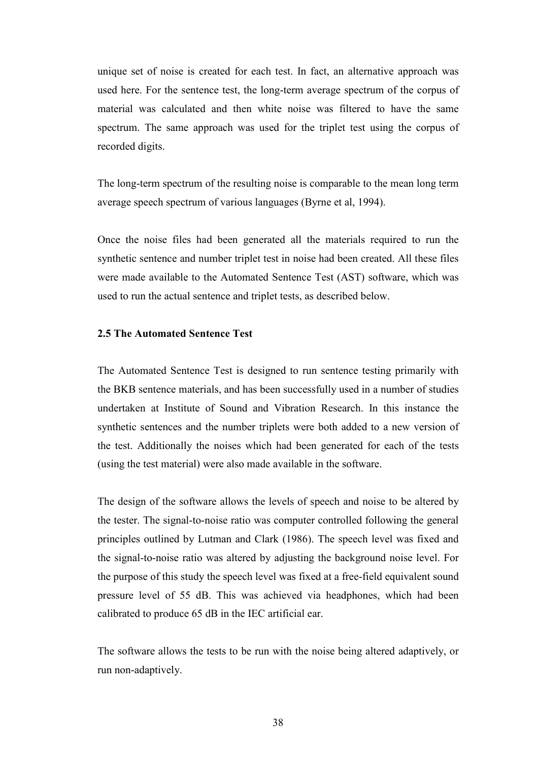unique set of noise is created for each test. In fact, an alternative approach was used here. For the sentence test, the long-term average spectrum of the corpus of material was calculated and then white noise was filtered to have the same spectrum. The same approach was used for the triplet test using the corpus of recorded digits.

The long-term spectrum of the resulting noise is comparable to the mean long term average speech spectrum of various languages (Byrne et al, 1994).

Once the noise files had been generated all the materials required to run the synthetic sentence and number triplet test in noise had been created. All these files were made available to the Automated Sentence Test (AST) software, which was used to run the actual sentence and triplet tests, as described below.

### 2.5 The Automated Sentence Test

The Automated Sentence Test is designed to run sentence testing primarily with the BKB sentence materials, and has been successfully used in a number of studies undertaken at Institute of Sound and Vibration Research. In this instance the synthetic sentences and the number triplets were both added to a new version of the test. Additionally the noises which had been generated for each of the tests (using the test material) were also made available in the software.

The design of the software allows the levels of speech and noise to be altered by the tester. The signal-to-noise ratio was computer controlled following the general principles outlined by Lutman and Clark (1986). The speech level was fixed and the signal-to-noise ratio was altered by adjusting the background noise level. For the purpose of this study the speech level was fixed at a free-field equivalent sound pressure level of 55 dB. This was achieved via headphones, which had been calibrated to produce 65 dB in the IEC artificial ear.

The software allows the tests to be run with the noise being altered adaptively, or run non-adaptively.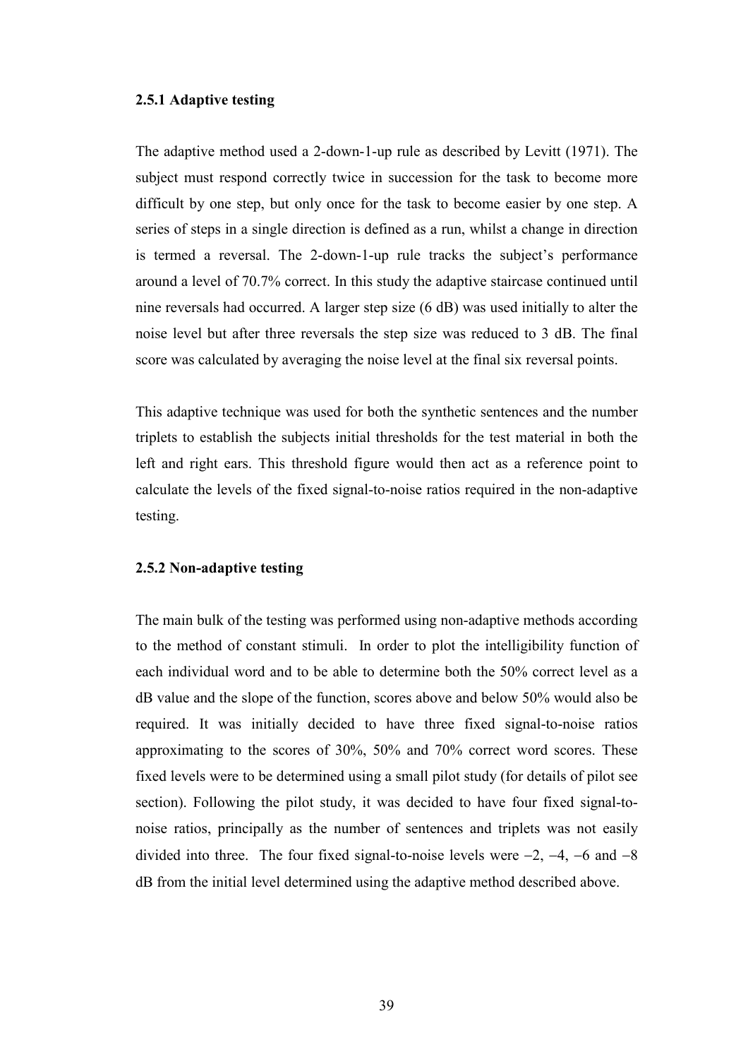### 2.5.1 Adaptive testing

The adaptive method used a 2-down-1-up rule as described by Levitt (1971). The subject must respond correctly twice in succession for the task to become more difficult by one step, but only once for the task to become easier by one step. A series of steps in a single direction is defined as a run, whilst a change in direction is termed a reversal. The 2-down-1-up rule tracks the subject's performance around a level of 70.7% correct. In this study the adaptive staircase continued until nine reversals had occurred. A larger step size (6 dB) was used initially to alter the noise level but after three reversals the step size was reduced to 3 dB. The final score was calculated by averaging the noise level at the final six reversal points.

This adaptive technique was used for both the synthetic sentences and the number triplets to establish the subjects initial thresholds for the test material in both the left and right ears. This threshold figure would then act as a reference point to calculate the levels of the fixed signal-to-noise ratios required in the non-adaptive testing.

### 2.5.2 Non-adaptive testing

The main bulk of the testing was performed using non-adaptive methods according to the method of constant stimuli. In order to plot the intelligibility function of each individual word and to be able to determine both the 50% correct level as a dB value and the slope of the function, scores above and below 50% would also be required. It was initially decided to have three fixed signal-to-noise ratios approximating to the scores of 30%, 50% and 70% correct word scores. These fixed levels were to be determined using a small pilot study (for details of pilot see section). Following the pilot study, it was decided to have four fixed signal-to-noise ratios, principally as the number of sentences and triplets was not easily divided into three. The four fixed signal-to-noise levels were −2, −4, −6 and −8 dB from the initial level determined using the adaptive method described above.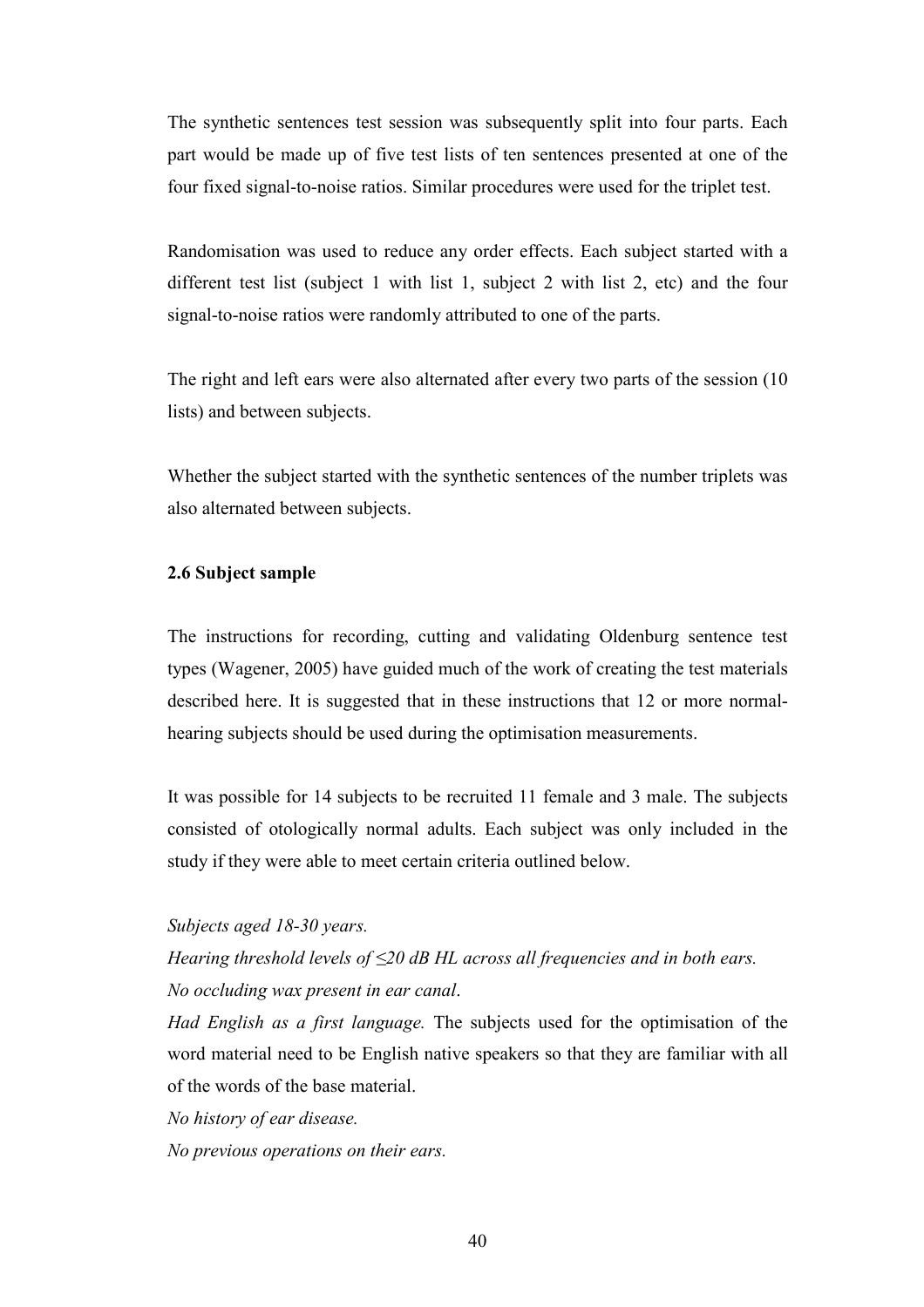The synthetic sentences test session was subsequently split into four parts. Each part would be made up of five test lists of ten sentences presented at one of the four fixed signal-to-noise ratios. Similar procedures were used for the triplet test.

Randomisation was used to reduce any order effects. Each subject started with a different test list (subject 1 with list 1, subject 2 with list 2, etc) and the four signal-to-noise ratios were randomly attributed to one of the parts.

The right and left ears were also alternated after every two parts of the session (10 lists) and between subjects.

Whether the subject started with the synthetic sentences of the number triplets was also alternated between subjects.

### 2.6 Subject sample

The instructions for recording, cutting and validating Oldenburg sentence test types (Wagener, 2005) have guided much of the work of creating the test materials described here. It is suggested that in these instructions that 12 or more normal-hearing subjects should be used during the optimisation measurements.

It was possible for 14 subjects to be recruited 11 female and 3 male. The subjects consisted of otologically normal adults. Each subject was only included in the study if they were able to meet certain criteria outlined below.

*Subjects aged 18-30 years.*

*Hearing threshold levels of ≤20 dB HL across all frequencies and in both ears.*

*No occluding wax present in ear canal*.

*Had English as a first language.* The subjects used for the optimisation of the word material need to be English native speakers so that they are familiar with all of the words of the base material.

*No history of ear disease.*

*No previous operations on their ears.*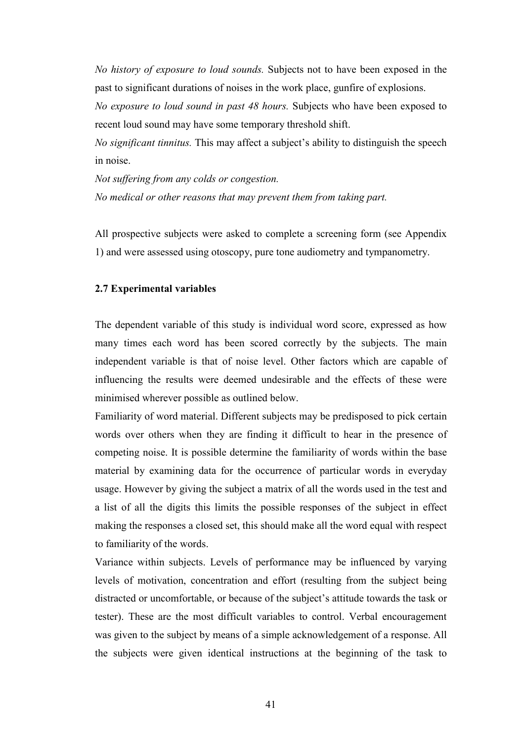*No history of exposure to loud sounds.* Subjects not to have been exposed in the past to significant durations of noises in the work place, gunfire of explosions.

*No exposure to loud sound in past 48 hours.* Subjects who have been exposed to recent loud sound may have some temporary threshold shift.

*No significant tinnitus.* This may affect a subject's ability to distinguish the speech in noise.

*Not suffering from any colds or congestion.*

*No medical or other reasons that may prevent them from taking part.*

All prospective subjects were asked to complete a screening form (see Appendix 1) and were assessed using otoscopy, pure tone audiometry and tympanometry.

**2.7 Experimental variables**

The dependent variable of this study is individual word score, expressed as how many times each word has been scored correctly by the subjects. The main independent variable is that of noise level. Other factors which are capable of influencing the results were deemed undesirable and the effects of these were minimised wherever possible as outlined below.

Familiarity of word material. Different subjects may be predisposed to pick certain words over others when they are finding it difficult to hear in the presence of competing noise. It is possible determine the familiarity of words within the base material by examining data for the occurrence of particular words in everyday usage. However by giving the subject a matrix of all the words used in the test and a list of all the digits this limits the possible responses of the subject in effect making the responses a closed set, this should make all the word equal with respect to familiarity of the words.

Variance within subjects. Levels of performance may be influenced by varying levels of motivation, concentration and effort (resulting from the subject being distracted or uncomfortable, or because of the subject's attitude towards the task or tester). These are the most difficult variables to control. Verbal encouragement was given to the subject by means of a simple acknowledgement of a response. All the subjects were given identical instructions at the beginning of the task to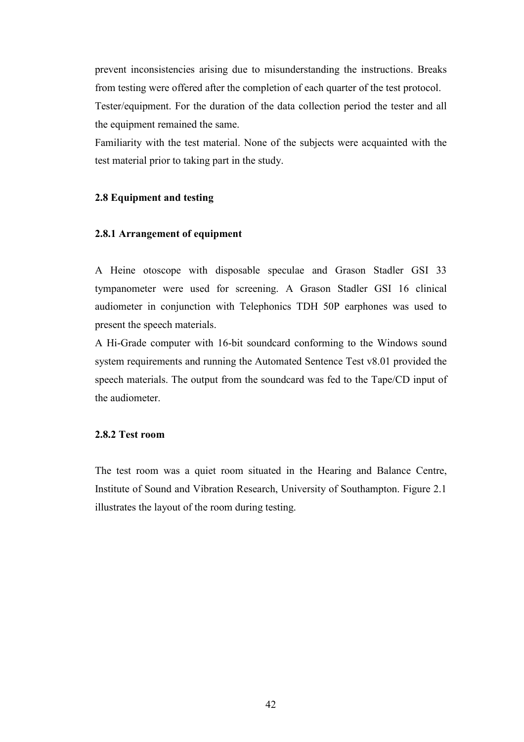prevent inconsistencies arising due to misunderstanding the instructions. Breaks from testing were offered after the completion of each quarter of the test protocol.

Tester/equipment. For the duration of the data collection period the tester and all the equipment remained the same.

Familiarity with the test material. None of the subjects were acquainted with the test material prior to taking part in the study.

## 2.8 Equipment and testing

### 2.8.1 Arrangement of equipment

A Heine otoscope with disposable speculae and Grason Stadler GSI 33 tympanometer were used for screening. A Grason Stadler GSI 16 clinical audiometer in conjunction with Telephonics TDH 50P earphones was used to present the speech materials.

A Hi-Grade computer with 16-bit soundcard conforming to the Windows sound system requirements and running the Automated Sentence Test v8.01 provided the speech materials. The output from the soundcard was fed to the Tape/CD input of the audiometer.

### 2.8.2 Test room

The test room was a quiet room situated in the Hearing and Balance Centre, Institute of Sound and Vibration Research, University of Southampton. Figure 2.1 illustrates the layout of the room during testing.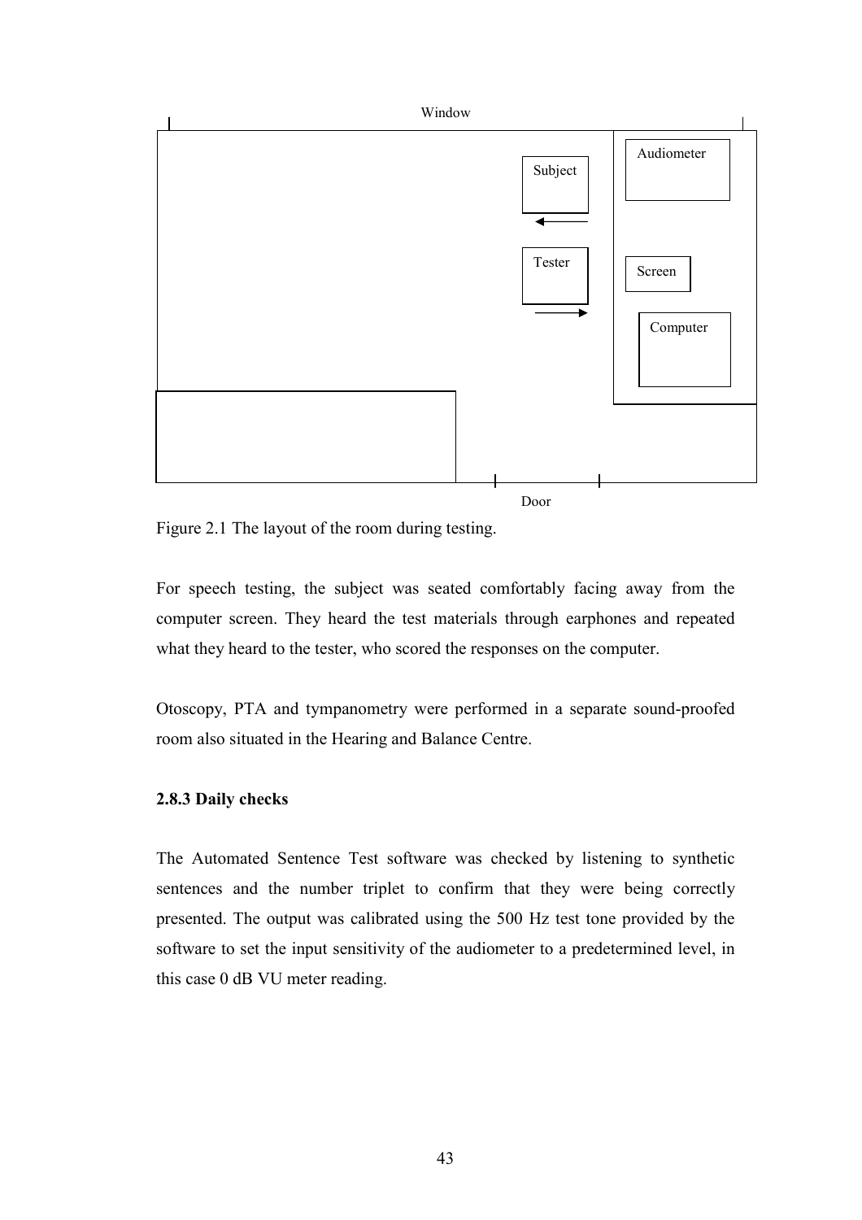Window

Subject

Tester

Audiometer

Screen

Computer

Door

Figure 2.1 The layout of the room during testing.

For speech testing, the subject was seated comfortably facing away from the computer screen. They heard the test materials through earphones and repeated what they heard to the tester, who scored the responses on the computer.

Otoscopy, PTA and tympanometry were performed in a separate sound-proofed room also situated in the Hearing and Balance Centre.

### 2.8.3 Daily checks

The Automated Sentence Test software was checked by listening to synthetic sentences and the number triplet to confirm that they were being correctly presented. The output was calibrated using the 500 Hz test tone provided by the software to set the input sensitivity of the audiometer to a predetermined level, in this case 0 dB VU meter reading.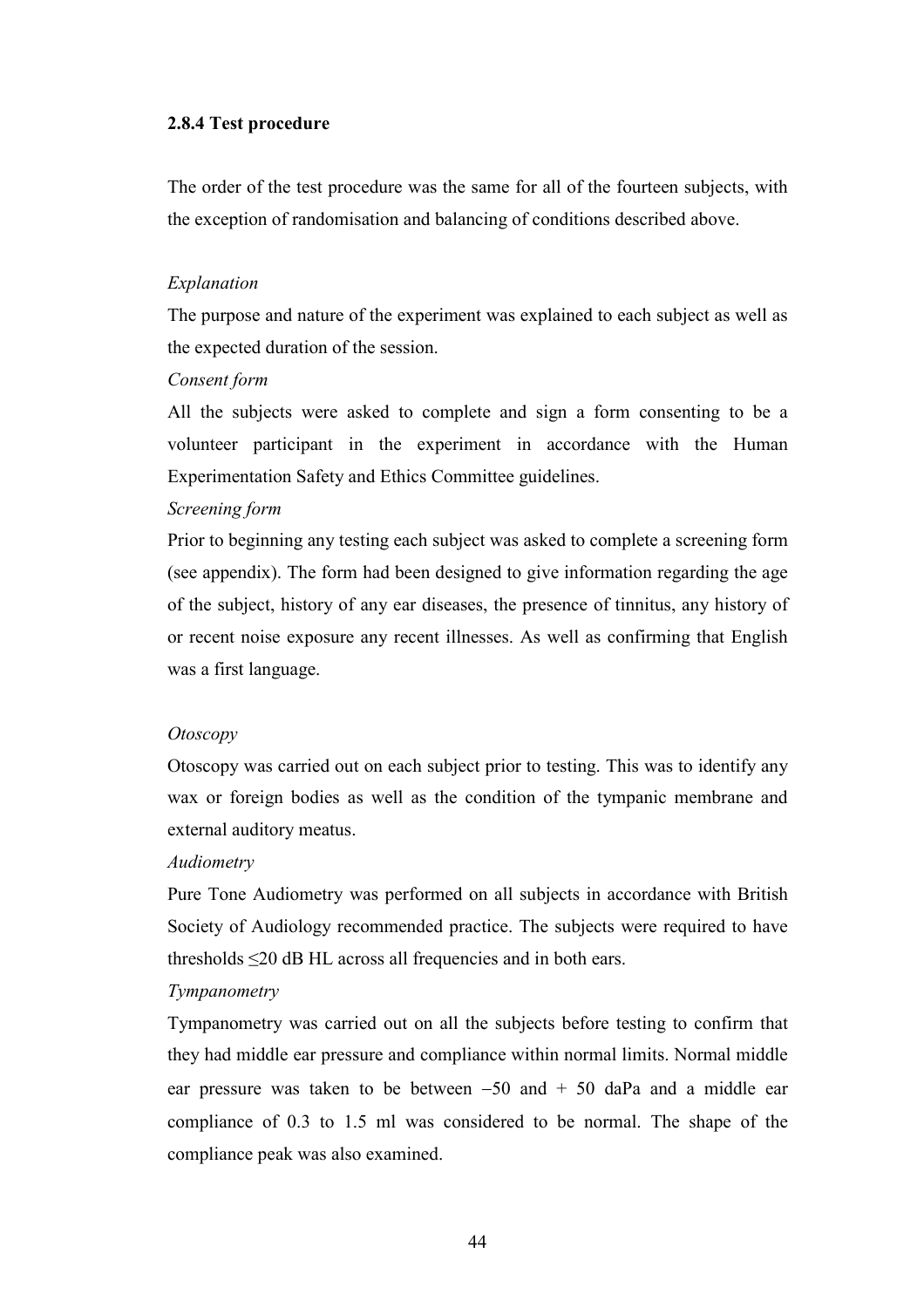### 2.8.4 Test procedure

The order of the test procedure was the same for all of the fourteen subjects, with the exception of randomisation and balancing of conditions described above.

*Explanation*

The purpose and nature of the experiment was explained to each subject as well as the expected duration of the session.

*Consent form*

All the subjects were asked to complete and sign a form consenting to be a volunteer participant in the experiment in accordance with the Human Experimentation Safety and Ethics Committee guidelines.

*Screening form*

Prior to beginning any testing each subject was asked to complete a screening form (see appendix). The form had been designed to give information regarding the age of the subject, history of any ear diseases, the presence of tinnitus, any history of or recent noise exposure any recent illnesses. As well as confirming that English was a first language.

*Otoscopy*

Otoscopy was carried out on each subject prior to testing. This was to identify any wax or foreign bodies as well as the condition of the tympanic membrane and external auditory meatus.

*Audiometry*

Pure Tone Audiometry was performed on all subjects in accordance with British Society of Audiology recommended practice. The subjects were required to have thresholds ≤20 dB HL across all frequencies and in both ears.

*Tympanometry*

Tympanometry was carried out on all the subjects before testing to confirm that they had middle ear pressure and compliance within normal limits. Normal middle ear pressure was taken to be between −50 and + 50 daPa and a middle ear compliance of 0.3 to 1.5 ml was considered to be normal. The shape of the compliance peak was also examined.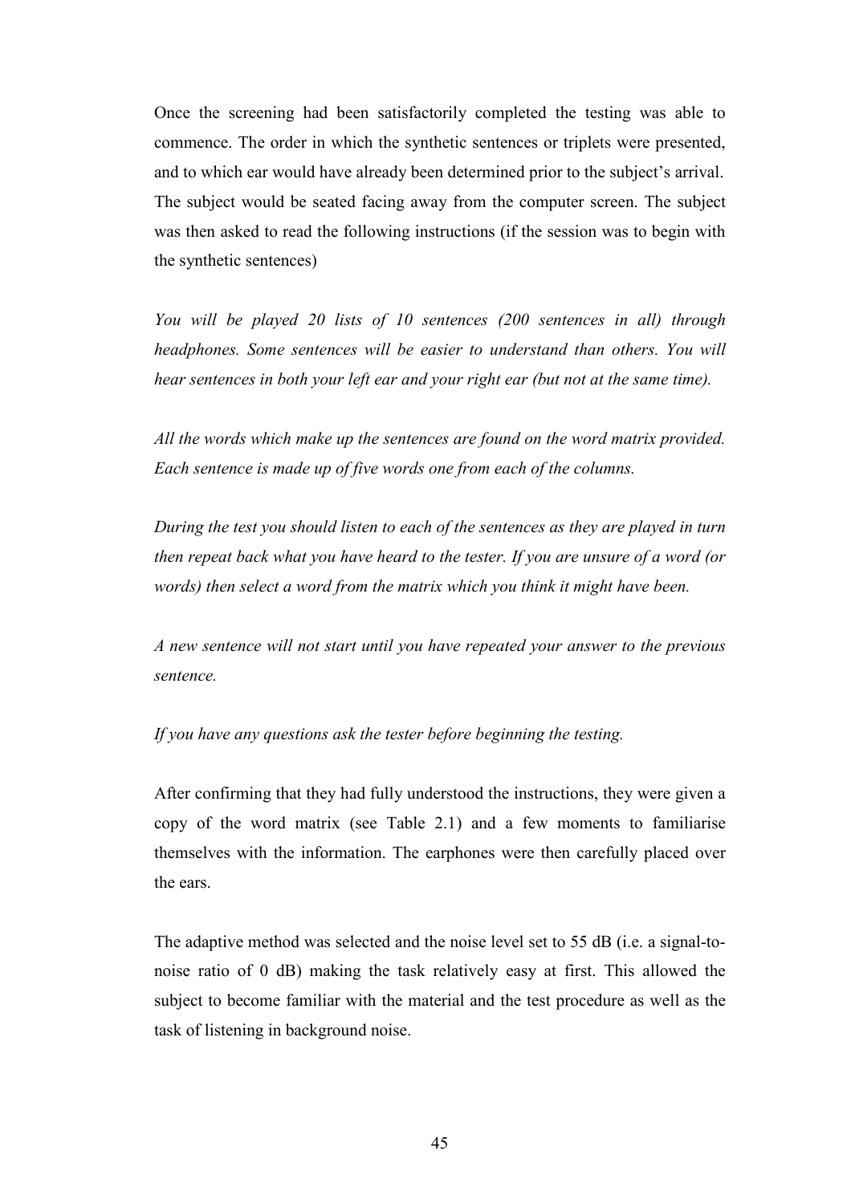Once the screening had been satisfactorily completed the testing was able to commence. The order in which the synthetic sentences or triplets were presented, and to which ear would have already been determined prior to the subject's arrival. The subject would be seated facing away from the computer screen. The subject was then asked to read the following instructions (if the session was to begin with the synthetic sentences)

*You will be played 20 lists of 10 sentences (200 sentences in all) through headphones. Some sentences will be easier to understand than others. You will hear sentences in both your left ear and your right ear (but not at the same time).*

*All the words which make up the sentences are found on the word matrix provided. Each sentence is made up of five words one from each of the columns.*

*During the test you should listen to each of the sentences as they are played in turn then repeat back what you have heard to the tester. If you are unsure of a word (or words) then select a word from the matrix which you think it might have been.*

*A new sentence will not start until you have repeated your answer to the previous sentence.*

*If you have any questions ask the tester before beginning the testing.*

After confirming that they had fully understood the instructions, they were given a copy of the word matrix (see Table 2.1) and a few moments to familiarise themselves with the information. The earphones were then carefully placed over the ears.

The adaptive method was selected and the noise level set to 55 dB (i.e. a signal-to-noise ratio of 0 dB) making the task relatively easy at first. This allowed the subject to become familiar with the material and the test procedure as well as the task of listening in background noise.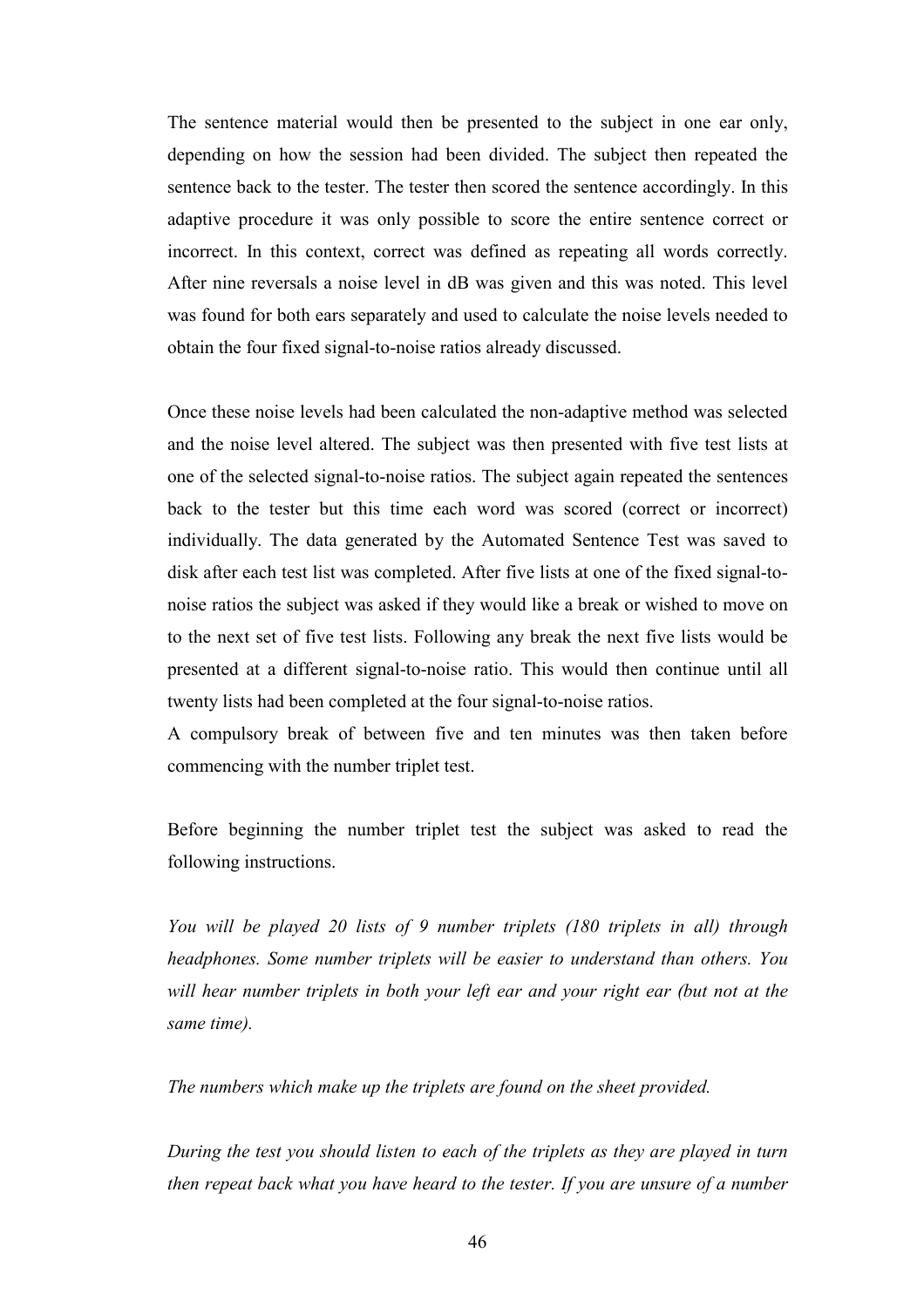The sentence material would then be presented to the subject in one ear only, depending on how the session had been divided. The subject then repeated the sentence back to the tester. The tester then scored the sentence accordingly. In this adaptive procedure it was only possible to score the entire sentence correct or incorrect. In this context, correct was defined as repeating all words correctly. After nine reversals a noise level in dB was given and this was noted. This level was found for both ears separately and used to calculate the noise levels needed to obtain the four fixed signal-to-noise ratios already discussed.

Once these noise levels had been calculated the non-adaptive method was selected and the noise level altered. The subject was then presented with five test lists at one of the selected signal-to-noise ratios. The subject again repeated the sentences back to the tester but this time each word was scored (correct or incorrect) individually. The data generated by the Automated Sentence Test was saved to disk after each test list was completed. After five lists at one of the fixed signal-to-noise ratios the subject was asked if they would like a break or wished to move on to the next set of five test lists. Following any break the next five lists would be presented at a different signal-to-noise ratio. This would then continue until all twenty lists had been completed at the four signal-to-noise ratios.
A compulsory break of between five and ten minutes was then taken before commencing with the number triplet test.

Before beginning the number triplet test the subject was asked to read the following instructions.

*You will be played 20 lists of 9 number triplets (180 triplets in all) through headphones. Some number triplets will be easier to understand than others. You will hear number triplets in both your left ear and your right ear (but not at the same time).*

*The numbers which make up the triplets are found on the sheet provided.*

*During the test you should listen to each of the triplets as they are played in turn then repeat back what you have heard to the tester. If you are unsure of a number*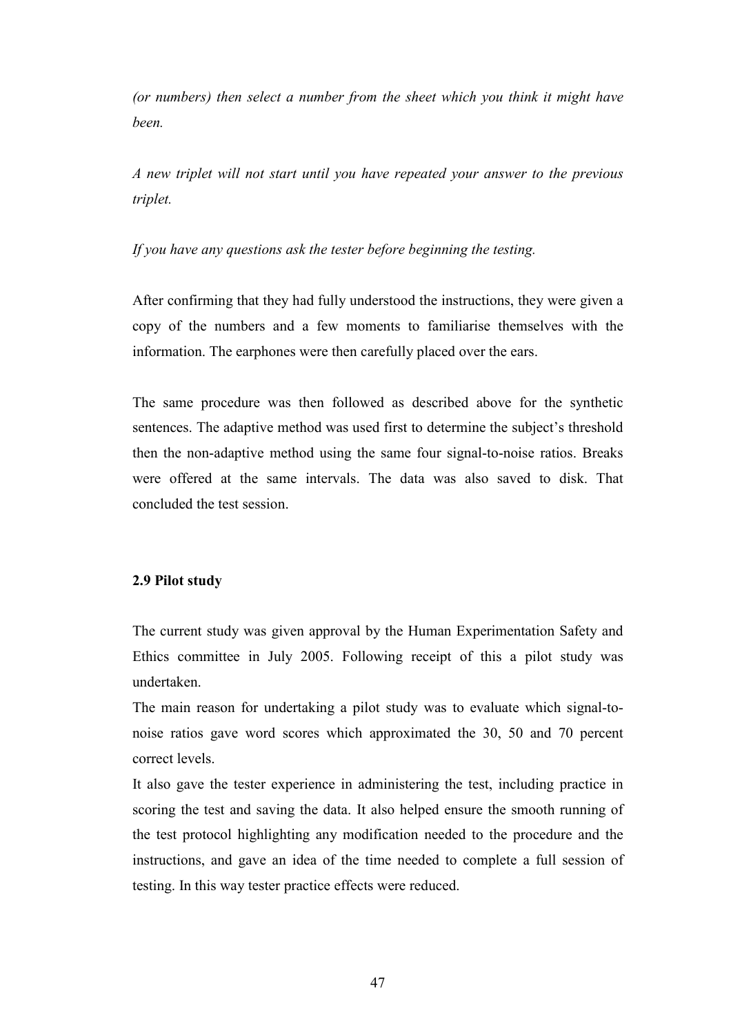*(or numbers) then select a number from the sheet which you think it might have been.*

*A new triplet will not start until you have repeated your answer to the previous triplet.*

*If you have any questions ask the tester before beginning the testing.*

After confirming that they had fully understood the instructions, they were given a copy of the numbers and a few moments to familiarise themselves with the information. The earphones were then carefully placed over the ears.

The same procedure was then followed as described above for the synthetic sentences. The adaptive method was used first to determine the subject's threshold then the non-adaptive method using the same four signal-to-noise ratios. Breaks were offered at the same intervals. The data was also saved to disk. That concluded the test session.

### 2.9 Pilot study

The current study was given approval by the Human Experimentation Safety and Ethics committee in July 2005. Following receipt of this a pilot study was undertaken.

The main reason for undertaking a pilot study was to evaluate which signal-to-noise ratios gave word scores which approximated the 30, 50 and 70 percent correct levels.

It also gave the tester experience in administering the test, including practice in scoring the test and saving the data. It also helped ensure the smooth running of the test protocol highlighting any modification needed to the procedure and the instructions, and gave an idea of the time needed to complete a full session of testing. In this way tester practice effects were reduced.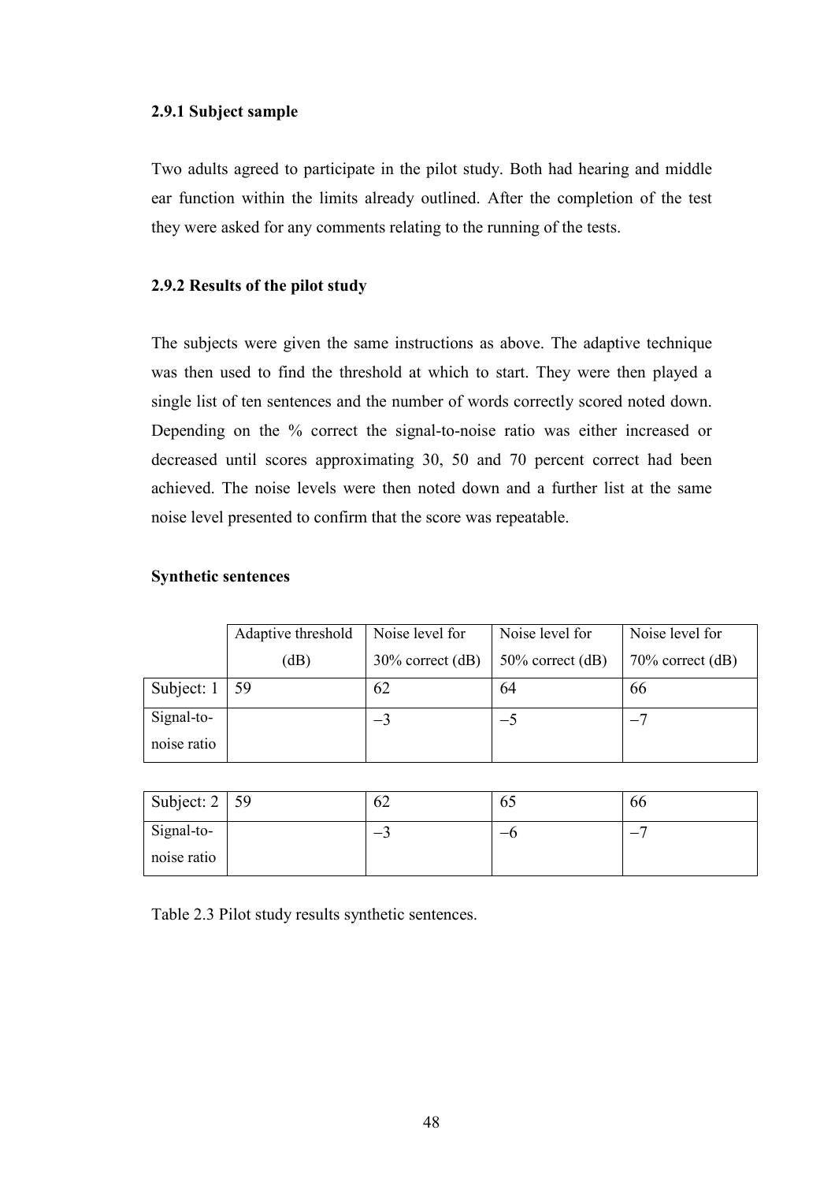### 2.9.1 Subject sample

Two adults agreed to participate in the pilot study. Both had hearing and middle ear function within the limits already outlined. After the completion of the test they were asked for any comments relating to the running of the tests.

### 2.9.2 Results of the pilot study

The subjects were given the same instructions as above. The adaptive technique was then used to find the threshold at which to start. They were then played a single list of ten sentences and the number of words correctly scored noted down. Depending on the % correct the signal-to-noise ratio was either increased or decreased until scores approximating 30, 50 and 70 percent correct had been achieved. The noise levels were then noted down and a further list at the same noise level presented to confirm that the score was repeatable.

**Synthetic sentences**

| | Adaptive threshold (dB) | Noise level for 30% correct (dB) | Noise level for 50% correct (dB) | Noise level for 70% correct (dB) |
|---|---|---|---|---|
| Subject: 1 | 59 | 62 | 64 | 66 |
| Signal-to-noise ratio | | −3 | −5 | −7 |

| | | | | |
|---|---|---|---|---|
| Subject: 2 | 59 | 62 | 65 | 66 |
| Signal-to-noise ratio | | −3 | −6 | −7 |

Table 2.3 Pilot study results synthetic sentences.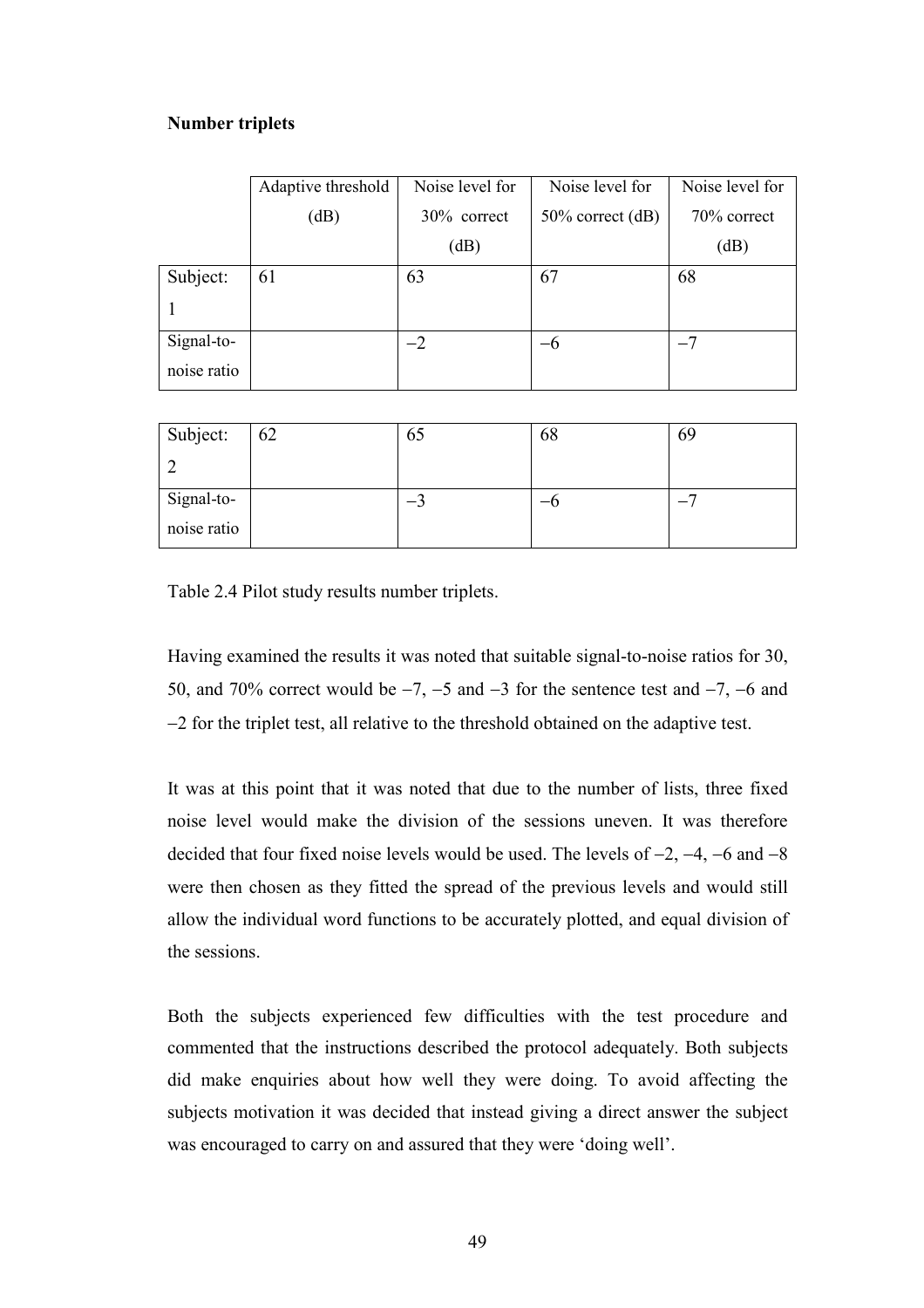**Number triplets**

| | Adaptive threshold (dB) | Noise level for 30% correct (dB) | Noise level for 50% correct (dB) | Noise level for 70% correct (dB) |
|---|---|---|---|---|
| Subject: 1 | 61 | 63 | 67 | 68 |
| Signal-to-noise ratio | | −2 | −6 | −7 |

| | | | | |
|---|---|---|---|---|
| Subject: 2 | 62 | 65 | 68 | 69 |
| Signal-to-noise ratio | | −3 | −6 | −7 |

Table 2.4 Pilot study results number triplets.

Having examined the results it was noted that suitable signal-to-noise ratios for 30, 50, and 70% correct would be −7, −5 and −3 for the sentence test and −7, −6 and −2 for the triplet test, all relative to the threshold obtained on the adaptive test.

It was at this point that it was noted that due to the number of lists, three fixed noise level would make the division of the sessions uneven. It was therefore decided that four fixed noise levels would be used. The levels of −2, −4, −6 and −8 were then chosen as they fitted the spread of the previous levels and would still allow the individual word functions to be accurately plotted, and equal division of the sessions.

Both the subjects experienced few difficulties with the test procedure and commented that the instructions described the protocol adequately. Both subjects did make enquiries about how well they were doing. To avoid affecting the subjects motivation it was decided that instead giving a direct answer the subject was encouraged to carry on and assured that they were 'doing well'.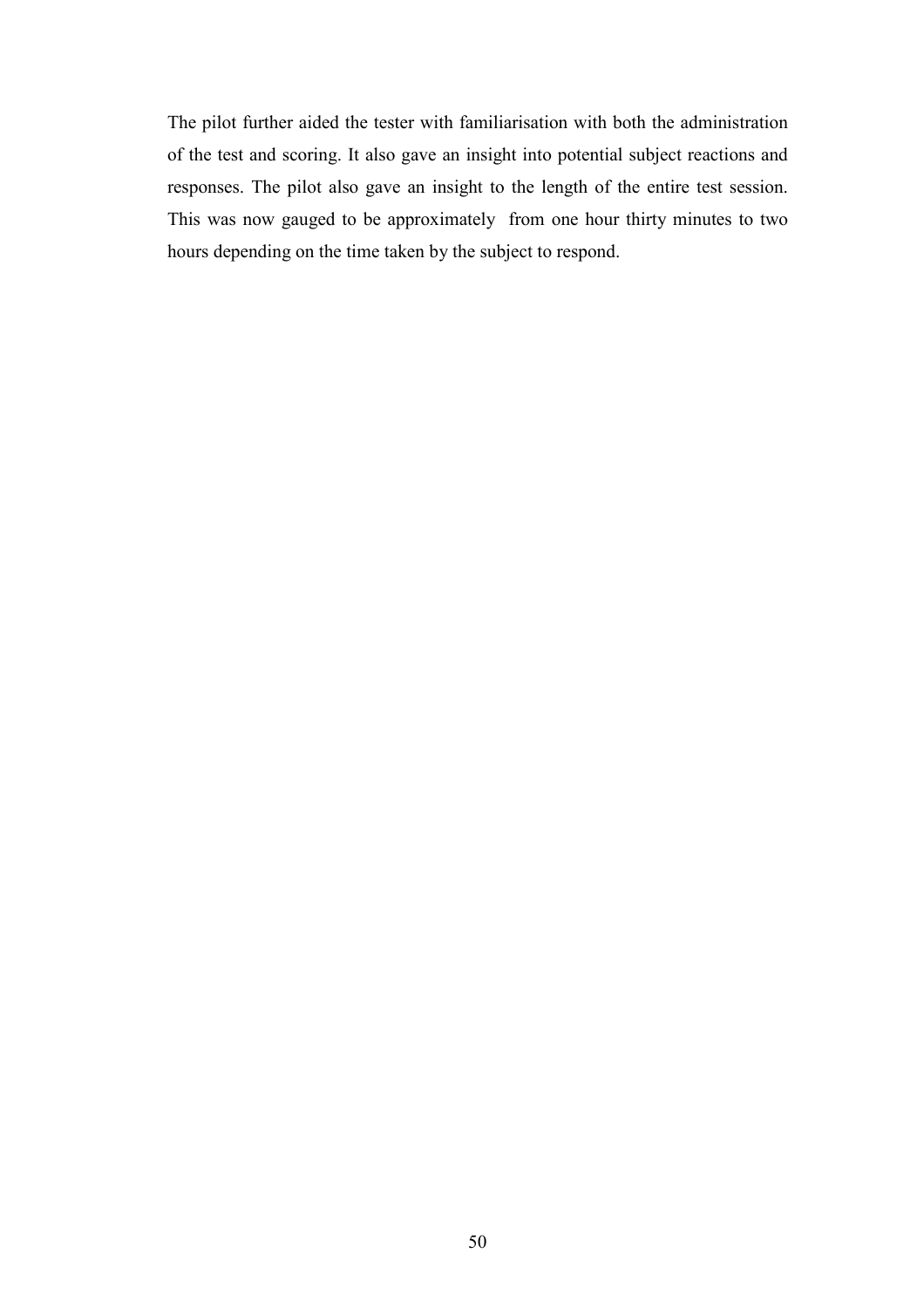The pilot further aided the tester with familiarisation with both the administration of the test and scoring. It also gave an insight into potential subject reactions and responses. The pilot also gave an insight to the length of the entire test session. This was now gauged to be approximately from one hour thirty minutes to two hours depending on the time taken by the subject to respond.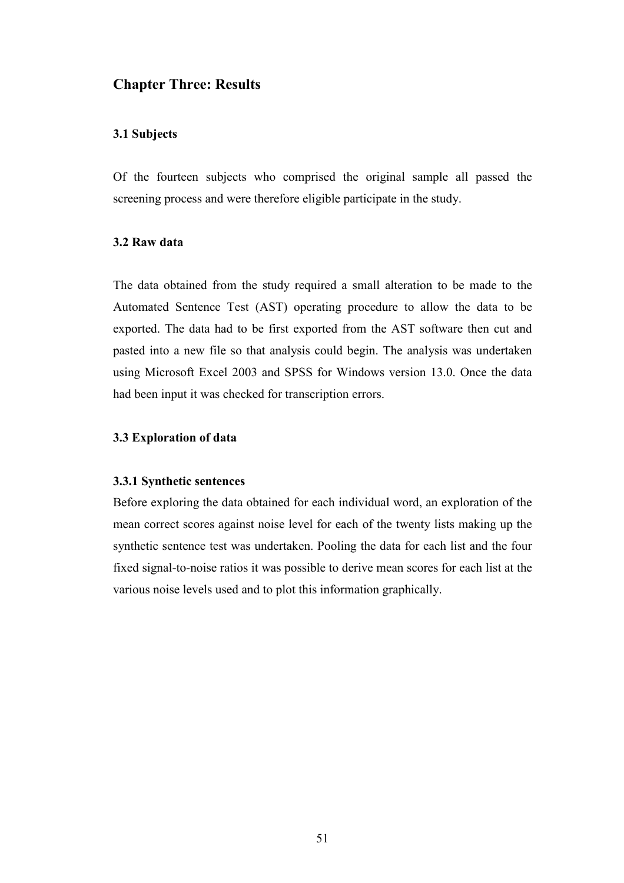## Chapter Three: Results

### 3.1 Subjects

Of the fourteen subjects who comprised the original sample all passed the screening process and were therefore eligible participate in the study.

### 3.2 Raw data

The data obtained from the study required a small alteration to be made to the Automated Sentence Test (AST) operating procedure to allow the data to be exported. The data had to be first exported from the AST software then cut and pasted into a new file so that analysis could begin. The analysis was undertaken using Microsoft Excel 2003 and SPSS for Windows version 13.0. Once the data had been input it was checked for transcription errors.

### 3.3 Exploration of data

#### 3.3.1 Synthetic sentences

Before exploring the data obtained for each individual word, an exploration of the mean correct scores against noise level for each of the twenty lists making up the synthetic sentence test was undertaken. Pooling the data for each list and the four fixed signal-to-noise ratios it was possible to derive mean scores for each list at the various noise levels used and to plot this information graphically.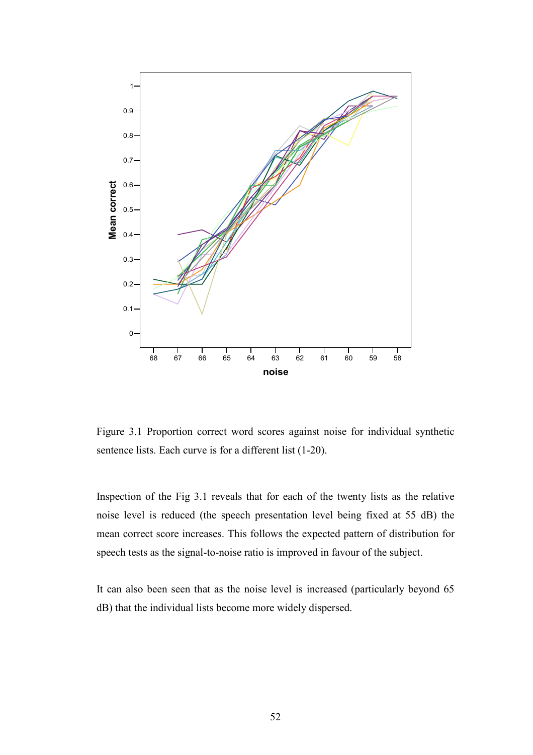Figure 3.1 Proportion correct word scores against noise for individual synthetic sentence lists. Each curve is for a different list (1-20).

Inspection of the Fig 3.1 reveals that for each of the twenty lists as the relative noise level is reduced (the speech presentation level being fixed at 55 dB) the mean correct score increases. This follows the expected pattern of distribution for speech tests as the signal-to-noise ratio is improved in favour of the subject.

It can also been seen that as the noise level is increased (particularly beyond 65 dB) that the individual lists become more widely dispersed.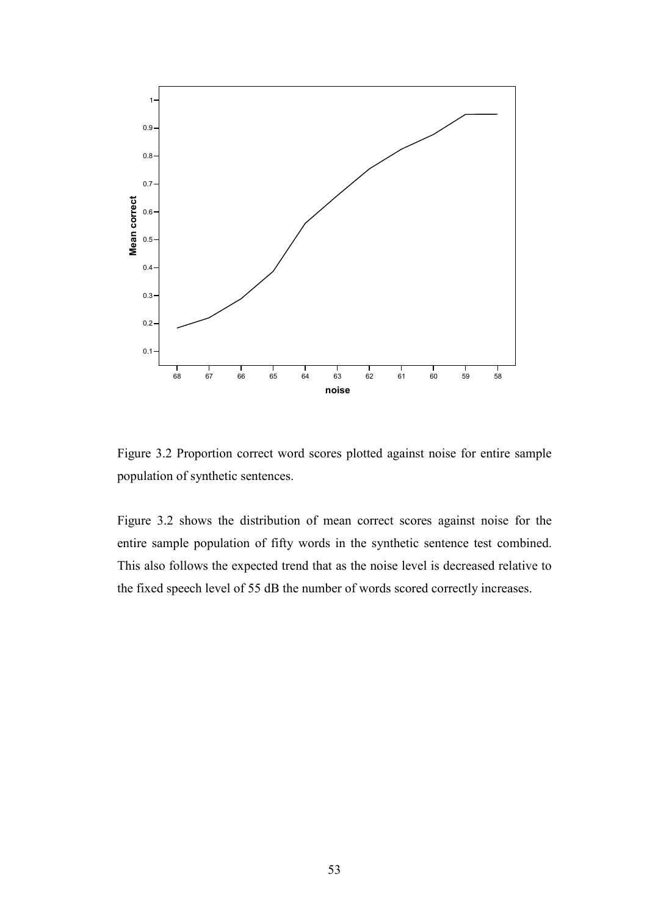Figure 3.2 Proportion correct word scores plotted against noise for entire sample population of synthetic sentences.

Figure 3.2 shows the distribution of mean correct scores against noise for the entire sample population of fifty words in the synthetic sentence test combined. This also follows the expected trend that as the noise level is decreased relative to the fixed speech level of 55 dB the number of words scored correctly increases.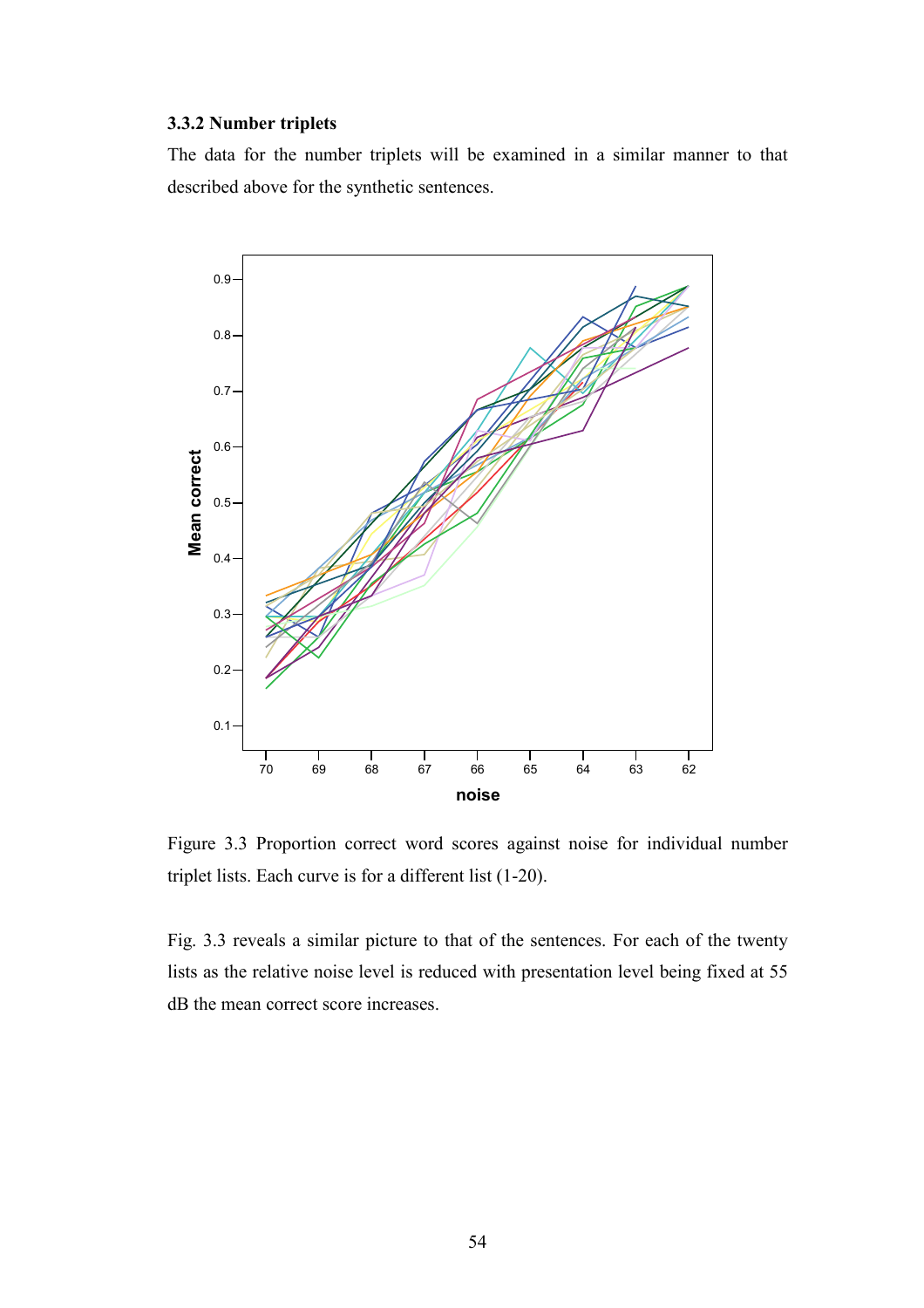### 3.3.2 Number triplets

The data for the number triplets will be examined in a similar manner to that described above for the synthetic sentences.

Figure 3.3 Proportion correct word scores against noise for individual number triplet lists. Each curve is for a different list (1-20).

Fig. 3.3 reveals a similar picture to that of the sentences. For each of the twenty lists as the relative noise level is reduced with presentation level being fixed at 55 dB the mean correct score increases.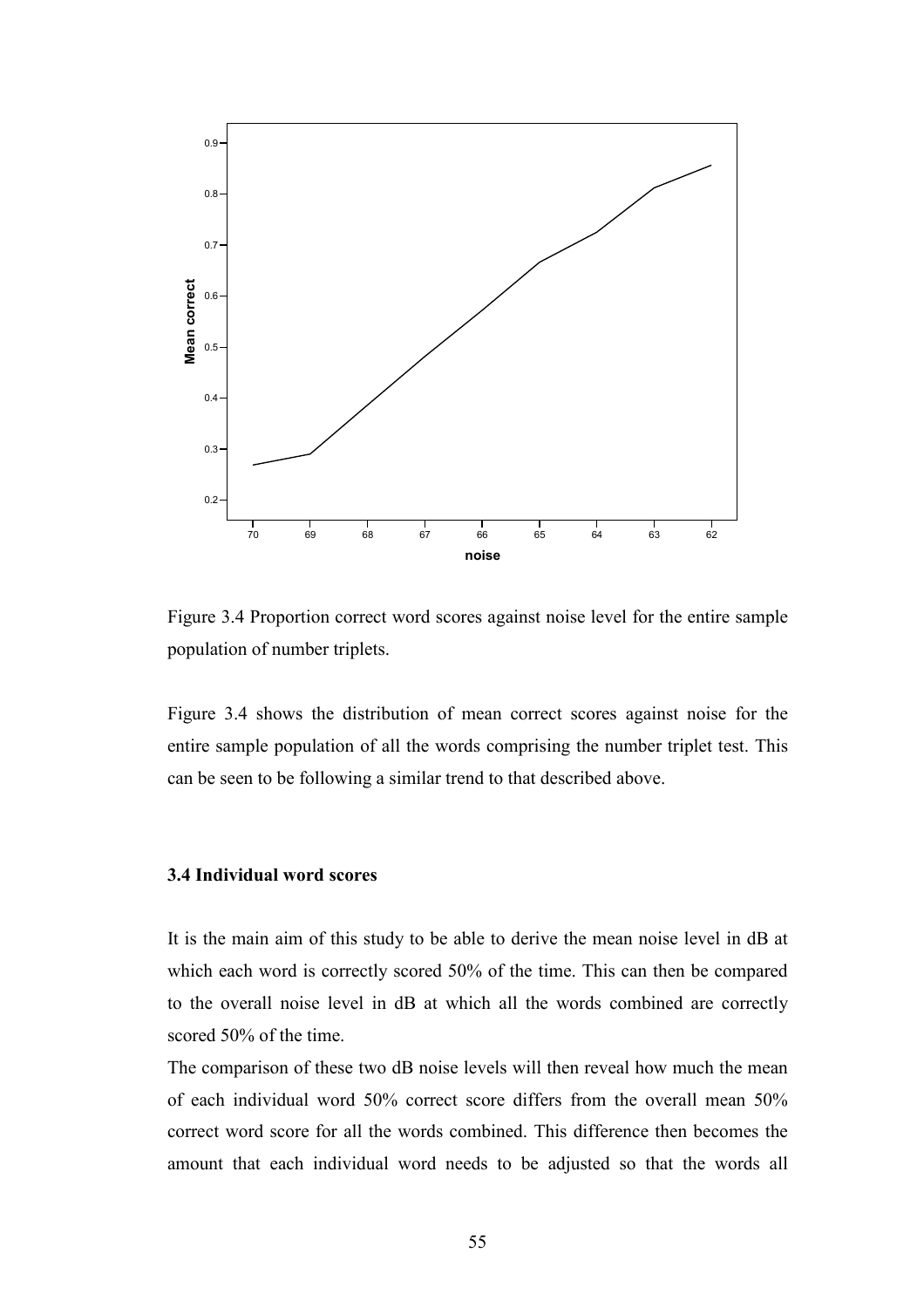Figure 3.4 Proportion correct word scores against noise level for the entire sample population of number triplets.

Figure 3.4 shows the distribution of mean correct scores against noise for the entire sample population of all the words comprising the number triplet test. This can be seen to be following a similar trend to that described above.

### 3.4 Individual word scores

It is the main aim of this study to be able to derive the mean noise level in dB at which each word is correctly scored 50% of the time. This can then be compared to the overall noise level in dB at which all the words combined are correctly scored 50% of the time.

The comparison of these two dB noise levels will then reveal how much the mean of each individual word 50% correct score differs from the overall mean 50% correct word score for all the words combined. This difference then becomes the amount that each individual word needs to be adjusted so that the words all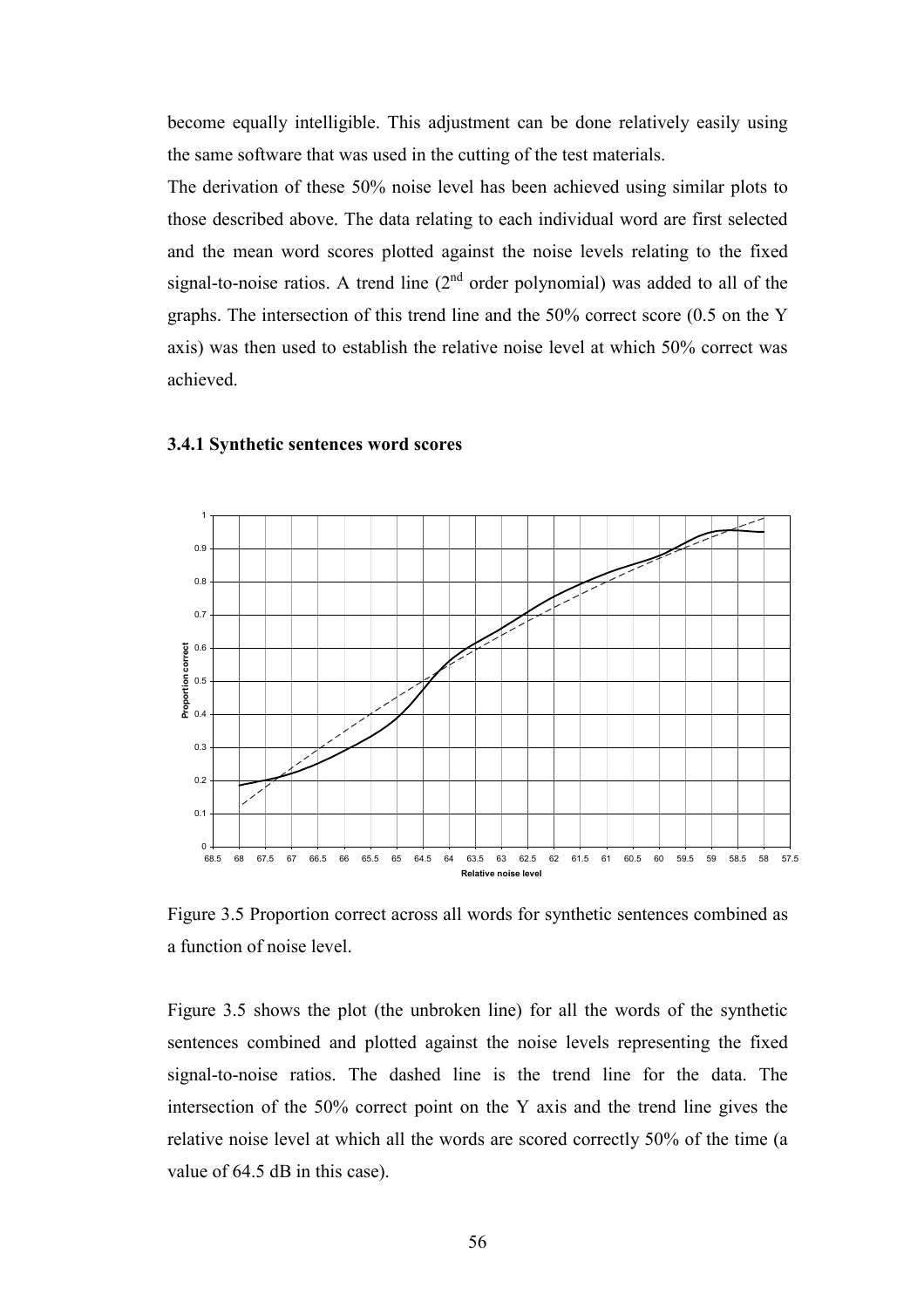become equally intelligible. This adjustment can be done relatively easily using the same software that was used in the cutting of the test materials.

The derivation of these 50% noise level has been achieved using similar plots to those described above. The data relating to each individual word are first selected and the mean word scores plotted against the noise levels relating to the fixed signal-to-noise ratios. A trend line (2[nd] order polynomial) was added to all of the graphs. The intersection of this trend line and the 50% correct score (0.5 on the Y axis) was then used to establish the relative noise level at which 50% correct was achieved.

### 3.4.1 Synthetic sentences word scores

Figure 3.5 Proportion correct across all words for synthetic sentences combined as a function of noise level.

Figure 3.5 shows the plot (the unbroken line) for all the words of the synthetic sentences combined and plotted against the noise levels representing the fixed signal-to-noise ratios. The dashed line is the trend line for the data. The intersection of the 50% correct point on the Y axis and the trend line gives the relative noise level at which all the words are scored correctly 50% of the time (a value of 64.5 dB in this case).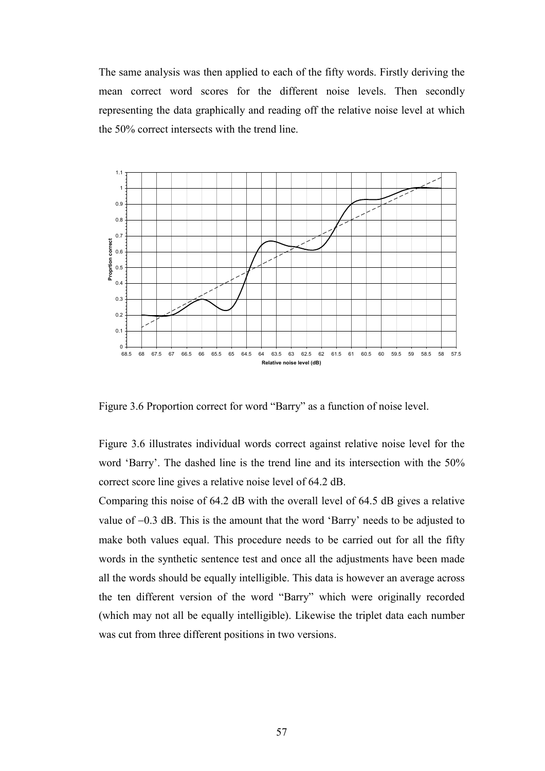The same analysis was then applied to each of the fifty words. Firstly deriving the mean correct word scores for the different noise levels. Then secondly representing the data graphically and reading off the relative noise level at which the 50% correct intersects with the trend line.

Figure 3.6 Proportion correct for word "Barry" as a function of noise level.

Figure 3.6 illustrates individual words correct against relative noise level for the word 'Barry'. The dashed line is the trend line and its intersection with the 50% correct score line gives a relative noise level of 64.2 dB.

Comparing this noise of 64.2 dB with the overall level of 64.5 dB gives a relative value of −0.3 dB. This is the amount that the word 'Barry' needs to be adjusted to make both values equal. This procedure needs to be carried out for all the fifty words in the synthetic sentence test and once all the adjustments have been made all the words should be equally intelligible. This data is however an average across the ten different version of the word "Barry" which were originally recorded (which may not all be equally intelligible). Likewise the triplet data each number was cut from three different positions in two versions.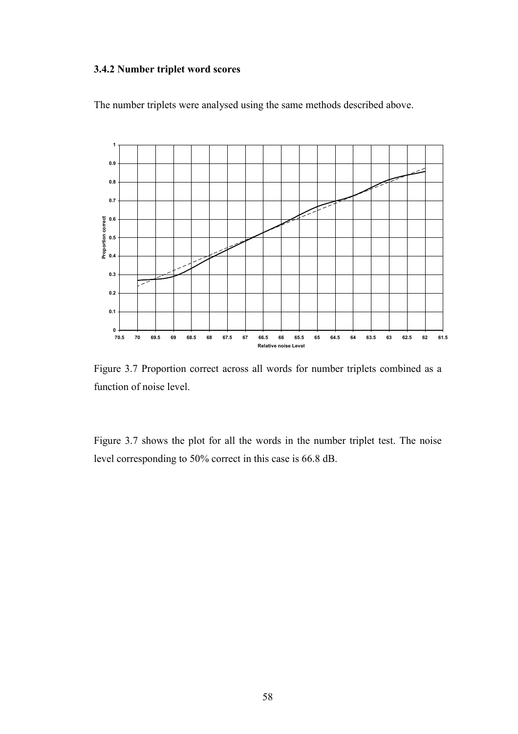### 3.4.2 Number triplet word scores

The number triplets were analysed using the same methods described above.

Figure 3.7 Proportion correct across all words for number triplets combined as a function of noise level.

Figure 3.7 shows the plot for all the words in the number triplet test. The noise level corresponding to 50% correct in this case is 66.8 dB.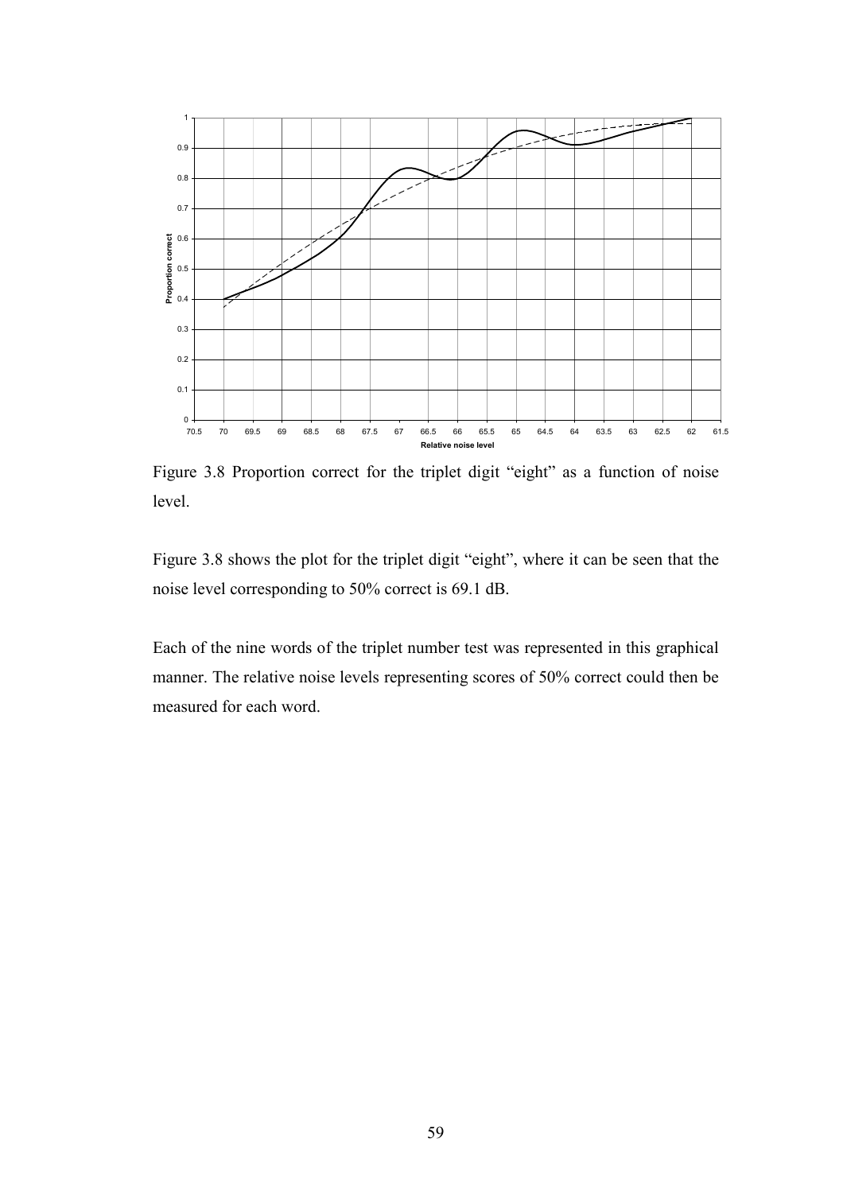Figure 3.8 Proportion correct for the triplet digit "eight" as a function of noise level.

Figure 3.8 shows the plot for the triplet digit "eight", where it can be seen that the noise level corresponding to 50% correct is 69.1 dB.

Each of the nine words of the triplet number test was represented in this graphical manner. The relative noise levels representing scores of 50% correct could then be measured for each word.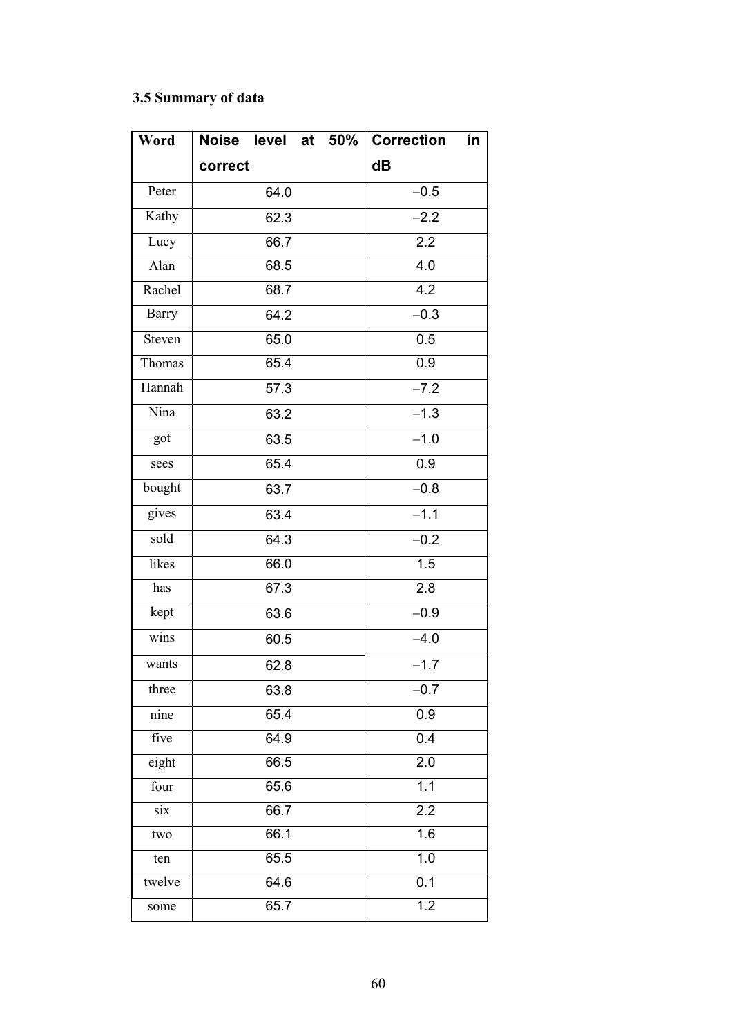### 3.5 Summary of data

| Word | Noise level at 50% correct | Correction in dB |
|---|---|---|
| Peter | 64.0 | −0.5 |
| Kathy | 62.3 | −2.2 |
| Lucy | 66.7 | 2.2 |
| Alan | 68.5 | 4.0 |
| Rachel | 68.7 | 4.2 |
| Barry | 64.2 | −0.3 |
| Steven | 65.0 | 0.5 |
| Thomas | 65.4 | 0.9 |
| Hannah | 57.3 | −7.2 |
| Nina | 63.2 | −1.3 |
| got | 63.5 | −1.0 |
| sees | 65.4 | 0.9 |
| bought | 63.7 | −0.8 |
| gives | 63.4 | −1.1 |
| sold | 64.3 | −0.2 |
| likes | 66.0 | 1.5 |
| has | 67.3 | 2.8 |
| kept | 63.6 | −0.9 |
| wins | 60.5 | −4.0 |
| wants | 62.8 | −1.7 |
| three | 63.8 | −0.7 |
| nine | 65.4 | 0.9 |
| five | 64.9 | 0.4 |
| eight | 66.5 | 2.0 |
| four | 65.6 | 1.1 |
| six | 66.7 | 2.2 |
| two | 66.1 | 1.6 |
| ten | 65.5 | 1.0 |
| twelve | 64.6 | 0.1 |
| some | 65.7 | 1.2 |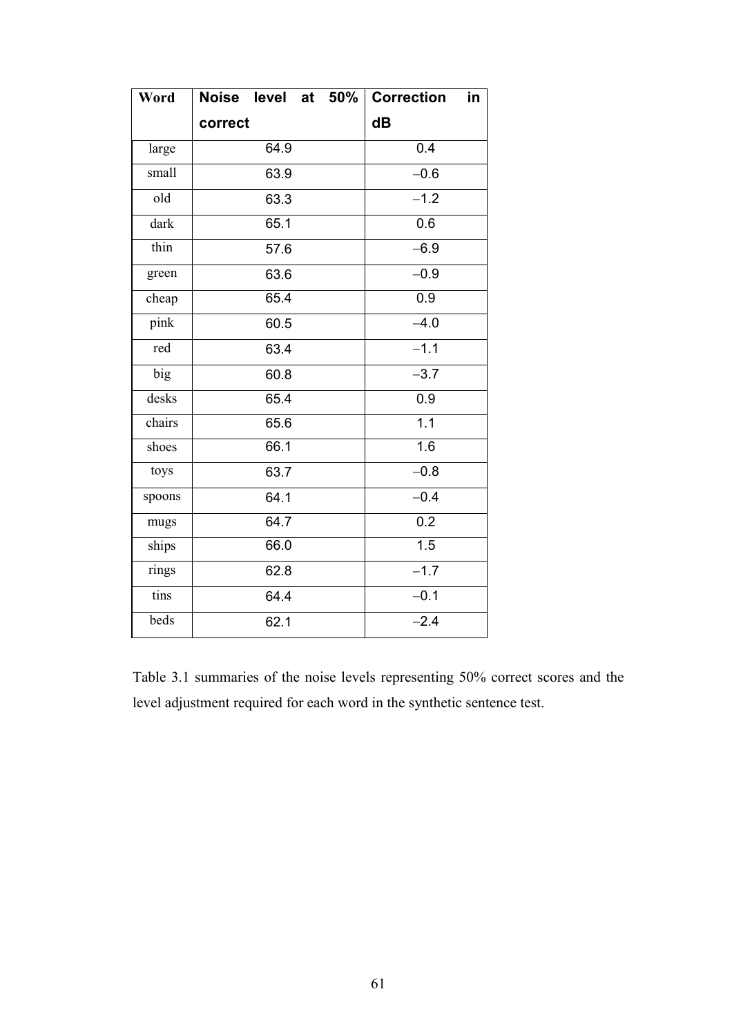| Word | Noise level at 50% correct | Correction in dB |
|---|---|---|
| large | 64.9 | 0.4 |
| small | 63.9 | −0.6 |
| old | 63.3 | −1.2 |
| dark | 65.1 | 0.6 |
| thin | 57.6 | −6.9 |
| green | 63.6 | −0.9 |
| cheap | 65.4 | 0.9 |
| pink | 60.5 | −4.0 |
| red | 63.4 | −1.1 |
| big | 60.8 | −3.7 |
| desks | 65.4 | 0.9 |
| chairs | 65.6 | 1.1 |
| shoes | 66.1 | 1.6 |
| toys | 63.7 | −0.8 |
| spoons | 64.1 | −0.4 |
| mugs | 64.7 | 0.2 |
| ships | 66.0 | 1.5 |
| rings | 62.8 | −1.7 |
| tins | 64.4 | −0.1 |
| beds | 62.1 | −2.4 |

Table 3.1 summaries of the noise levels representing 50% correct scores and the level adjustment required for each word in the synthetic sentence test.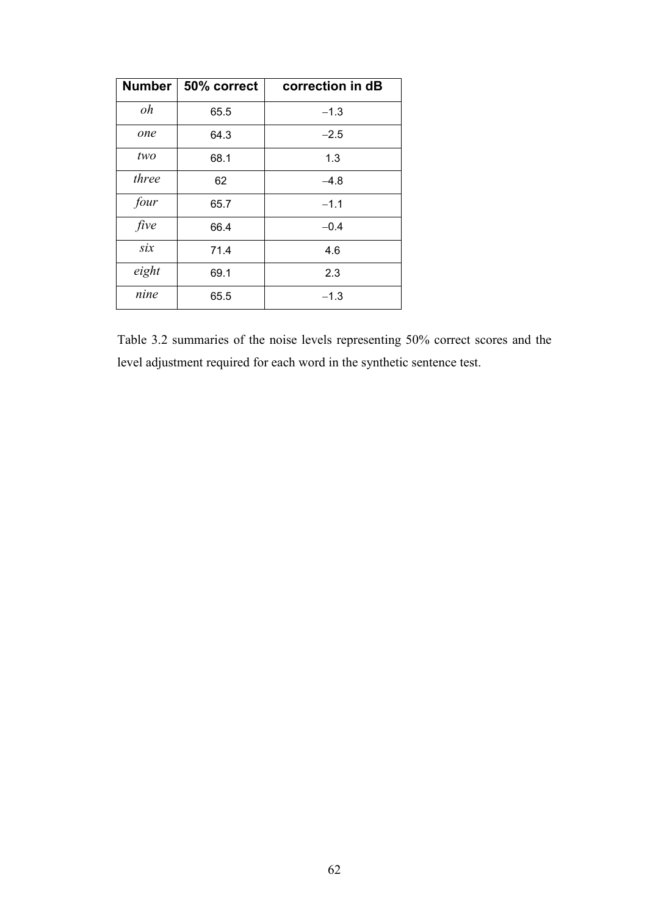| Number | 50% correct | correction in dB |
|---|---|---|
| *oh* | 65.5 | −1.3 |
| *one* | 64.3 | −2.5 |
| *two* | 68.1 | 1.3 |
| *three* | 62 | −4.8 |
| *four* | 65.7 | −1.1 |
| *five* | 66.4 | −0.4 |
| *six* | 71.4 | 4.6 |
| *eight* | 69.1 | 2.3 |
| *nine* | 65.5 | −1.3 |

Table 3.2 summaries of the noise levels representing 50% correct scores and the level adjustment required for each word in the synthetic sentence test.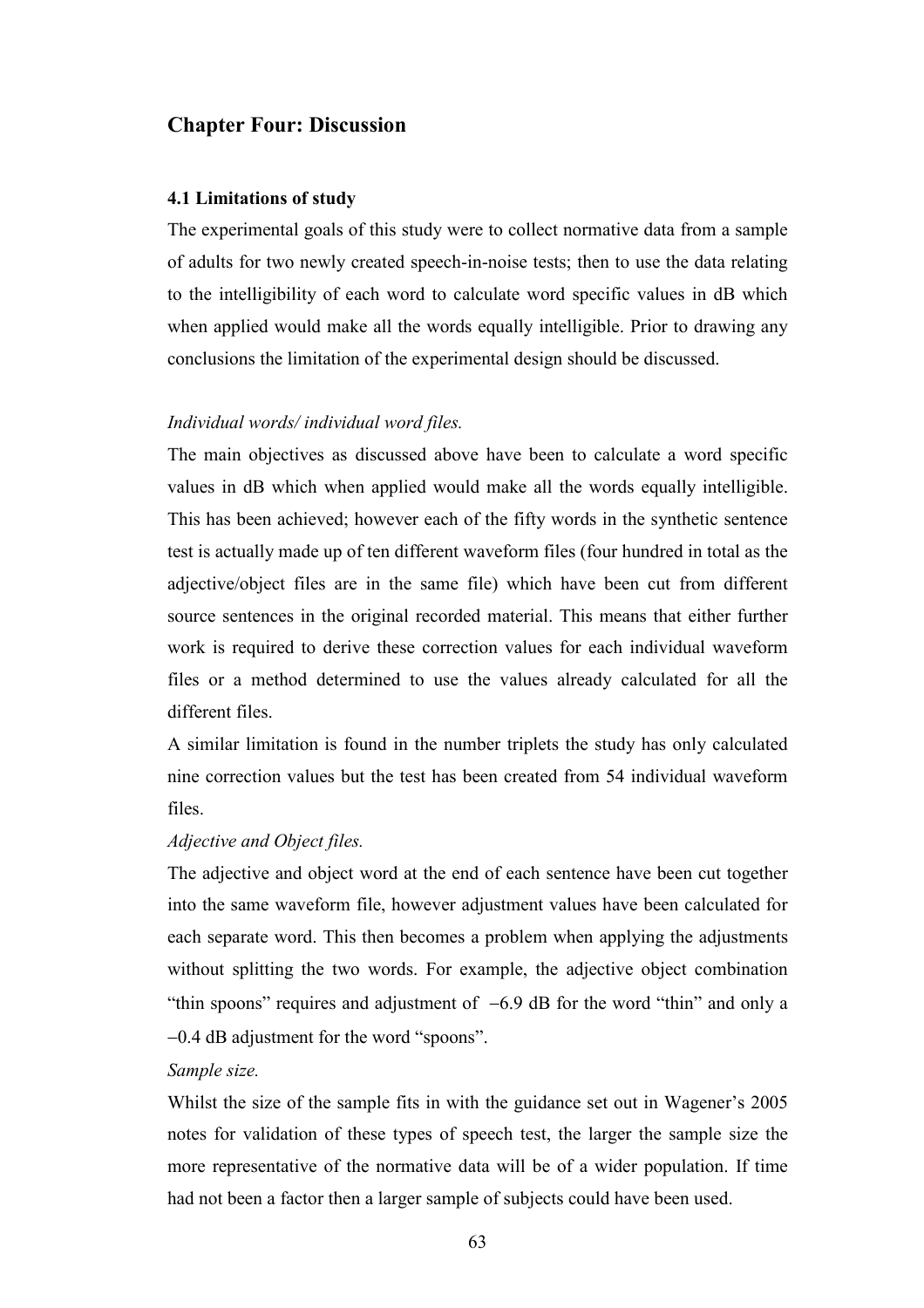## Chapter Four: Discussion

### 4.1 Limitations of study

The experimental goals of this study were to collect normative data from a sample of adults for two newly created speech-in-noise tests; then to use the data relating to the intelligibility of each word to calculate word specific values in dB which when applied would make all the words equally intelligible. Prior to drawing any conclusions the limitation of the experimental design should be discussed.

*Individual words/ individual word files.*

The main objectives as discussed above have been to calculate a word specific values in dB which when applied would make all the words equally intelligible. This has been achieved; however each of the fifty words in the synthetic sentence test is actually made up of ten different waveform files (four hundred in total as the adjective/object files are in the same file) which have been cut from different source sentences in the original recorded material. This means that either further work is required to derive these correction values for each individual waveform files or a method determined to use the values already calculated for all the different files.

A similar limitation is found in the number triplets the study has only calculated nine correction values but the test has been created from 54 individual waveform files.

*Adjective and Object files.*

The adjective and object word at the end of each sentence have been cut together into the same waveform file, however adjustment values have been calculated for each separate word. This then becomes a problem when applying the adjustments without splitting the two words. For example, the adjective object combination "thin spoons" requires and adjustment of $-6.9$ dB for the word "thin" and only a $-0.4$ dB adjustment for the word "spoons".

*Sample size.*

Whilst the size of the sample fits in with the guidance set out in Wagener's 2005 notes for validation of these types of speech test, the larger the sample size the more representative of the normative data will be of a wider population. If time had not been a factor then a larger sample of subjects could have been used.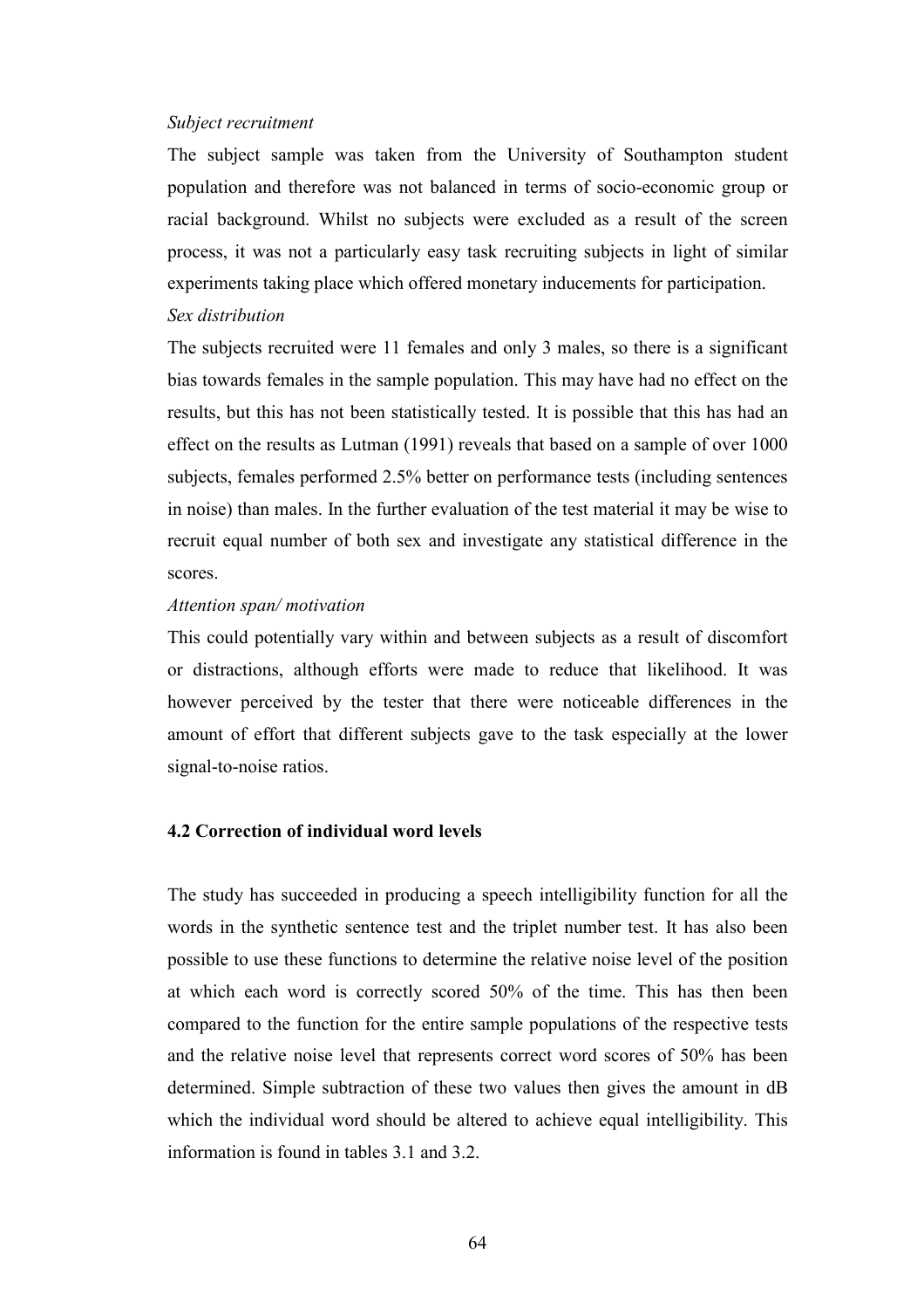*Subject recruitment*

The subject sample was taken from the University of Southampton student population and therefore was not balanced in terms of socio-economic group or racial background. Whilst no subjects were excluded as a result of the screen process, it was not a particularly easy task recruiting subjects in light of similar experiments taking place which offered monetary inducements for participation.

*Sex distribution*

The subjects recruited were 11 females and only 3 males, so there is a significant bias towards females in the sample population. This may have had no effect on the results, but this has not been statistically tested. It is possible that this has had an effect on the results as Lutman (1991) reveals that based on a sample of over 1000 subjects, females performed 2.5% better on performance tests (including sentences in noise) than males. In the further evaluation of the test material it may be wise to recruit equal number of both sex and investigate any statistical difference in the scores.

*Attention span/ motivation*

This could potentially vary within and between subjects as a result of discomfort or distractions, although efforts were made to reduce that likelihood. It was however perceived by the tester that there were noticeable differences in the amount of effort that different subjects gave to the task especially at the lower signal-to-noise ratios.

### 4.2 Correction of individual word levels

The study has succeeded in producing a speech intelligibility function for all the words in the synthetic sentence test and the triplet number test. It has also been possible to use these functions to determine the relative noise level of the position at which each word is correctly scored 50% of the time. This has then been compared to the function for the entire sample populations of the respective tests and the relative noise level that represents correct word scores of 50% has been determined. Simple subtraction of these two values then gives the amount in dB which the individual word should be altered to achieve equal intelligibility. This information is found in tables 3.1 and 3.2.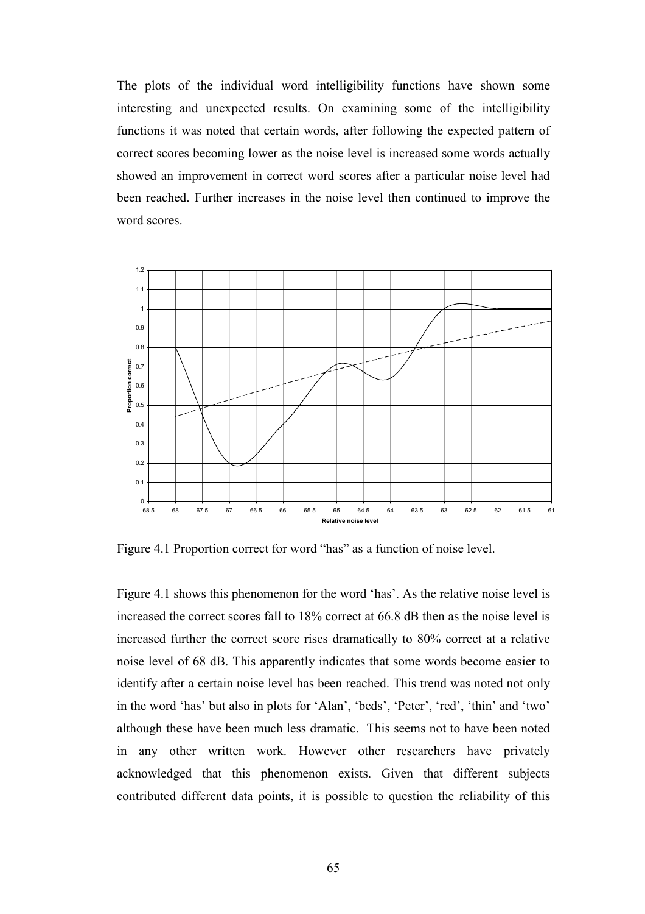The plots of the individual word intelligibility functions have shown some interesting and unexpected results. On examining some of the intelligibility functions it was noted that certain words, after following the expected pattern of correct scores becoming lower as the noise level is increased some words actually showed an improvement in correct word scores after a particular noise level had been reached. Further increases in the noise level then continued to improve the word scores.

Figure 4.1 Proportion correct for word "has" as a function of noise level.

Figure 4.1 shows this phenomenon for the word 'has'. As the relative noise level is increased the correct scores fall to 18% correct at 66.8 dB then as the noise level is increased further the correct score rises dramatically to 80% correct at a relative noise level of 68 dB. This apparently indicates that some words become easier to identify after a certain noise level has been reached. This trend was noted not only in the word 'has' but also in plots for 'Alan', 'beds', 'Peter', 'red', 'thin' and 'two' although these have been much less dramatic. This seems not to have been noted in any other written work. However other researchers have privately acknowledged that this phenomenon exists. Given that different subjects contributed different data points, it is possible to question the reliability of this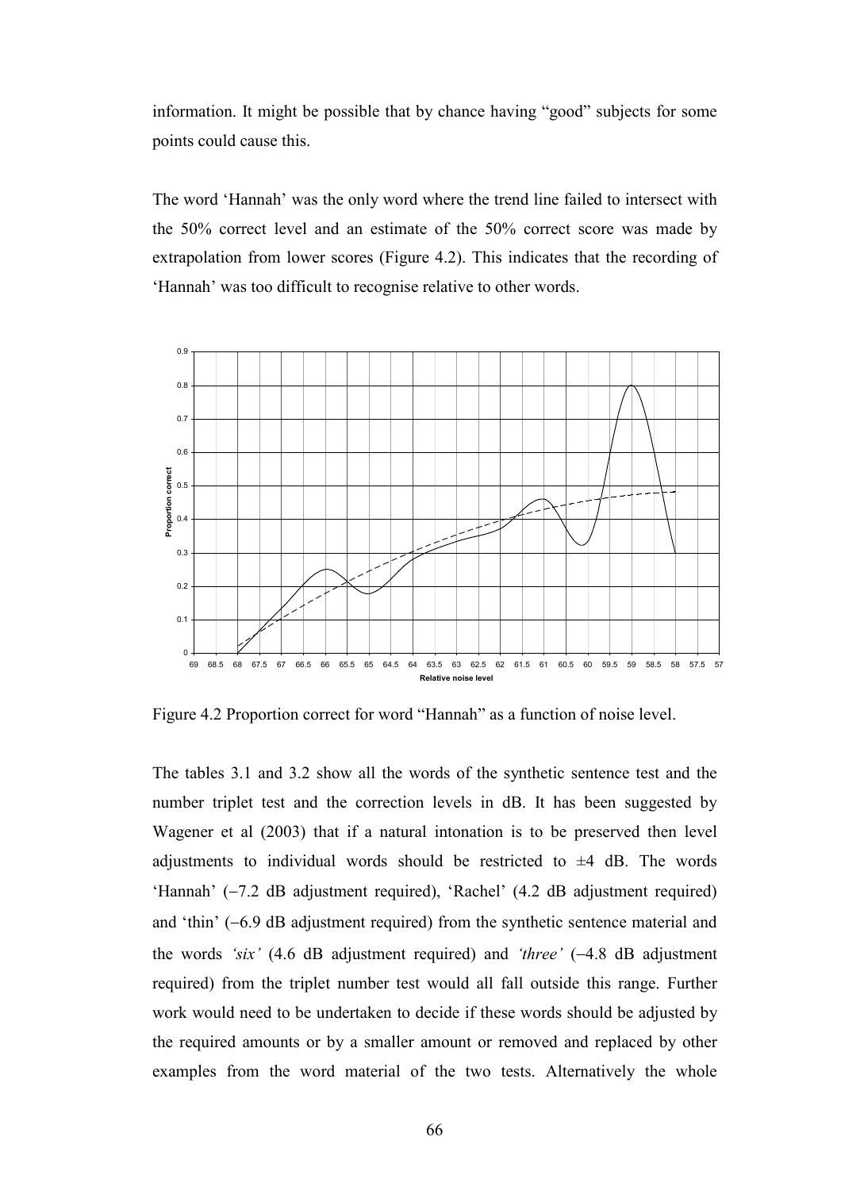information. It might be possible that by chance having "good" subjects for some points could cause this.

The word 'Hannah' was the only word where the trend line failed to intersect with the 50% correct level and an estimate of the 50% correct score was made by extrapolation from lower scores (Figure 4.2). This indicates that the recording of 'Hannah' was too difficult to recognise relative to other words.

Figure 4.2 Proportion correct for word "Hannah" as a function of noise level.

The tables 3.1 and 3.2 show all the words of the synthetic sentence test and the number triplet test and the correction levels in dB. It has been suggested by Wagener et al (2003) that if a natural intonation is to be preserved then level adjustments to individual words should be restricted to ±4 dB. The words 'Hannah' (−7.2 dB adjustment required), 'Rachel' (4.2 dB adjustment required) and 'thin' (−6.9 dB adjustment required) from the synthetic sentence material and the words *'six'* (4.6 dB adjustment required) and *'three'* (−4.8 dB adjustment required) from the triplet number test would all fall outside this range. Further work would need to be undertaken to decide if these words should be adjusted by the required amounts or by a smaller amount or removed and replaced by other examples from the word material of the two tests. Alternatively the whole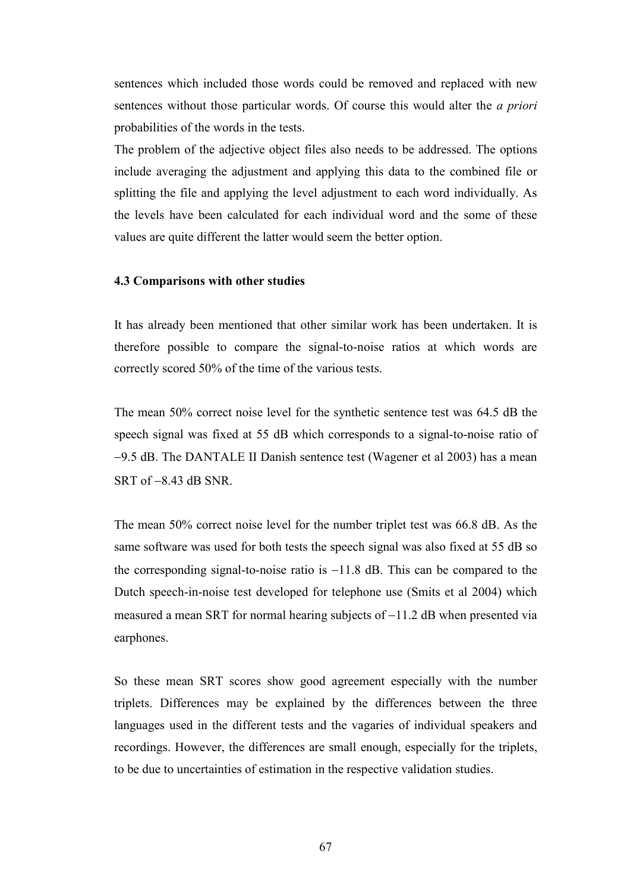sentences which included those words could be removed and replaced with new sentences without those particular words. Of course this would alter the *a priori* probabilities of the words in the tests.

The problem of the adjective object files also needs to be addressed. The options include averaging the adjustment and applying this data to the combined file or splitting the file and applying the level adjustment to each word individually. As the levels have been calculated for each individual word and the some of these values are quite different the latter would seem the better option.

### 4.3 Comparisons with other studies

It has already been mentioned that other similar work has been undertaken. It is therefore possible to compare the signal-to-noise ratios at which words are correctly scored 50% of the time of the various tests.

The mean 50% correct noise level for the synthetic sentence test was 64.5 dB the speech signal was fixed at 55 dB which corresponds to a signal-to-noise ratio of −9.5 dB. The DANTALE II Danish sentence test (Wagener et al 2003) has a mean SRT of −8.43 dB SNR.

The mean 50% correct noise level for the number triplet test was 66.8 dB. As the same software was used for both tests the speech signal was also fixed at 55 dB so the corresponding signal-to-noise ratio is −11.8 dB. This can be compared to the Dutch speech-in-noise test developed for telephone use (Smits et al 2004) which measured a mean SRT for normal hearing subjects of −11.2 dB when presented via earphones.

So these mean SRT scores show good agreement especially with the number triplets. Differences may be explained by the differences between the three languages used in the different tests and the vagaries of individual speakers and recordings. However, the differences are small enough, especially for the triplets, to be due to uncertainties of estimation in the respective validation studies.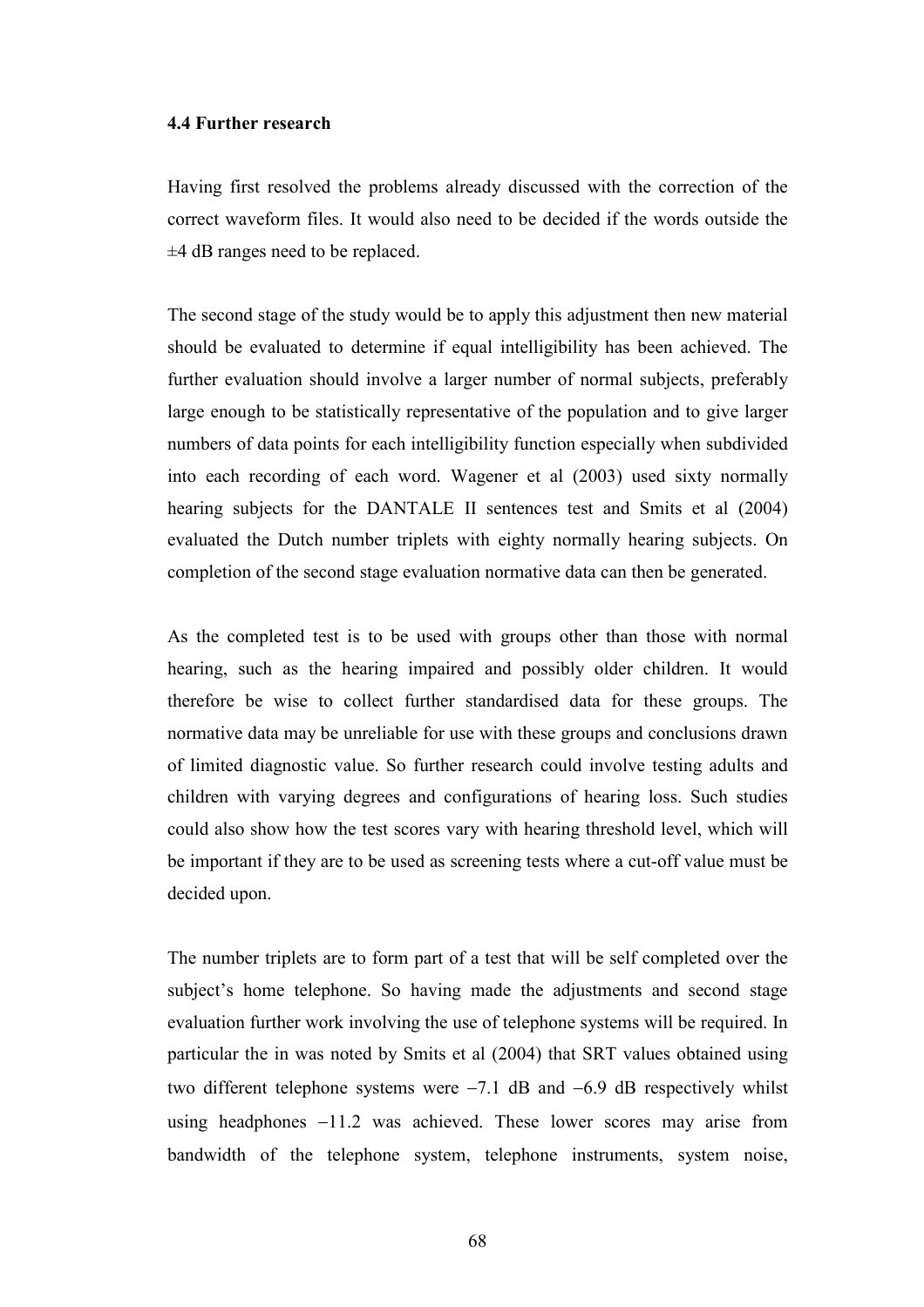### 4.4 Further research

Having first resolved the problems already discussed with the correction of the correct waveform files. It would also need to be decided if the words outside the ±4 dB ranges need to be replaced.

The second stage of the study would be to apply this adjustment then new material should be evaluated to determine if equal intelligibility has been achieved. The further evaluation should involve a larger number of normal subjects, preferably large enough to be statistically representative of the population and to give larger numbers of data points for each intelligibility function especially when subdivided into each recording of each word. Wagener et al (2003) used sixty normally hearing subjects for the DANTALE II sentences test and Smits et al (2004) evaluated the Dutch number triplets with eighty normally hearing subjects. On completion of the second stage evaluation normative data can then be generated.

As the completed test is to be used with groups other than those with normal hearing, such as the hearing impaired and possibly older children. It would therefore be wise to collect further standardised data for these groups. The normative data may be unreliable for use with these groups and conclusions drawn of limited diagnostic value. So further research could involve testing adults and children with varying degrees and configurations of hearing loss. Such studies could also show how the test scores vary with hearing threshold level, which will be important if they are to be used as screening tests where a cut-off value must be decided upon.

The number triplets are to form part of a test that will be self completed over the subject's home telephone. So having made the adjustments and second stage evaluation further work involving the use of telephone systems will be required. In particular the in was noted by Smits et al (2004) that SRT values obtained using two different telephone systems were −7.1 dB and −6.9 dB respectively whilst using headphones −11.2 was achieved. These lower scores may arise from bandwidth of the telephone system, telephone instruments, system noise,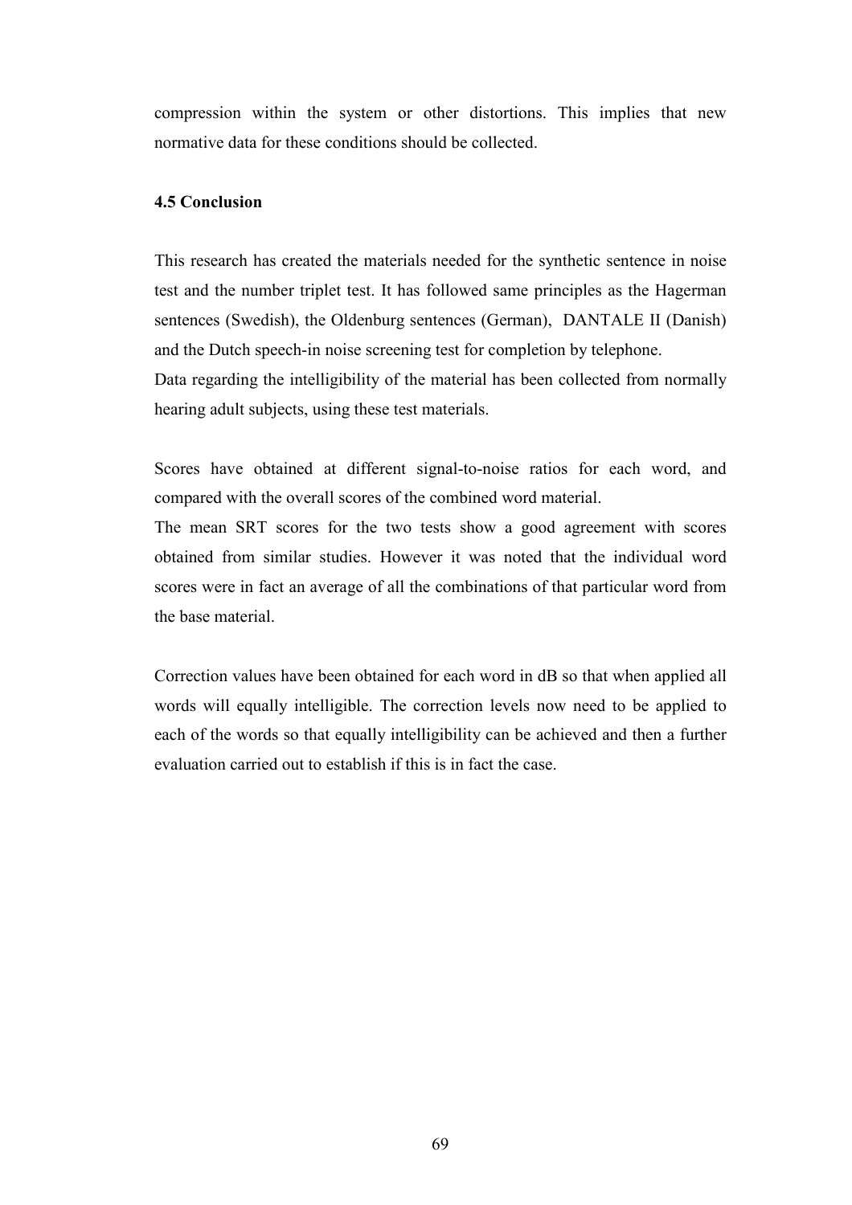compression within the system or other distortions. This implies that new normative data for these conditions should be collected.

### 4.5 Conclusion

This research has created the materials needed for the synthetic sentence in noise test and the number triplet test. It has followed same principles as the Hagerman sentences (Swedish), the Oldenburg sentences (German), DANTALE II (Danish) and the Dutch speech-in noise screening test for completion by telephone.
Data regarding the intelligibility of the material has been collected from normally hearing adult subjects, using these test materials.

Scores have obtained at different signal-to-noise ratios for each word, and compared with the overall scores of the combined word material.
The mean SRT scores for the two tests show a good agreement with scores obtained from similar studies. However it was noted that the individual word scores were in fact an average of all the combinations of that particular word from the base material.

Correction values have been obtained for each word in dB so that when applied all words will equally intelligible. The correction levels now need to be applied to each of the words so that equally intelligibility can be achieved and then a further evaluation carried out to establish if this is in fact the case.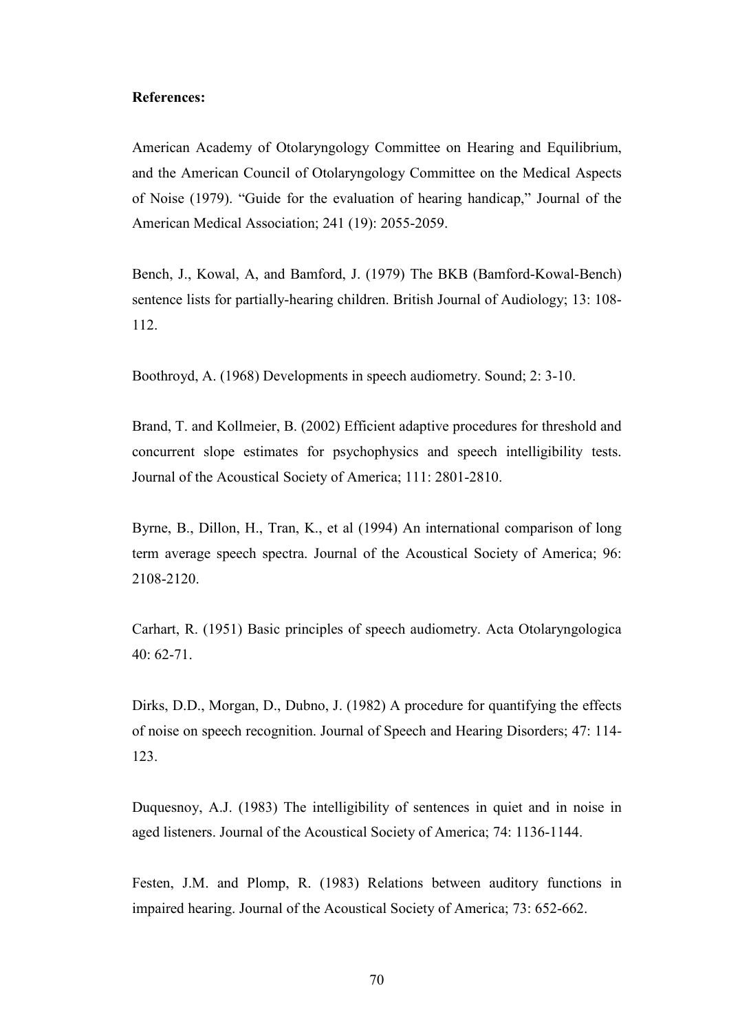**References:**

American Academy of Otolaryngology Committee on Hearing and Equilibrium, and the American Council of Otolaryngology Committee on the Medical Aspects of Noise (1979). "Guide for the evaluation of hearing handicap," Journal of the American Medical Association; 241 (19): 2055-2059.

Bench, J., Kowal, A, and Bamford, J. (1979) The BKB (Bamford-Kowal-Bench) sentence lists for partially-hearing children. British Journal of Audiology; 13: 108-112.

Boothroyd, A. (1968) Developments in speech audiometry. Sound; 2: 3-10.

Brand, T. and Kollmeier, B. (2002) Efficient adaptive procedures for threshold and concurrent slope estimates for psychophysics and speech intelligibility tests. Journal of the Acoustical Society of America; 111: 2801-2810.

Byrne, B., Dillon, H., Tran, K., et al (1994) An international comparison of long term average speech spectra. Journal of the Acoustical Society of America; 96: 2108-2120.

Carhart, R. (1951) Basic principles of speech audiometry. Acta Otolaryngologica 40: 62-71.

Dirks, D.D., Morgan, D., Dubno, J. (1982) A procedure for quantifying the effects of noise on speech recognition. Journal of Speech and Hearing Disorders; 47: 114-123.

Duquesnoy, A.J. (1983) The intelligibility of sentences in quiet and in noise in aged listeners. Journal of the Acoustical Society of America; 74: 1136-1144.

Festen, J.M. and Plomp, R. (1983) Relations between auditory functions in impaired hearing. Journal of the Acoustical Society of America; 73: 652-662.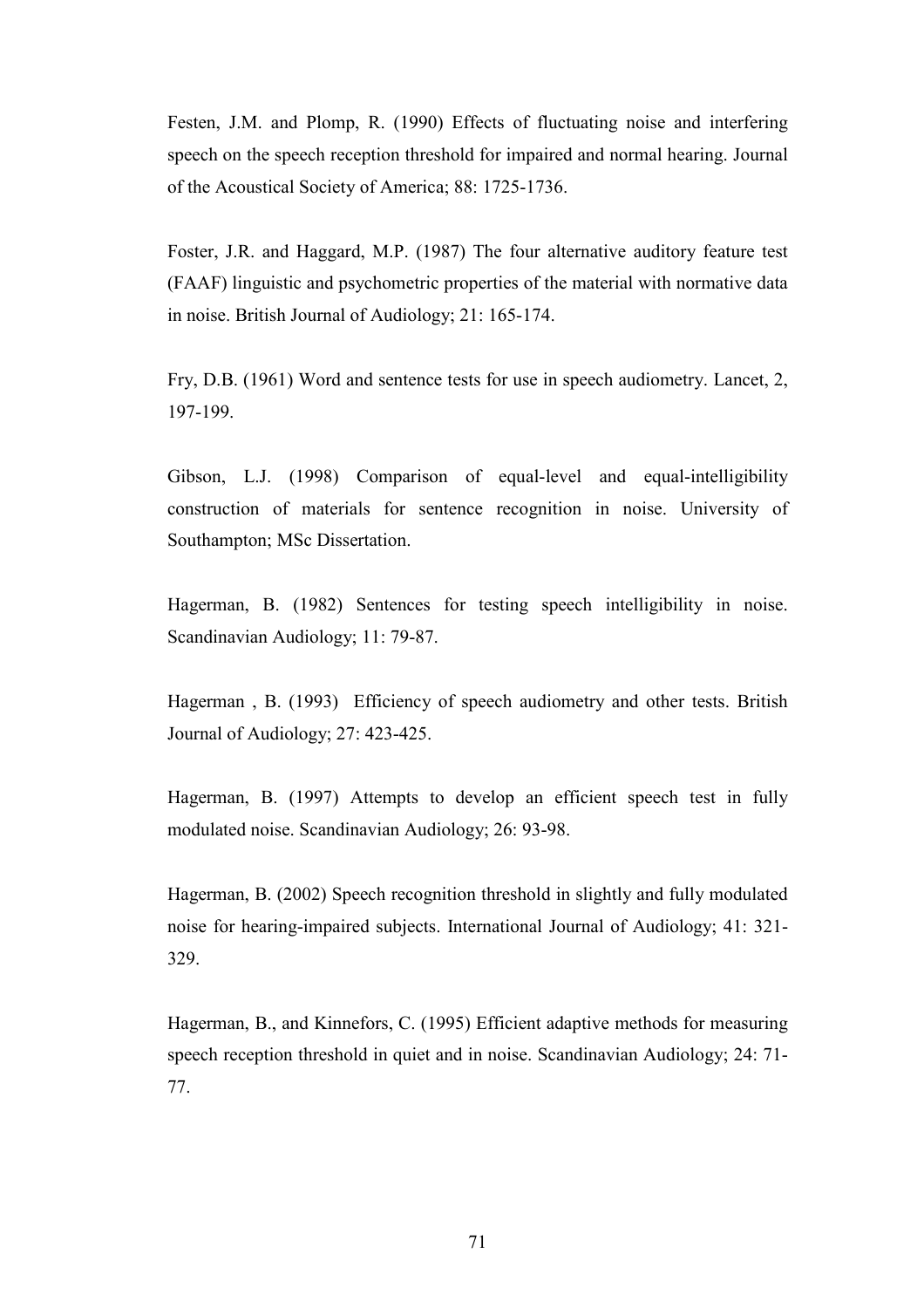Festen, J.M. and Plomp, R. (1990) Effects of fluctuating noise and interfering speech on the speech reception threshold for impaired and normal hearing. Journal of the Acoustical Society of America; 88: 1725-1736.

Foster, J.R. and Haggard, M.P. (1987) The four alternative auditory feature test (FAAF) linguistic and psychometric properties of the material with normative data in noise. British Journal of Audiology; 21: 165-174.

Fry, D.B. (1961) Word and sentence tests for use in speech audiometry. Lancet, 2, 197-199.

Gibson, L.J. (1998) Comparison of equal-level and equal-intelligibility construction of materials for sentence recognition in noise. University of Southampton; MSc Dissertation.

Hagerman, B. (1982) Sentences for testing speech intelligibility in noise. Scandinavian Audiology; 11: 79-87.

Hagerman , B. (1993) Efficiency of speech audiometry and other tests. British Journal of Audiology; 27: 423-425.

Hagerman, B. (1997) Attempts to develop an efficient speech test in fully modulated noise. Scandinavian Audiology; 26: 93-98.

Hagerman, B. (2002) Speech recognition threshold in slightly and fully modulated noise for hearing-impaired subjects. International Journal of Audiology; 41: 321-329.

Hagerman, B., and Kinnefors, C. (1995) Efficient adaptive methods for measuring speech reception threshold in quiet and in noise. Scandinavian Audiology; 24: 71-77.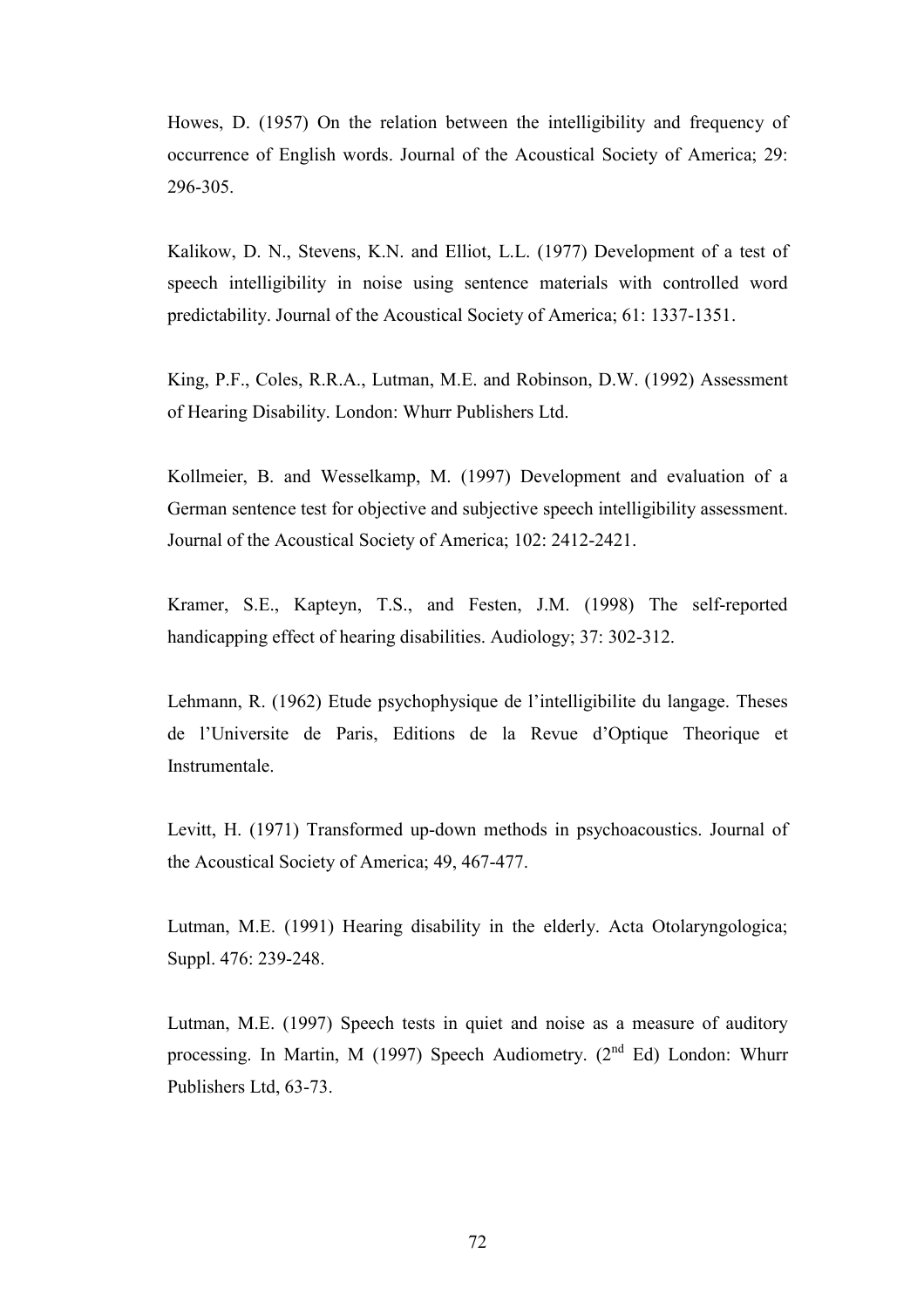Howes, D. (1957) On the relation between the intelligibility and frequency of occurrence of English words. Journal of the Acoustical Society of America; 29: 296-305.

Kalikow, D. N., Stevens, K.N. and Elliot, L.L. (1977) Development of a test of speech intelligibility in noise using sentence materials with controlled word predictability. Journal of the Acoustical Society of America; 61: 1337-1351.

King, P.F., Coles, R.R.A., Lutman, M.E. and Robinson, D.W. (1992) Assessment of Hearing Disability. London: Whurr Publishers Ltd.

Kollmeier, B. and Wesselkamp, M. (1997) Development and evaluation of a German sentence test for objective and subjective speech intelligibility assessment. Journal of the Acoustical Society of America; 102: 2412-2421.

Kramer, S.E., Kapteyn, T.S., and Festen, J.M. (1998) The self-reported handicapping effect of hearing disabilities. Audiology; 37: 302-312.

Lehmann, R. (1962) Etude psychophysique de l'intelligibilite du langage. Theses de l'Universite de Paris, Editions de la Revue d'Optique Theorique et Instrumentale.

Levitt, H. (1971) Transformed up-down methods in psychoacoustics. Journal of the Acoustical Society of America; 49, 467-477.

Lutman, M.E. (1991) Hearing disability in the elderly. Acta Otolaryngologica; Suppl. 476: 239-248.

Lutman, M.E. (1997) Speech tests in quiet and noise as a measure of auditory processing. In Martin, M (1997) Speech Audiometry. ($2^{nd}$ Ed) London: Whurr Publishers Ltd, 63-73.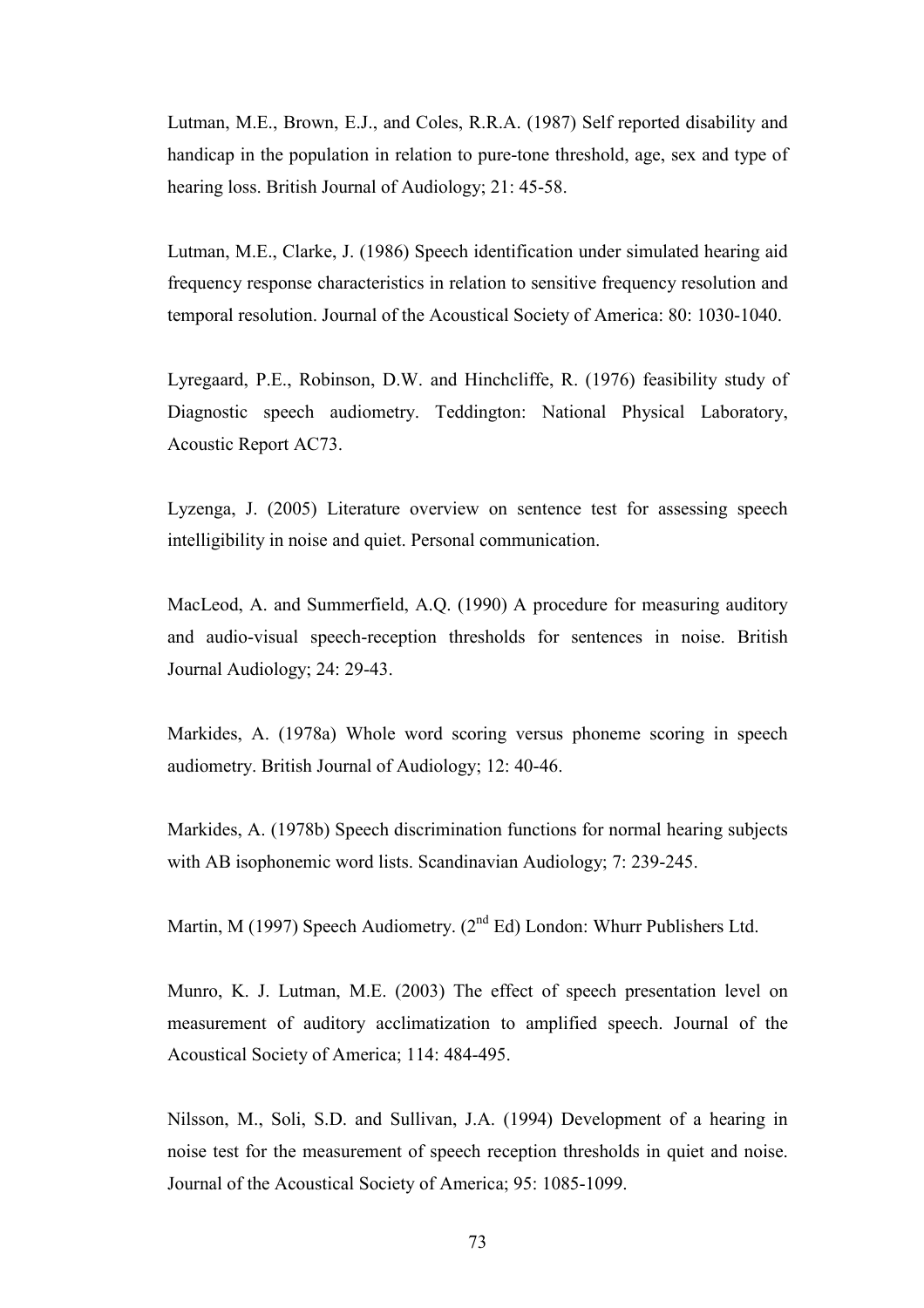Lutman, M.E., Brown, E.J., and Coles, R.R.A. (1987) Self reported disability and handicap in the population in relation to pure-tone threshold, age, sex and type of hearing loss. British Journal of Audiology; 21: 45-58.

Lutman, M.E., Clarke, J. (1986) Speech identification under simulated hearing aid frequency response characteristics in relation to sensitive frequency resolution and temporal resolution. Journal of the Acoustical Society of America: 80: 1030-1040.

Lyregaard, P.E., Robinson, D.W. and Hinchcliffe, R. (1976) feasibility study of Diagnostic speech audiometry. Teddington: National Physical Laboratory, Acoustic Report AC73.

Lyzenga, J. (2005) Literature overview on sentence test for assessing speech intelligibility in noise and quiet. Personal communication.

MacLeod, A. and Summerfield, A.Q. (1990) A procedure for measuring auditory and audio-visual speech-reception thresholds for sentences in noise. British Journal Audiology; 24: 29-43.

Markides, A. (1978a) Whole word scoring versus phoneme scoring in speech audiometry. British Journal of Audiology; 12: 40-46.

Markides, A. (1978b) Speech discrimination functions for normal hearing subjects with AB isophonemic word lists. Scandinavian Audiology; 7: 239-245.

Martin, M (1997) Speech Audiometry. (2nd Ed) London: Whurr Publishers Ltd.

Munro, K. J. Lutman, M.E. (2003) The effect of speech presentation level on measurement of auditory acclimatization to amplified speech. Journal of the Acoustical Society of America; 114: 484-495.

Nilsson, M., Soli, S.D. and Sullivan, J.A. (1994) Development of a hearing in noise test for the measurement of speech reception thresholds in quiet and noise. Journal of the Acoustical Society of America; 95: 1085-1099.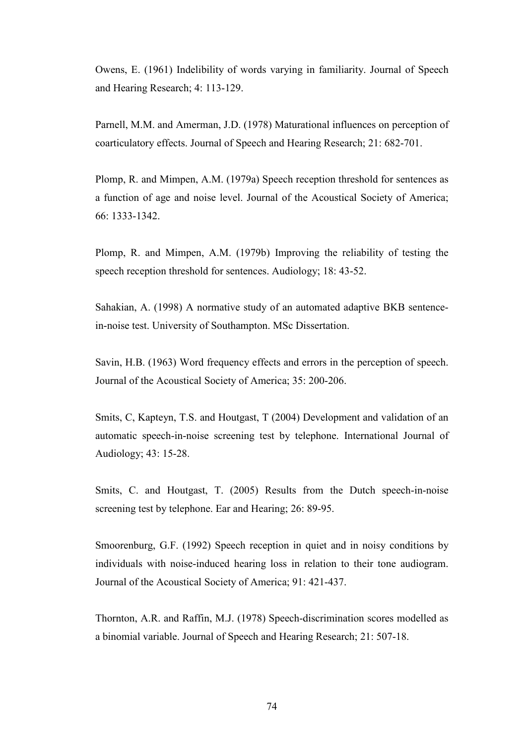Owens, E. (1961) Indelibility of words varying in familiarity. Journal of Speech and Hearing Research; 4: 113-129.

Parnell, M.M. and Amerman, J.D. (1978) Maturational influences on perception of coarticulatory effects. Journal of Speech and Hearing Research; 21: 682-701.

Plomp, R. and Mimpen, A.M. (1979a) Speech reception threshold for sentences as a function of age and noise level. Journal of the Acoustical Society of America; 66: 1333-1342.

Plomp, R. and Mimpen, A.M. (1979b) Improving the reliability of testing the speech reception threshold for sentences. Audiology; 18: 43-52.

Sahakian, A. (1998) A normative study of an automated adaptive BKB sentence-in-noise test. University of Southampton. MSc Dissertation.

Savin, H.B. (1963) Word frequency effects and errors in the perception of speech. Journal of the Acoustical Society of America; 35: 200-206.

Smits, C, Kapteyn, T.S. and Houtgast, T (2004) Development and validation of an automatic speech-in-noise screening test by telephone. International Journal of Audiology; 43: 15-28.

Smits, C. and Houtgast, T. (2005) Results from the Dutch speech-in-noise screening test by telephone. Ear and Hearing; 26: 89-95.

Smoorenburg, G.F. (1992) Speech reception in quiet and in noisy conditions by individuals with noise-induced hearing loss in relation to their tone audiogram. Journal of the Acoustical Society of America; 91: 421-437.

Thornton, A.R. and Raffin, M.J. (1978) Speech-discrimination scores modelled as a binomial variable. Journal of Speech and Hearing Research; 21: 507-18.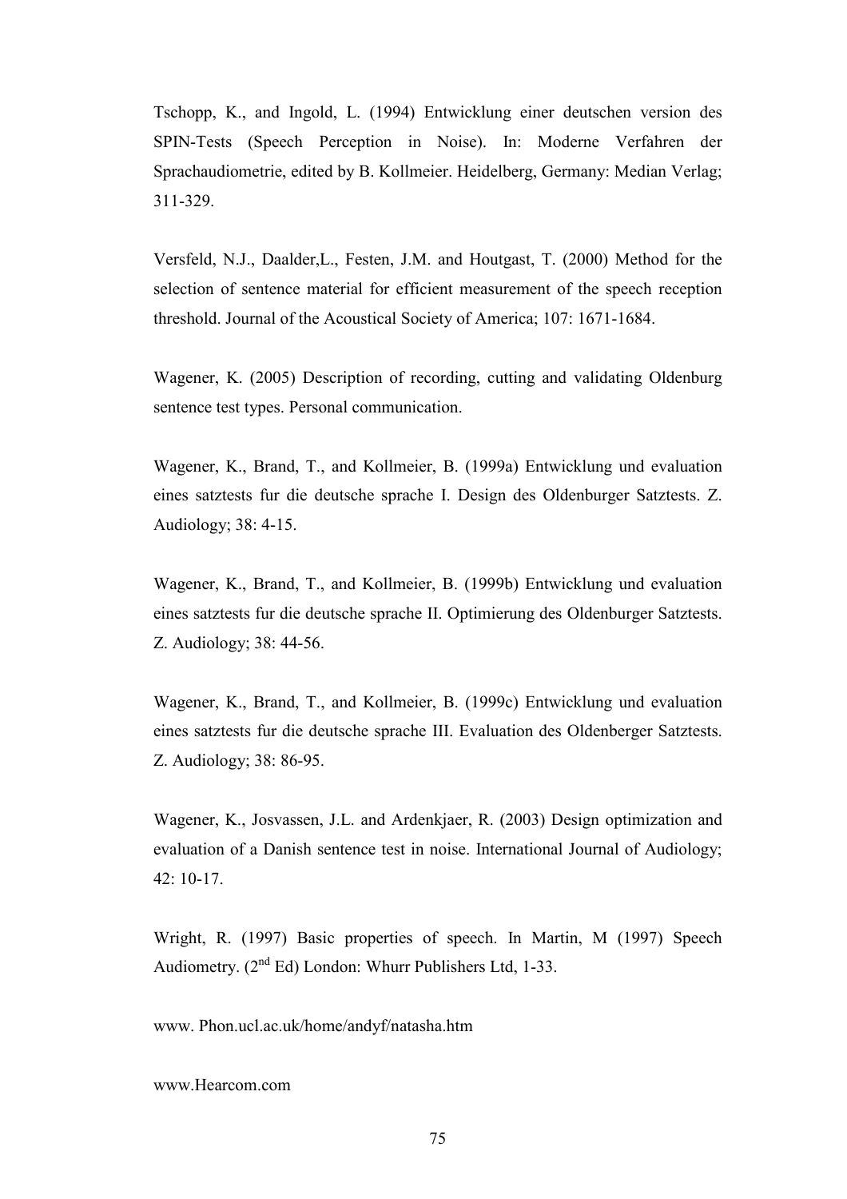Tschopp, K., and Ingold, L. (1994) Entwicklung einer deutschen version des SPIN-Tests (Speech Perception in Noise). In: Moderne Verfahren der Sprachaudiometrie, edited by B. Kollmeier. Heidelberg, Germany: Median Verlag; 311-329.

Versfeld, N.J., Daalder,L., Festen, J.M. and Houtgast, T. (2000) Method for the selection of sentence material for efficient measurement of the speech reception threshold. Journal of the Acoustical Society of America; 107: 1671-1684.

Wagener, K. (2005) Description of recording, cutting and validating Oldenburg sentence test types. Personal communication.

Wagener, K., Brand, T., and Kollmeier, B. (1999a) Entwicklung und evaluation eines satztests fur die deutsche sprache I. Design des Oldenburger Satztests. Z. Audiology; 38: 4-15.

Wagener, K., Brand, T., and Kollmeier, B. (1999b) Entwicklung und evaluation eines satztests fur die deutsche sprache II. Optimierung des Oldenburger Satztests. Z. Audiology; 38: 44-56.

Wagener, K., Brand, T., and Kollmeier, B. (1999c) Entwicklung und evaluation eines satztests fur die deutsche sprache III. Evaluation des Oldenberger Satztests. Z. Audiology; 38: 86-95.

Wagener, K., Josvassen, J.L. and Ardenkjaer, R. (2003) Design optimization and evaluation of a Danish sentence test in noise. International Journal of Audiology; 42: 10-17.

Wright, R. (1997) Basic properties of speech. In Martin, M (1997) Speech Audiometry. (2nd Ed) London: Whurr Publishers Ltd, 1-33.

www. Phon.ucl.ac.uk/home/andyf/natasha.htm

www.Hearcom.com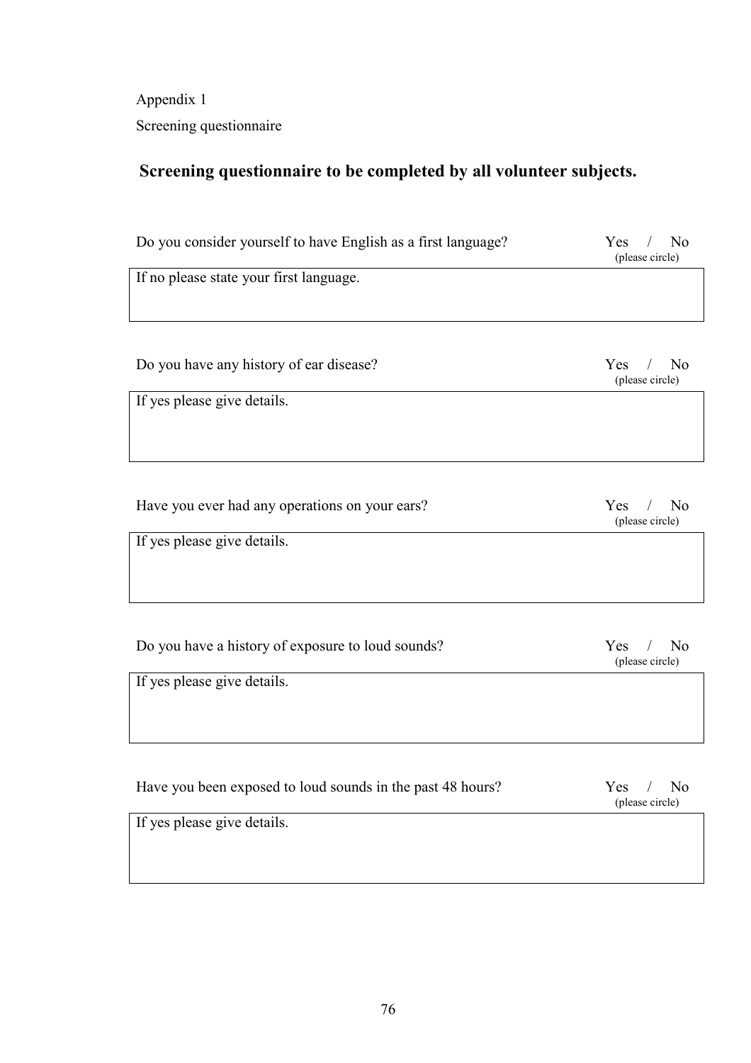Appendix 1

Screening questionnaire

## Screening questionnaire to be completed by all volunteer subjects.

Do you consider yourself to have English as a first language? Yes / No (please circle)

| If no please state your first language. |
|---|
| |

Do you have any history of ear disease? Yes / No (please circle)

| If yes please give details. |
|---|
| |

Have you ever had any operations on your ears? Yes / No (please circle)

| If yes please give details. |
|---|
| |

Do you have a history of exposure to loud sounds? Yes / No (please circle)

| If yes please give details. |
|---|
| |

Have you been exposed to loud sounds in the past 48 hours? Yes / No (please circle)

| If yes please give details. |
|---|
| |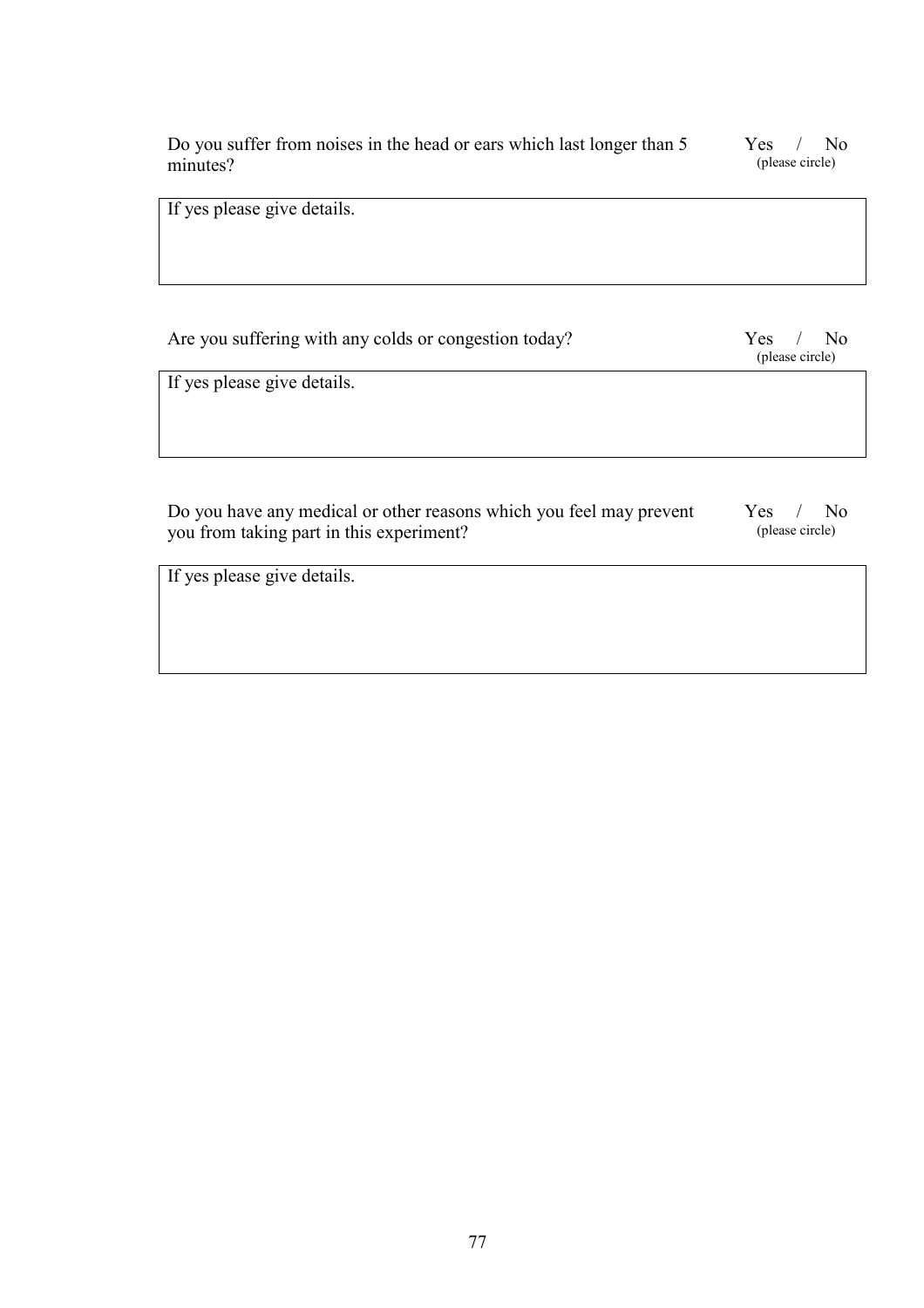Do you suffer from noises in the head or ears which last longer than 5 minutes?

Yes / No
(please circle)

| If yes please give details. |
|---|
| |

Are you suffering with any colds or congestion today?

Yes / No
(please circle)

| If yes please give details. |
|---|
| |

Do you have any medical or other reasons which you feel may prevent you from taking part in this experiment?

Yes / No
(please circle)

| If yes please give details. |
|---|
| |